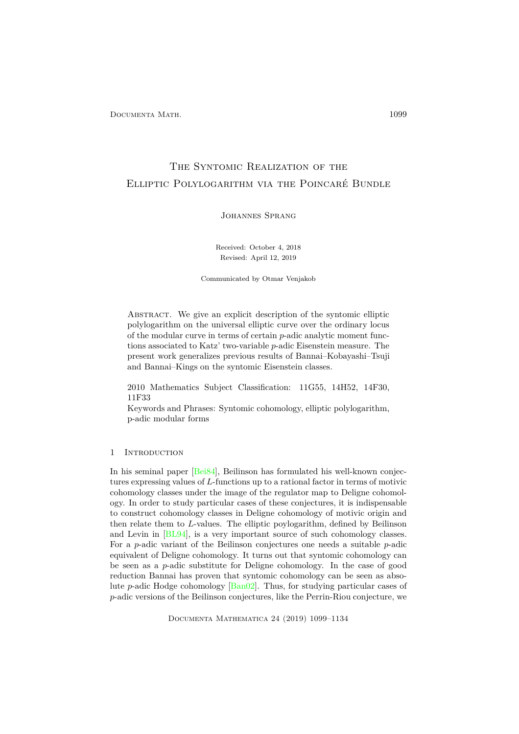# The Syntomic Realization of the Elliptic Polylogarithm via the Poincaré Bundle

Johannes Sprang

Received: October 4, 2018
Revised: April 12, 2019

Communicated by Otmar Venjakob

Abstract. We give an explicit description of the syntomic elliptic polylogarithm on the universal elliptic curve over the ordinary locus of the modular curve in terms of certain $p$-adic analytic moment functions associated to Katz' two-variable $p$-adic Eisenstein measure. The present work generalizes previous results of Bannai–Kobayashi–Tsuji and Bannai–Kings on the syntomic Eisenstein classes.

2010 Mathematics Subject Classification: 11G55, 14H52, 14F30, 11F33
Keywords and Phrases: Syntomic cohomology, elliptic polylogarithm, p-adic modular forms

## 1 Introduction

In his seminal paper [Bei84], Beilinson has formulated his well-known conjectures expressing values of $L$-functions up to a rational factor in terms of motivic cohomology classes under the image of the regulator map to Deligne cohomology. In order to study particular cases of these conjectures, it is indispensable to construct cohomology classes in Deligne cohomology of motivic origin and then relate them to $L$-values. The elliptic polylogarithm, defined by Beilinson and Levin in [BL94], is a very important source of such cohomology classes. For a $p$-adic variant of the Beilinson conjectures one needs a suitable $p$-adic equivalent of Deligne cohomology. It turns out that syntomic cohomology can be seen as a $p$-adic substitute for Deligne cohomology. In the case of good reduction Bannai has proven that syntomic cohomology can be seen as absolute $p$-adic Hodge cohomology [Ban02]. Thus, for studying particular cases of $p$-adic versions of the Beilinson conjectures, like the Perrin-Riou conjecture, we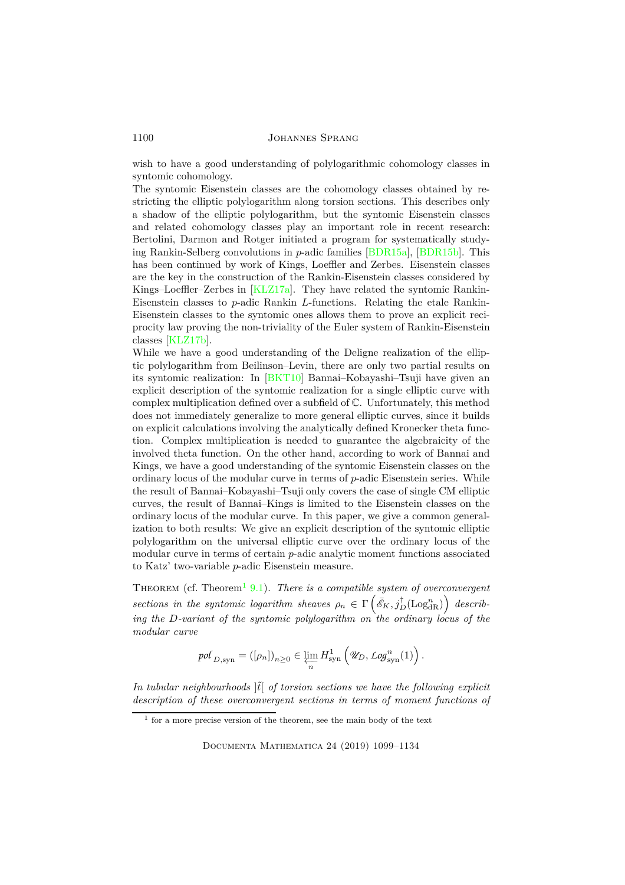wish to have a good understanding of polylogarithmic cohomology classes in syntomic cohomology.

The syntomic Eisenstein classes are the cohomology classes obtained by restricting the elliptic polylogarithm along torsion sections. This describes only a shadow of the elliptic polylogarithm, but the syntomic Eisenstein classes and related cohomology classes play an important role in recent research: Bertolini, Darmon and Rotger initiated a program for systematically studying Rankin-Selberg convolutions in $p$-adic families [BDR15a], [BDR15b]. This has been continued by work of Kings, Loeffler and Zerbes. Eisenstein classes are the key in the construction of the Rankin-Eisenstein classes considered by Kings–Loeffler–Zerbes in [KLZ17a]. They have related the syntomic Rankin-Eisenstein classes to $p$-adic Rankin $L$-functions. Relating the etale Rankin-Eisenstein classes to the syntomic ones allows them to prove an explicit reciprocity law proving the non-triviality of the Euler system of Rankin-Eisenstein classes [KLZ17b].

While we have a good understanding of the Deligne realization of the elliptic polylogarithm from Beilinson–Levin, there are only two partial results on its syntomic realization: In [BKT10] Bannai–Kobayashi–Tsuji have given an explicit description of the syntomic realization for a single elliptic curve with complex multiplication defined over a subfield of $\mathbb{C}$. Unfortunately, this method does not immediately generalize to more general elliptic curves, since it builds on explicit calculations involving the analytically defined Kronecker theta function. Complex multiplication is needed to guarantee the algebraicity of the involved theta function. On the other hand, according to work of Bannai and Kings, we have a good understanding of the syntomic Eisenstein classes on the ordinary locus of the modular curve in terms of $p$-adic Eisenstein series. While the result of Bannai–Kobayashi–Tsuji only covers the case of single CM elliptic curves, the result of Bannai–Kings is limited to the Eisenstein classes on the ordinary locus of the modular curve. In this paper, we give a common generalization to both results: We give an explicit description of the syntomic elliptic polylogarithm on the universal elliptic curve over the ordinary locus of the modular curve in terms of certain $p$-adic analytic moment functions associated to Katz' two-variable $p$-adic Eisenstein measure.

Theorem (cf. Theorem[1] 9.1). *There is a compatible system of overconvergent sections in the syntomic logarithm sheaves $\rho_n \in \Gamma\left(\bar{\mathscr{E}}_K, j_D^\dagger(\mathrm{Log}^n_{\mathrm{dR}})\right)$ describing the $D$-variant of the syntomic polylogarithm on the ordinary locus of the modular curve*

$$\mathscr{pol}_{D,\mathrm{syn}} = ([\rho_n])_{n\geq 0} \in \varprojlim_n H^1_{\mathrm{syn}}\left(\mathscr{U}_D, \mathscr{Log}^n_{\mathrm{syn}}(1)\right).$$

*In tubular neighbourhoods $]\tilde{t}[$ of torsion sections we have the following explicit description of these overconvergent sections in terms of moment functions of*

[1] for a more precise version of the theorem, see the main body of the text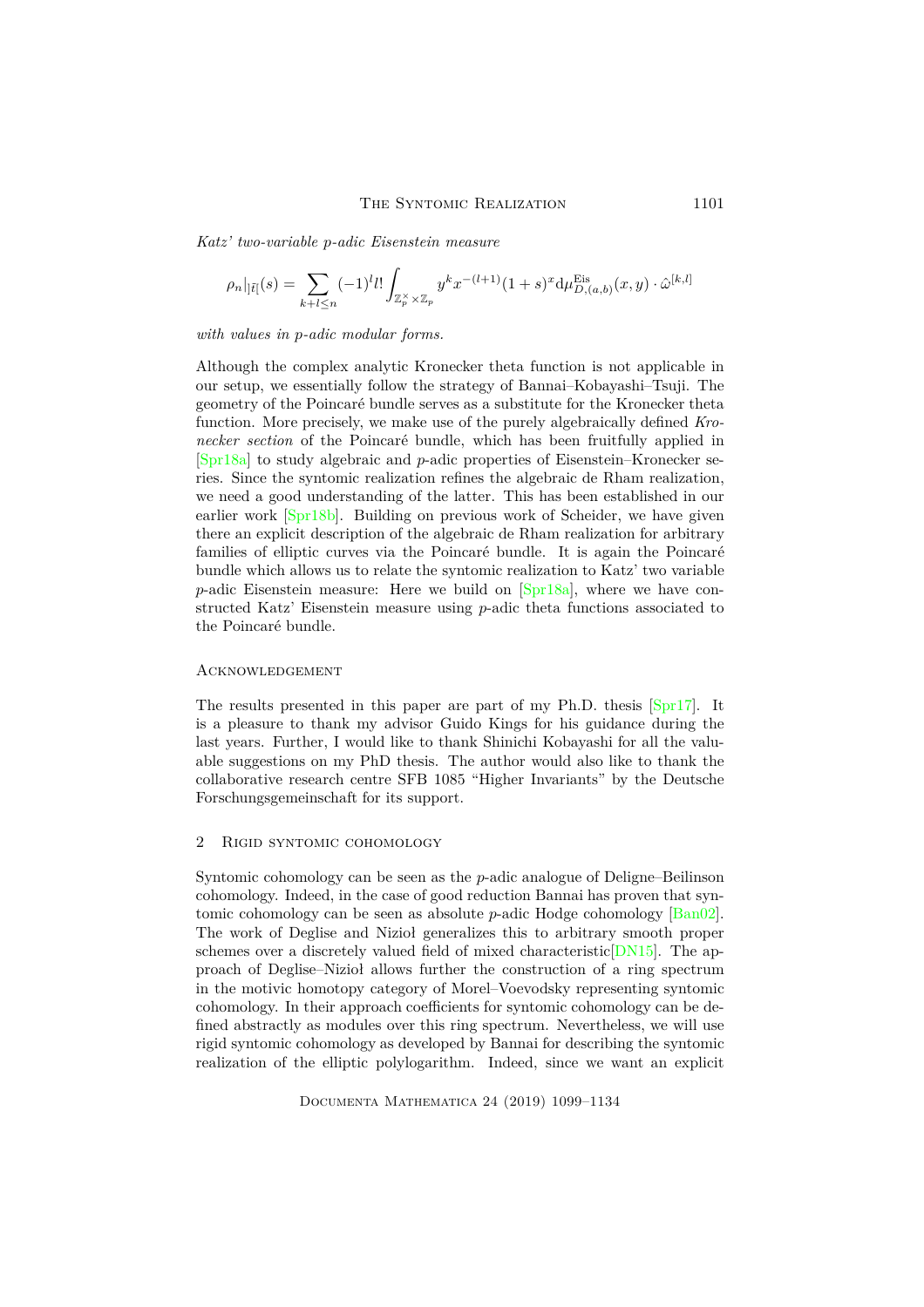*Katz' two-variable p-adic Eisenstein measure*

$$\rho_n|_{]\bar{t}[}(s) = \sum_{k+l\leq n} (-1)^l l! \int_{\mathbb{Z}_p^\times \times \mathbb{Z}_p} y^k x^{-(l+1)} (1+s)^x \mathrm{d}\mu^{\mathrm{Eis}}_{D,(a,b)}(x,y) \cdot \hat{\omega}^{[k,l]}$$

*with values in p-adic modular forms.*

Although the complex analytic Kronecker theta function is not applicable in our setup, we essentially follow the strategy of Bannai–Kobayashi–Tsuji. The geometry of the Poincaré bundle serves as a substitute for the Kronecker theta function. More precisely, we make use of the purely algebraically defined *Kronecker section* of the Poincaré bundle, which has been fruitfully applied in [Spr18a] to study algebraic and $p$-adic properties of Eisenstein–Kronecker series. Since the syntomic realization refines the algebraic de Rham realization, we need a good understanding of the latter. This has been established in our earlier work [Spr18b]. Building on previous work of Scheider, we have given there an explicit description of the algebraic de Rham realization for arbitrary families of elliptic curves via the Poincaré bundle. It is again the Poincaré bundle which allows us to relate the syntomic realization to Katz' two variable $p$-adic Eisenstein measure: Here we build on [Spr18a], where we have constructed Katz' Eisenstein measure using $p$-adic theta functions associated to the Poincaré bundle.

### Acknowledgement

The results presented in this paper are part of my Ph.D. thesis [Spr17]. It is a pleasure to thank my advisor Guido Kings for his guidance during the last years. Further, I would like to thank Shinichi Kobayashi for all the valuable suggestions on my PhD thesis. The author would also like to thank the collaborative research centre SFB 1085 "Higher Invariants" by the Deutsche Forschungsgemeinschaft for its support.

## 2 Rigid syntomic cohomology

Syntomic cohomology can be seen as the $p$-adic analogue of Deligne–Beilinson cohomology. Indeed, in the case of good reduction Bannai has proven that syntomic cohomology can be seen as absolute $p$-adic Hodge cohomology [Ban02]. The work of Deglise and Nizioł generalizes this to arbitrary smooth proper schemes over a discretely valued field of mixed characteristic[DN15]. The approach of Deglise–Nizioł allows further the construction of a ring spectrum in the motivic homotopy category of Morel–Voevodsky representing syntomic cohomology. In their approach coefficients for syntomic cohomology can be defined abstractly as modules over this ring spectrum. Nevertheless, we will use rigid syntomic cohomology as developed by Bannai for describing the syntomic realization of the elliptic polylogarithm. Indeed, since we want an explicit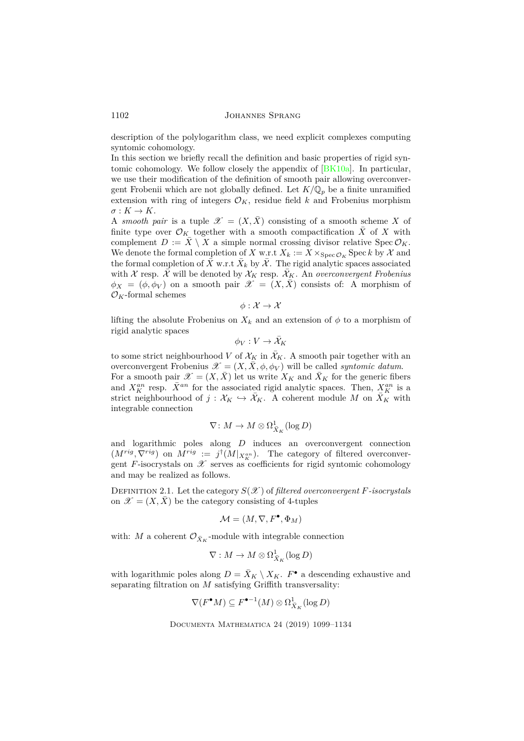description of the polylogarithm class, we need explicit complexes computing syntomic cohomology.

In this section we briefly recall the definition and basic properties of rigid syntomic cohomology. We follow closely the appendix of [BK10a]. In particular, we use their modification of the definition of smooth pair allowing overconvergent Frobenii which are not globally defined. Let $K/\mathbb{Q}_p$ be a finite unramified extension with ring of integers $\mathcal{O}_K$, residue field $k$ and Frobenius morphism $\sigma : K \to K$.

A *smooth pair* is a tuple $\mathscr{X} = (X, \bar{X})$ consisting of a smooth scheme $X$ of finite type over $\mathcal{O}_K$ together with a smooth compactification $\bar{X}$ of $X$ with complement $D := \bar{X} \setminus X$ a simple normal crossing divisor relative $\operatorname{Spec} \mathcal{O}_K$. We denote the formal completion of $X$ w.r.t $X_k := X \times_{\operatorname{Spec} \mathcal{O}_K} \operatorname{Spec} k$ by $\mathcal{X}$ and the formal completion of $\bar{X}$ w.r.t $\bar{X}_k$ by $\bar{\mathcal{X}}$. The rigid analytic spaces associated with $\mathcal{X}$ resp. $\bar{\mathcal{X}}$ will be denoted by $\mathcal{X}_K$ resp. $\bar{\mathcal{X}}_K$. An *overconvergent Frobenius* $\phi_X = (\phi, \phi_V)$ on a smooth pair $\mathscr{X} = (X, \bar{X})$ consists of: A morphism of $\mathcal{O}_K$-formal schemes

$$\phi : \mathcal{X} \to \mathcal{X}$$

lifting the absolute Frobenius on $X_k$ and an extension of $\phi$ to a morphism of rigid analytic spaces

$$\phi_V : V \to \bar{\mathcal{X}}_K$$

to some strict neighbourhood $V$ of $\mathcal{X}_K$ in $\bar{\mathcal{X}}_K$. A smooth pair together with an overconvergent Frobenius $\mathscr{X} = (X, \bar{X}, \phi, \phi_V)$ will be called *syntomic datum*.

For a smooth pair $\mathscr{X} = (X, \bar{X})$ let us write $X_K$ and $\bar{X}_K$ for the generic fibers and $X_K^{an}$ resp. $\bar{X}^{an}$ for the associated rigid analytic spaces. Then, $X_K^{an}$ is a strict neighbourhood of $j : \mathcal{X}_K \hookrightarrow \bar{\mathcal{X}}_K$. A coherent module $M$ on $\bar{X}_K$ with integrable connection

$$\nabla \colon M \to M \otimes \Omega^1_{\bar{X}_K}(\log D)$$

and logarithmic poles along $D$ induces an overconvergent connection $(M^{rig}, \nabla^{rig})$ on $M^{rig} := j^\dagger(M|_{X_K^{an}})$. The category of filtered overconvergent $F$-isocrystals on $\mathscr{X}$ serves as coefficients for rigid syntomic cohomology and may be realized as follows.

Definition 2.1. Let the category $S(\mathscr{X})$ of *filtered overconvergent $F$-isocrystals* on $\mathscr{X} = (X, \bar{X})$ be the category consisting of 4-tuples

$$\mathcal{M} = (M, \nabla, F^\bullet, \Phi_M)$$

with: $M$ a coherent $\mathcal{O}_{\bar{X}_K}$-module with integrable connection

$$\nabla : M \to M \otimes \Omega^1_{\bar{X}_K}(\log D)$$

with logarithmic poles along $D = \bar{X}_K \setminus X_K$. $F^\bullet$ a descending exhaustive and separating filtration on $M$ satisfying Griffith transversality:

$$\nabla(F^\bullet M) \subseteq F^{\bullet -1}(M) \otimes \Omega^1_{\bar{X}_K}(\log D)$$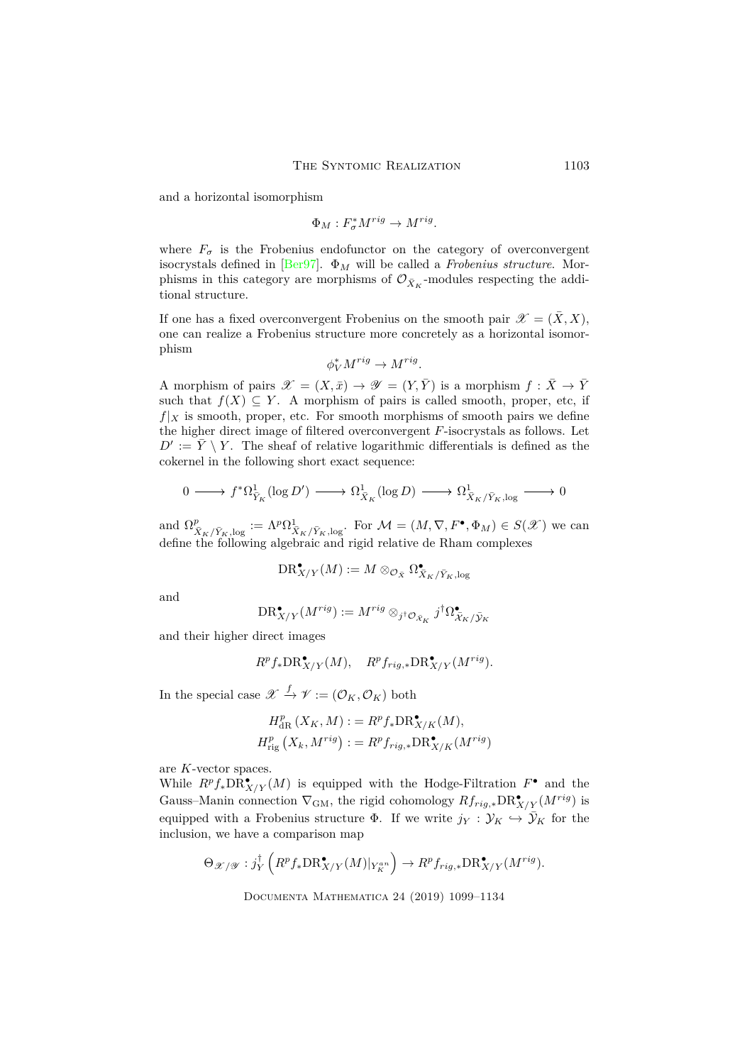and a horizontal isomorphism

$$\Phi_M : F_\sigma^* M^{rig} \to M^{rig}.$$

where $F_\sigma$ is the Frobenius endofunctor on the category of overconvergent isocrystals defined in [Ber97]. $\Phi_M$ will be called a *Frobenius structure*. Morphisms in this category are morphisms of $\mathcal{O}_{\bar{X}_K}$-modules respecting the additional structure.

If one has a fixed overconvergent Frobenius on the smooth pair $\mathscr{X} = (\bar{X}, X)$, one can realize a Frobenius structure more concretely as a horizontal isomorphism

$$\phi_V^* M^{rig} \to M^{rig}.$$

A morphism of pairs $\mathscr{X} = (X, \bar{x}) \to \mathscr{Y} = (Y, \bar{Y})$ is a morphism $f : \bar{X} \to \bar{Y}$ such that $f(X) \subseteq Y$. A morphism of pairs is called smooth, proper, etc, if $f|_X$ is smooth, proper, etc. For smooth morphisms of smooth pairs we define the higher direct image of filtered overconvergent $F$-isocrystals as follows. Let $D' := \bar{Y} \setminus Y$. The sheaf of relative logarithmic differentials is defined as the cokernel in the following short exact sequence:

$$0 \longrightarrow f^* \Omega^1_{\bar{Y}_K}(\log D') \longrightarrow \Omega^1_{\bar{X}_K}(\log D) \longrightarrow \Omega^1_{\bar{X}_K/\bar{Y}_K, \log} \longrightarrow 0$$

and $\Omega^p_{\bar{X}_K/\bar{Y}_K, \log} := \Lambda^p \Omega^1_{\bar{X}_K/\bar{Y}_K, \log}$. For $\mathcal{M} = (M, \nabla, F^\bullet, \Phi_M) \in S(\mathscr{X})$ we can define the following algebraic and rigid relative de Rham complexes

$$\mathrm{DR}^\bullet_{X/Y}(M) := M \otimes_{\mathcal{O}_{\bar{X}}} \Omega^\bullet_{\bar{X}_K/\bar{Y}_K, \log}$$

and

$$\mathrm{DR}^\bullet_{X/Y}(M^{rig}) := M^{rig} \otimes_{j^\dagger \mathcal{O}_{\bar{\mathfrak{X}}_K}} j^\dagger \Omega^\bullet_{\bar{\mathfrak{X}}_K/\bar{\mathfrak{Y}}_K}$$

and their higher direct images

$$R^p f_* \mathrm{DR}^\bullet_{X/Y}(M), \quad R^p f_{rig,*} \mathrm{DR}^\bullet_{X/Y}(M^{rig}).$$

In the special case $\mathscr{X} \xrightarrow{f} \mathscr{V} := (\mathcal{O}_K, \mathcal{O}_K)$ both

$$\begin{aligned} H^p_{\mathrm{dR}}(X_K, M) &: = R^p f_* \mathrm{DR}^\bullet_{X/K}(M), \\ H^p_{\mathrm{rig}}(X_k, M^{rig}) &: = R^p f_{rig,*} \mathrm{DR}^\bullet_{X/K}(M^{rig}) \end{aligned}$$

are $K$-vector spaces.

While $R^p f_* \mathrm{DR}^\bullet_{X/Y}(M)$ is equipped with the Hodge-Filtration $F^\bullet$ and the Gauss–Manin connection $\nabla_{\mathrm{GM}}$, the rigid cohomology $Rf_{rig,*}\mathrm{DR}^\bullet_{X/Y}(M^{rig})$ is equipped with a Frobenius structure $\Phi$. If we write $j_Y : \mathcal{Y}_K \hookrightarrow \bar{\mathcal{Y}}_K$ for the inclusion, we have a comparison map

$$\Theta_{\mathscr{X}/\mathscr{Y}} : j_Y^\dagger \left( R^p f_* \mathrm{DR}^\bullet_{X/Y}(M)|_{Y_K^{an}} \right) \to R^p f_{rig,*} \mathrm{DR}^\bullet_{X/Y}(M^{rig}).$$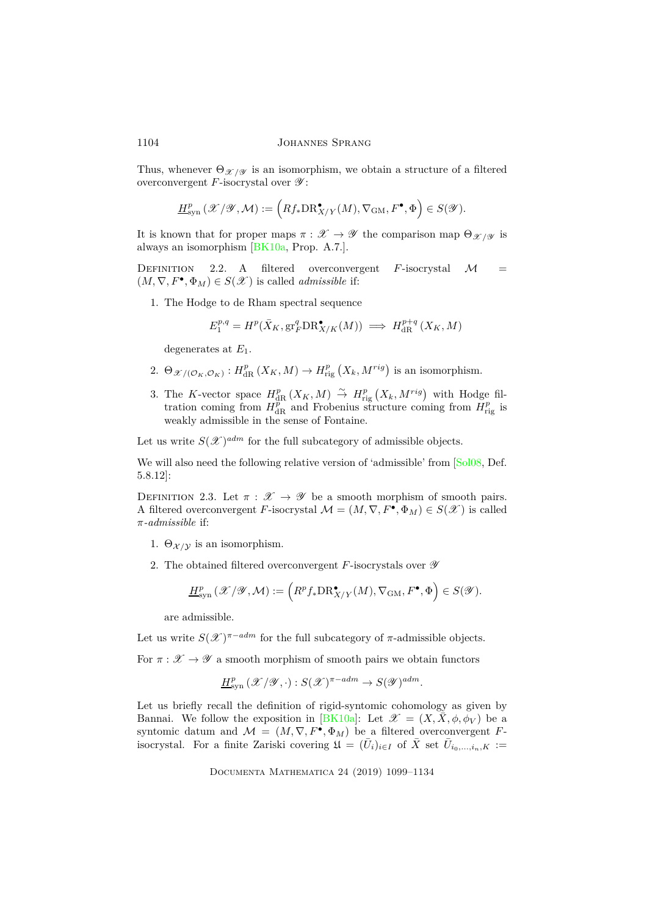Thus, whenever $\Theta_{\mathscr{X}/\mathscr{Y}}$ is an isomorphism, we obtain a structure of a filtered overconvergent $F$-isocrystal over $\mathscr{Y}$:

$$\underline{H}^p_{\mathrm{syn}}(\mathscr{X}/\mathscr{Y},\mathcal{M}) := \left(Rf_*\mathrm{DR}^\bullet_{X/Y}(M), \nabla_{\mathrm{GM}}, F^\bullet, \Phi\right) \in S(\mathscr{Y}).$$

It is known that for proper maps $\pi : \mathscr{X} \to \mathscr{Y}$ the comparison map $\Theta_{\mathscr{X}/\mathscr{Y}}$ is always an isomorphism [BK10a, Prop. A.7.].

Definition 2.2. A filtered overconvergent $F$-isocrystal $\mathcal{M} = (M, \nabla, F^\bullet, \Phi_M) \in S(\mathscr{X})$ is called *admissible* if:

1. The Hodge to de Rham spectral sequence
$$E_1^{p,q} = H^p(\bar{X}_K, \mathrm{gr}^q_F \mathrm{DR}^\bullet_{X/K}(M)) \implies H^{p+q}_{\mathrm{dR}}(X_K, M)$$
degenerates at $E_1$.
2. $\Theta_{\mathscr{X}/(\mathcal{O}_K,\mathcal{O}_K)} : H^p_{\mathrm{dR}}(X_K, M) \to H^p_{\mathrm{rig}}\left(X_k, M^{rig}\right)$ is an isomorphism.
3. The $K$-vector space $H^p_{\mathrm{dR}}(X_K, M) \xrightarrow{\sim} H^p_{\mathrm{rig}}\left(X_k, M^{rig}\right)$ with Hodge filtration coming from $H^p_{\mathrm{dR}}$ and Frobenius structure coming from $H^p_{\mathrm{rig}}$ is weakly admissible in the sense of Fontaine.

Let us write $S(\mathscr{X})^{adm}$ for the full subcategory of admissible objects.

We will also need the following relative version of 'admissible' from [Sol08, Def. 5.8.12]:

Definition 2.3. Let $\pi : \mathscr{X} \to \mathscr{Y}$ be a smooth morphism of smooth pairs. A filtered overconvergent $F$-isocrystal $\mathcal{M} = (M, \nabla, F^\bullet, \Phi_M) \in S(\mathscr{X})$ is called *$\pi$-admissible* if:

1. $\Theta_{\mathcal{X}/\mathcal{Y}}$ is an isomorphism.
2. The obtained filtered overconvergent $F$-isocrystals over $\mathscr{Y}$
$$\underline{H}^p_{\mathrm{syn}}(\mathscr{X}/\mathscr{Y},\mathcal{M}) := \left(R^p f_*\mathrm{DR}^\bullet_{X/Y}(M), \nabla_{\mathrm{GM}}, F^\bullet, \Phi\right) \in S(\mathscr{Y}).$$
are admissible.

Let us write $S(\mathscr{X})^{\pi-adm}$ for the full subcategory of $\pi$-admissible objects.

For $\pi : \mathscr{X} \to \mathscr{Y}$ a smooth morphism of smooth pairs we obtain functors

$$\underline{H}^p_{\mathrm{syn}}(\mathscr{X}/\mathscr{Y}, \cdot) : S(\mathscr{X})^{\pi-adm} \to S(\mathscr{Y})^{adm}.$$

Let us briefly recall the definition of rigid-syntomic cohomology as given by Bannai. We follow the exposition in [BK10a]: Let $\mathscr{X} = (X, \bar{X}, \phi, \phi_V)$ be a syntomic datum and $\mathcal{M} = (M, \nabla, F^\bullet, \Phi_M)$ be a filtered overconvergent $F$-isocrystal. For a finite Zariski covering $\mathfrak{U} = (\bar{U}_i)_{i\in I}$ of $\bar{X}$ set $\bar{U}_{i_0,\ldots,i_n,K} :=$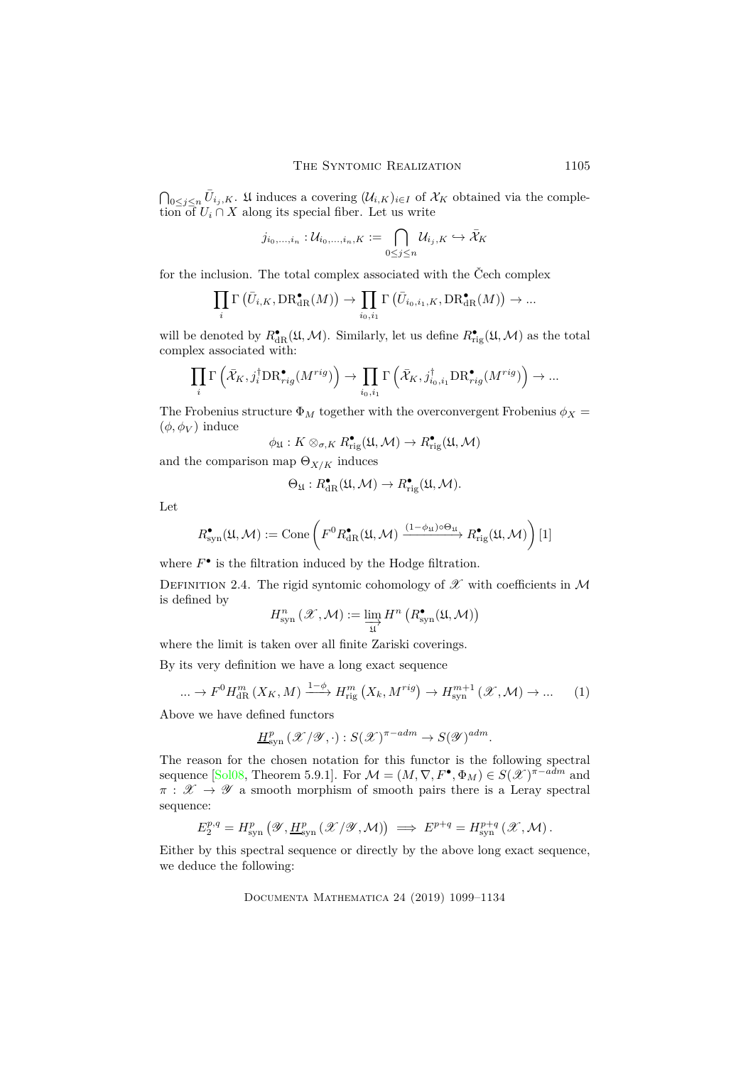$\bigcap_{0\leq j\leq n}\bar{U}_{i_j,K}$. $\mathfrak{U}$ induces a covering $(\mathcal{U}_{i,K})_{i\in I}$ of $\mathcal{X}_K$ obtained via the completion of $U_i\cap X$ along its special fiber. Let us write

$$j_{i_0,\dots,i_n}:\mathcal{U}_{i_0,\dots,i_n,K}:=\bigcap_{0\leq j\leq n}\mathcal{U}_{i_j,K}\hookrightarrow\bar{\mathcal{X}}_K$$

for the inclusion. The total complex associated with the Čech complex

$$\prod_i\Gamma\left(\bar{U}_{i,K},\mathrm{DR}^\bullet_{\mathrm{dR}}(M)\right)\to\prod_{i_0,i_1}\Gamma\left(\bar{U}_{i_0,i_1,K},\mathrm{DR}^\bullet_{\mathrm{dR}}(M)\right)\to\dots$$

will be denoted by $R^\bullet_{\mathrm{dR}}(\mathfrak{U},\mathcal{M})$. Similarly, let us define $R^\bullet_{\mathrm{rig}}(\mathfrak{U},\mathcal{M})$ as the total complex associated with:

$$\prod_i\Gamma\left(\bar{\mathcal{X}}_K,j_i^\dagger\mathrm{DR}^\bullet_{rig}(M^{rig})\right)\to\prod_{i_0,i_1}\Gamma\left(\bar{\mathcal{X}}_K,j_{i_0,i_1}^\dagger\mathrm{DR}^\bullet_{rig}(M^{rig})\right)\to\dots$$

The Frobenius structure $\Phi_M$ together with the overconvergent Frobenius $\phi_X=(\phi,\phi_V)$ induce

$$\phi_{\mathfrak{U}}:K\otimes_{\sigma,K}R^\bullet_{\mathrm{rig}}(\mathfrak{U},\mathcal{M})\to R^\bullet_{\mathrm{rig}}(\mathfrak{U},\mathcal{M})$$

and the comparison map $\Theta_{X/K}$ induces

$$\Theta_{\mathfrak{U}}:R^\bullet_{\mathrm{dR}}(\mathfrak{U},\mathcal{M})\to R^\bullet_{\mathrm{rig}}(\mathfrak{U},\mathcal{M}).$$

Let

$$R^\bullet_{\mathrm{syn}}(\mathfrak{U},\mathcal{M}):=\mathrm{Cone}\left(F^0R^\bullet_{\mathrm{dR}}(\mathfrak{U},\mathcal{M})\xrightarrow{(1-\phi_{\mathfrak{U}})\circ\Theta_{\mathfrak{U}}}R^\bullet_{\mathrm{rig}}(\mathfrak{U},\mathcal{M})\right)[1]$$

where $F^\bullet$ is the filtration induced by the Hodge filtration.

Definition 2.4. The rigid syntomic cohomology of $\mathscr{X}$ with coefficients in $\mathcal{M}$ is defined by

$$H^n_{\mathrm{syn}}\left(\mathscr{X},\mathcal{M}\right):=\varinjlim_{\mathfrak{U}}H^n\left(R^\bullet_{\mathrm{syn}}(\mathfrak{U},\mathcal{M})\right)$$

where the limit is taken over all finite Zariski coverings.

By its very definition we have a long exact sequence

$$\dots\to F^0H^m_{\mathrm{dR}}\left(X_K,M\right)\xrightarrow{1-\phi}H^m_{\mathrm{rig}}\left(X_k,M^{rig}\right)\to H^{m+1}_{\mathrm{syn}}\left(\mathscr{X},\mathcal{M}\right)\to\dots\qquad(1)$$

Above we have defined functors

$$\underline{H}^p_{\mathrm{syn}}\left(\mathscr{X}/\mathscr{Y},\cdot\right):S(\mathscr{X})^{\pi-adm}\to S(\mathscr{Y})^{adm}.$$

The reason for the chosen notation for this functor is the following spectral sequence [Sol08, Theorem 5.9.1]. For $\mathcal{M}=(M,\nabla,F^\bullet,\Phi_M)\in S(\mathscr{X})^{\pi-adm}$ and $\pi:\mathscr{X}\to\mathscr{Y}$ a smooth morphism of smooth pairs there is a Leray spectral sequence:

$$E_2^{p,q}=H^p_{\mathrm{syn}}\left(\mathscr{Y},\underline{H}^p_{\mathrm{syn}}\left(\mathscr{X}/\mathscr{Y},\mathcal{M}\right)\right)\implies E^{p+q}=H^{p+q}_{\mathrm{syn}}\left(\mathscr{X},\mathcal{M}\right).$$

Either by this spectral sequence or directly by the above long exact sequence, we deduce the following: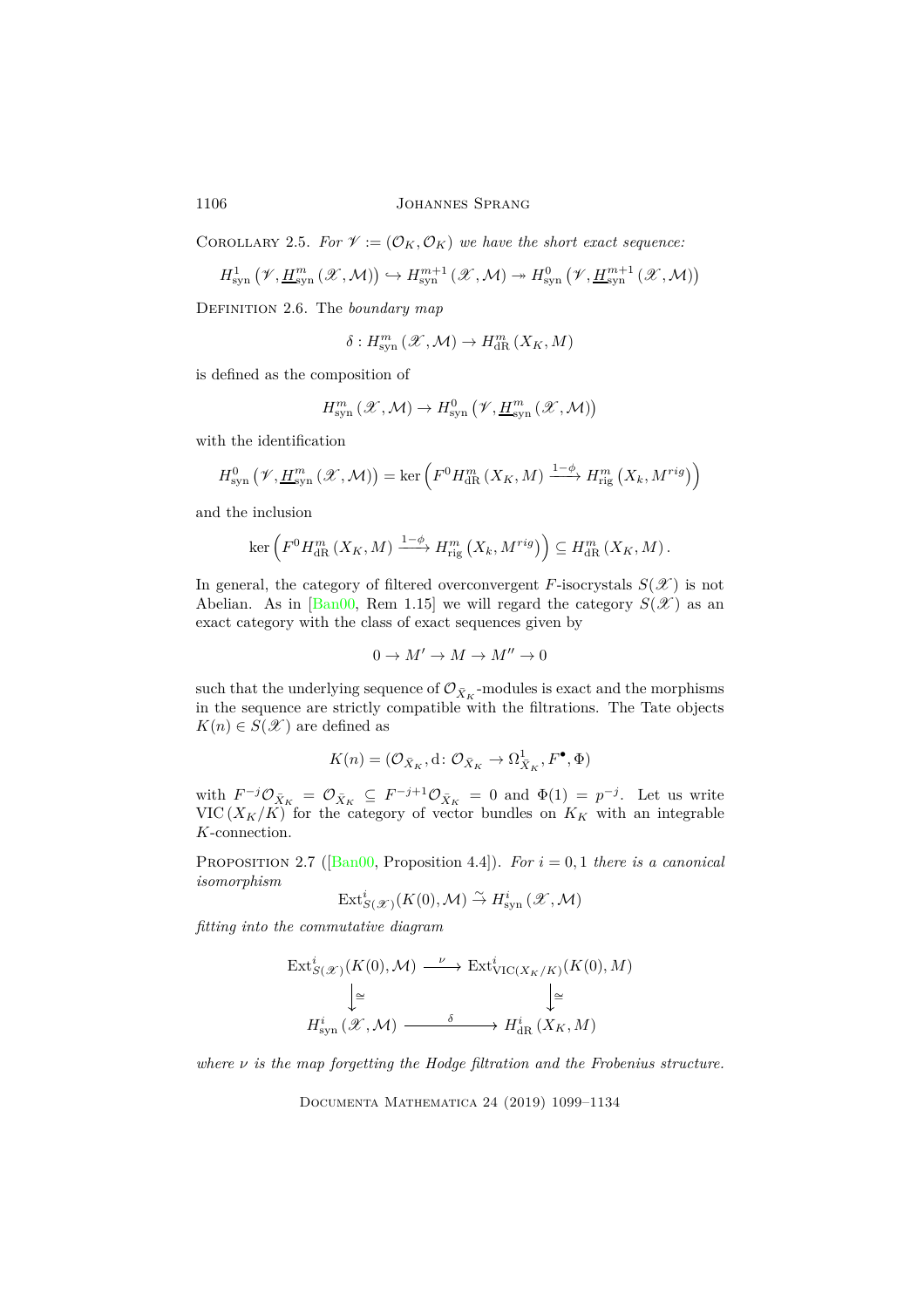Corollary 2.5. *For $\mathscr{V} := (\mathcal{O}_K, \mathcal{O}_K)$ we have the short exact sequence:*

$$H^1_{\mathrm{syn}}\left(\mathscr{V}, \underline{H}^m_{\mathrm{syn}}(\mathscr{X}, \mathcal{M})\right) \hookrightarrow H^{m+1}_{\mathrm{syn}}(\mathscr{X}, \mathcal{M}) \twoheadrightarrow H^0_{\mathrm{syn}}\left(\mathscr{V}, \underline{H}^{m+1}_{\mathrm{syn}}(\mathscr{X}, \mathcal{M})\right)$$

Definition 2.6. The *boundary map*

$$\delta : H^m_{\mathrm{syn}}(\mathscr{X}, \mathcal{M}) \to H^m_{\mathrm{dR}}(X_K, M)$$

is defined as the composition of

$$H^m_{\mathrm{syn}}(\mathscr{X}, \mathcal{M}) \to H^0_{\mathrm{syn}}\left(\mathscr{V}, \underline{H}^m_{\mathrm{syn}}(\mathscr{X}, \mathcal{M})\right)$$

with the identification

$$H^0_{\mathrm{syn}}\left(\mathscr{V}, \underline{H}^m_{\mathrm{syn}}(\mathscr{X}, \mathcal{M})\right) = \ker\left(F^0 H^m_{\mathrm{dR}}(X_K, M) \xrightarrow{1-\phi} H^m_{\mathrm{rig}}\left(X_k, M^{rig}\right)\right)$$

and the inclusion

$$\ker\left(F^0 H^m_{\mathrm{dR}}(X_K, M) \xrightarrow{1-\phi} H^m_{\mathrm{rig}}\left(X_k, M^{rig}\right)\right) \subseteq H^m_{\mathrm{dR}}(X_K, M).$$

In general, the category of filtered overconvergent $F$-isocrystals $S(\mathscr{X})$ is not Abelian. As in [Ban00, Rem 1.15] we will regard the category $S(\mathscr{X})$ as an exact category with the class of exact sequences given by

$$0 \to M' \to M \to M'' \to 0$$

such that the underlying sequence of $\mathcal{O}_{\bar{X}_K}$-modules is exact and the morphisms in the sequence are strictly compatible with the filtrations. The Tate objects $K(n) \in S(\mathscr{X})$ are defined as

$$K(n) = (\mathcal{O}_{\bar{X}_K}, \mathrm{d}\colon \mathcal{O}_{\bar{X}_K} \to \Omega^1_{\bar{X}_K}, F^\bullet, \Phi)$$

with $F^{-j}\mathcal{O}_{\bar{X}_K} = \mathcal{O}_{\bar{X}_K} \subseteq F^{-j+1}\mathcal{O}_{\bar{X}_K} = 0$ and $\Phi(1) = p^{-j}$. Let us write $\mathrm{VIC}(X_K/K)$ for the category of vector bundles on $K_K$ with an integrable $K$-connection.

Proposition 2.7 ([Ban00, Proposition 4.4]). *For $i = 0, 1$ there is a canonical isomorphism*

$$\mathrm{Ext}^i_{S(\mathscr{X})}(K(0), \mathcal{M}) \xrightarrow{\sim} H^i_{\mathrm{syn}}(\mathscr{X}, \mathcal{M})$$

*fitting into the commutative diagram*

$$\begin{array}{ccc}
\mathrm{Ext}^i_{S(\mathscr{X})}(K(0), \mathcal{M}) & \xrightarrow{\nu} & \mathrm{Ext}^i_{\mathrm{VIC}(X_K/K)}(K(0), M) \\
\downarrow \cong & & \downarrow \cong \\
H^i_{\mathrm{syn}}(\mathscr{X}, \mathcal{M}) & \xrightarrow{\delta} & H^i_{\mathrm{dR}}(X_K, M)
\end{array}$$

*where $\nu$ is the map forgetting the Hodge filtration and the Frobenius structure.*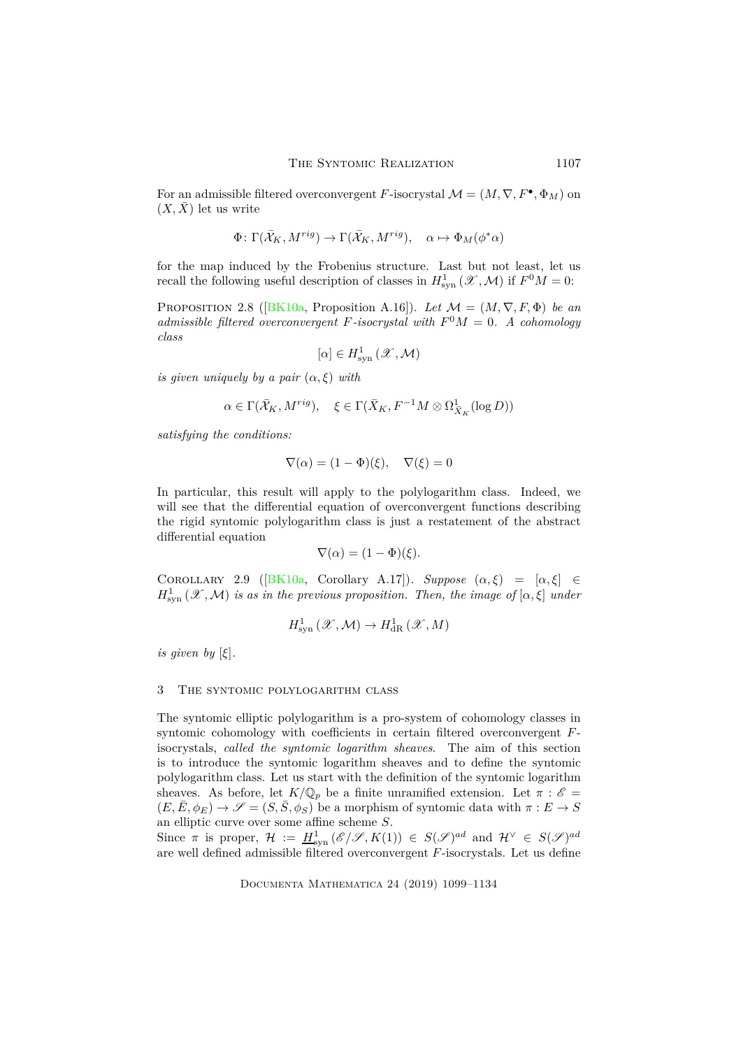For an admissible filtered overconvergent $F$-isocrystal $\mathcal{M} = (M, \nabla, F^\bullet, \Phi_M)$ on $(X, \bar{X})$ let us write

$$\Phi \colon \Gamma(\bar{\mathcal{X}}_K, M^{rig}) \to \Gamma(\bar{\mathcal{X}}_K, M^{rig}), \quad \alpha \mapsto \Phi_M(\phi^* \alpha)$$

for the map induced by the Frobenius structure. Last but not least, let us recall the following useful description of classes in $H^1_{\mathrm{syn}}(\mathscr{X}, \mathcal{M})$ if $F^0 M = 0$:

Proposition 2.8 ([BK10a, Proposition A.16]). *Let $\mathcal{M} = (M, \nabla, F, \Phi)$ be an admissible filtered overconvergent $F$-isocrystal with $F^0 M = 0$. A cohomology class*

$$[\alpha] \in H^1_{\mathrm{syn}}(\mathscr{X}, \mathcal{M})$$

*is given uniquely by a pair $(\alpha, \xi)$ with*

$$\alpha \in \Gamma(\bar{\mathcal{X}}_K, M^{rig}), \quad \xi \in \Gamma(\bar{X}_K, F^{-1} M \otimes \Omega^1_{\bar{X}_K}(\log D))$$

*satisfying the conditions:*

$$\nabla(\alpha) = (1 - \Phi)(\xi), \quad \nabla(\xi) = 0$$

In particular, this result will apply to the polylogarithm class. Indeed, we will see that the differential equation of overconvergent functions describing the rigid syntomic polylogarithm class is just a restatement of the abstract differential equation

$$\nabla(\alpha) = (1 - \Phi)(\xi).$$

Corollary 2.9 ([BK10a, Corollary A.17]). *Suppose $(\alpha, \xi) = [\alpha, \xi] \in H^1_{\mathrm{syn}}(\mathscr{X}, \mathcal{M})$ is as in the previous proposition. Then, the image of $[\alpha, \xi]$ under*

$$H^1_{\mathrm{syn}}(\mathscr{X}, \mathcal{M}) \to H^1_{\mathrm{dR}}(\mathscr{X}, M)$$

*is given by $[\xi]$.*

## 3 The syntomic polylogarithm class

The syntomic elliptic polylogarithm is a pro-system of cohomology classes in syntomic cohomology with coefficients in certain filtered overconvergent $F$-isocrystals, *called the syntomic logarithm sheaves*. The aim of this section is to introduce the syntomic logarithm sheaves and to define the syntomic polylogarithm class. Let us start with the definition of the syntomic logarithm sheaves. As before, let $K/\mathbb{Q}_p$ be a finite unramified extension. Let $\pi : \mathscr{E} = (E, \bar{E}, \phi_E) \to \mathscr{S} = (S, \bar{S}, \phi_S)$ be a morphism of syntomic data with $\pi : E \to S$ an elliptic curve over some affine scheme $S$.

Since $\pi$ is proper, $\mathcal{H} := \underline{H}^1_{\mathrm{syn}}(\mathscr{E}/\mathscr{S}, K(1)) \in S(\mathscr{S})^{ad}$ and $\mathcal{H}^\vee \in S(\mathscr{S})^{ad}$ are well defined admissible filtered overconvergent $F$-isocrystals. Let us define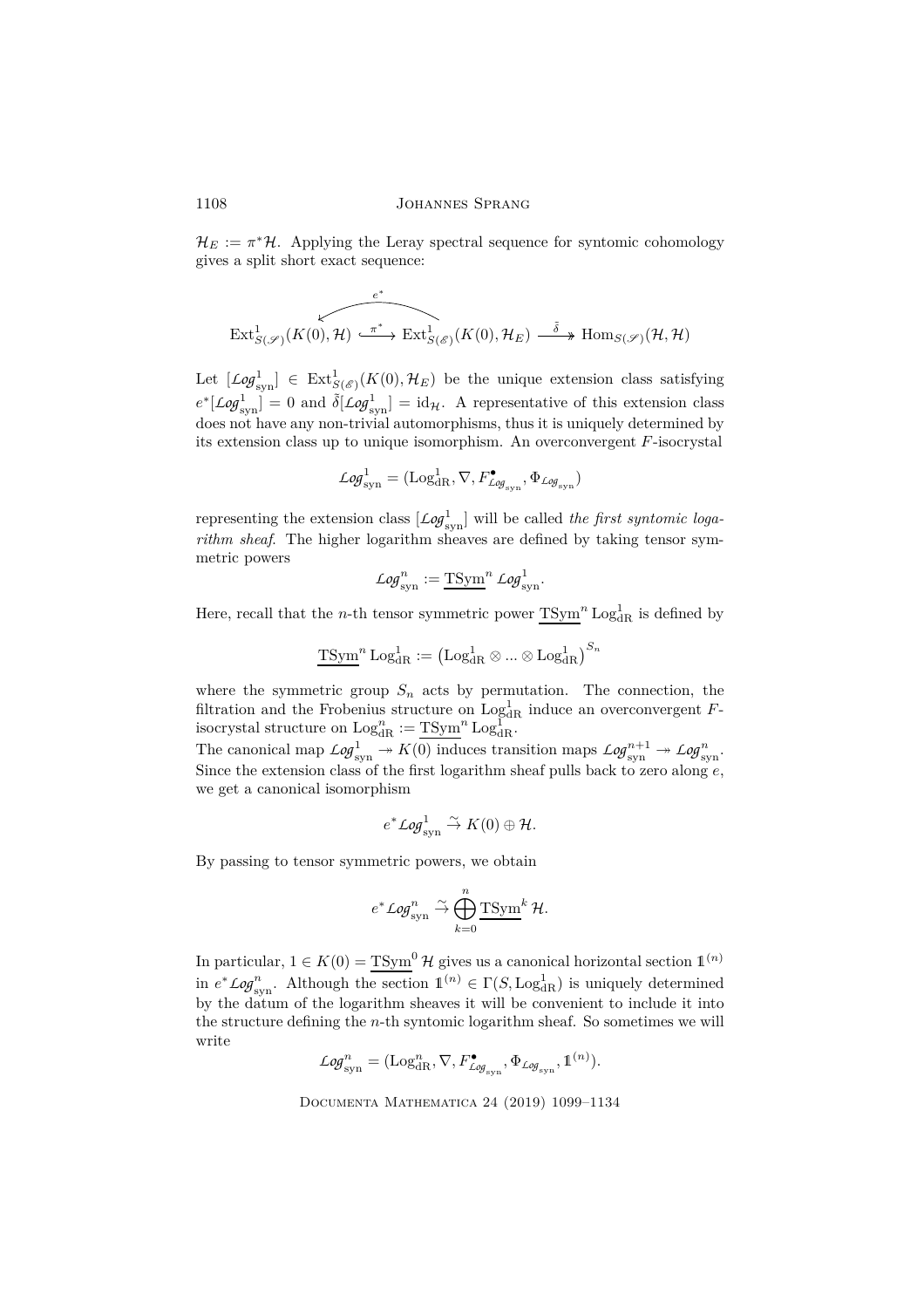$\mathcal{H}_E := \pi^*\mathcal{H}$. Applying the Leray spectral sequence for syntomic cohomology gives a split short exact sequence:

$$\operatorname{Ext}^1_{S(\mathscr{S})}(K(0),\mathcal{H}) \xrightarrow{\pi^*} \operatorname{Ext}^1_{S(\mathscr{E})}(K(0),\mathcal{H}_E) \xrightarrow{\tilde{\delta}} \operatorname{Hom}_{S(\mathscr{S})}(\mathcal{H},\mathcal{H})$$

(with splitting $e^*: \operatorname{Ext}^1_{S(\mathscr{E})}(K(0),\mathcal{H}_E) \to \operatorname{Ext}^1_{S(\mathscr{S})}(K(0),\mathcal{H})$)

Let $[\mathcal{L}og^1_{\mathrm{syn}}] \in \operatorname{Ext}^1_{S(\mathscr{E})}(K(0),\mathcal{H}_E)$ be the unique extension class satisfying $e^*[\mathcal{L}og^1_{\mathrm{syn}}] = 0$ and $\tilde{\delta}[\mathcal{L}og^1_{\mathrm{syn}}] = \mathrm{id}_{\mathcal{H}}$. A representative of this extension class does not have any non-trivial automorphisms, thus it is uniquely determined by its extension class up to unique isomorphism. An overconvergent $F$-isocrystal

$$\mathcal{L}og^1_{\mathrm{syn}} = (\mathrm{Log}^1_{\mathrm{dR}}, \nabla, F^\bullet_{\mathcal{L}og_{\mathrm{syn}}}, \Phi_{\mathcal{L}og_{\mathrm{syn}}})$$

representing the extension class $[\mathcal{L}og^1_{\mathrm{syn}}]$ will be called *the first syntomic logarithm sheaf*. The higher logarithm sheaves are defined by taking tensor symmetric powers

$$\mathcal{L}og^n_{\mathrm{syn}} := \underline{\mathrm{TSym}}^n\, \mathcal{L}og^1_{\mathrm{syn}}.$$

Here, recall that the $n$-th tensor symmetric power $\underline{\mathrm{TSym}}^n\, \mathrm{Log}^1_{\mathrm{dR}}$ is defined by

$$\underline{\mathrm{TSym}}^n\, \mathrm{Log}^1_{\mathrm{dR}} := \left(\mathrm{Log}^1_{\mathrm{dR}} \otimes \ldots \otimes \mathrm{Log}^1_{\mathrm{dR}}\right)^{S_n}$$

where the symmetric group $S_n$ acts by permutation. The connection, the filtration and the Frobenius structure on $\mathrm{Log}^1_{\mathrm{dR}}$ induce an overconvergent $F$-isocrystal structure on $\mathrm{Log}^n_{\mathrm{dR}} := \underline{\mathrm{TSym}}^n\, \mathrm{Log}^1_{\mathrm{dR}}$.

The canonical map $\mathcal{L}og^1_{\mathrm{syn}} \twoheadrightarrow K(0)$ induces transition maps $\mathcal{L}og^{n+1}_{\mathrm{syn}} \twoheadrightarrow \mathcal{L}og^n_{\mathrm{syn}}$. Since the extension class of the first logarithm sheaf pulls back to zero along $e$, we get a canonical isomorphism

$$e^*\mathcal{L}og^1_{\mathrm{syn}} \xrightarrow{\sim} K(0) \oplus \mathcal{H}.$$

By passing to tensor symmetric powers, we obtain

$$e^*\mathcal{L}og^n_{\mathrm{syn}} \xrightarrow{\sim} \bigoplus_{k=0}^{n} \underline{\mathrm{TSym}}^k\, \mathcal{H}.$$

In particular, $1 \in K(0) = \underline{\mathrm{TSym}}^0\, \mathcal{H}$ gives us a canonical horizontal section $\mathbb{1}^{(n)}$ in $e^*\mathcal{L}og^n_{\mathrm{syn}}$. Although the section $\mathbb{1}^{(n)} \in \Gamma(S, \mathrm{Log}^1_{\mathrm{dR}})$ is uniquely determined by the datum of the logarithm sheaves it will be convenient to include it into the structure defining the $n$-th syntomic logarithm sheaf. So sometimes we will write

$$\mathcal{L}og^n_{\mathrm{syn}} = (\mathrm{Log}^n_{\mathrm{dR}}, \nabla, F^\bullet_{\mathcal{L}og_{\mathrm{syn}}}, \Phi_{\mathcal{L}og_{\mathrm{syn}}}, \mathbb{1}^{(n)}).$$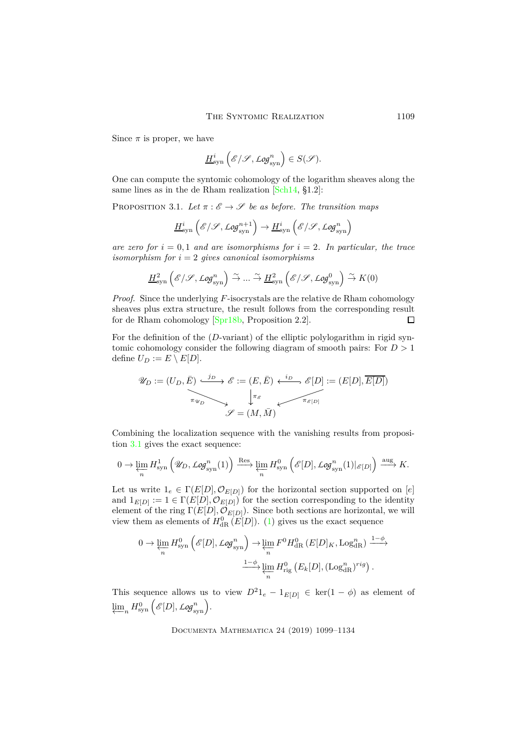Since $\pi$ is proper, we have

$$\underline{H}^i_{\mathrm{syn}}\left(\mathscr{E}/\mathscr{S}, \mathcal{L}og^n_{\mathrm{syn}}\right) \in S(\mathscr{S}).$$

One can compute the syntomic cohomology of the logarithm sheaves along the same lines as in the de Rham realization [Sch14, §1.2]:

Proposition 3.1. *Let $\pi : \mathscr{E} \to \mathscr{S}$ be as before. The transition maps*

$$\underline{H}^i_{\mathrm{syn}}\left(\mathscr{E}/\mathscr{S}, \mathcal{L}og^{n+1}_{\mathrm{syn}}\right) \to \underline{H}^i_{\mathrm{syn}}\left(\mathscr{E}/\mathscr{S}, \mathcal{L}og^n_{\mathrm{syn}}\right)$$

*are zero for $i = 0, 1$ and are isomorphisms for $i = 2$. In particular, the trace isomorphism for $i = 2$ gives canonical isomorphisms*

$$\underline{H}^2_{\mathrm{syn}}\left(\mathscr{E}/\mathscr{S}, \mathcal{L}og^n_{\mathrm{syn}}\right) \xrightarrow{\sim} \dots \xrightarrow{\sim} \underline{H}^2_{\mathrm{syn}}\left(\mathscr{E}/\mathscr{S}, \mathcal{L}og^0_{\mathrm{syn}}\right) \xrightarrow{\sim} K(0)$$

*Proof.* Since the underlying $F$-isocrystals are the relative de Rham cohomology sheaves plus extra structure, the result follows from the corresponding result for de Rham cohomology [Spr18b, Proposition 2.2]. □

For the definition of the ($D$-variant) of the elliptic polylogarithm in rigid syntomic cohomology consider the following diagram of smooth pairs: For $D > 1$ define $U_D := E \setminus E[D]$.

$$\begin{array}{ccccc}
\mathscr{U}_D := (U_D, \bar{E}) & \xhookrightarrow{j_D} & \mathscr{E} := (E, \bar{E}) & \xleftarrow{i_D} & \mathscr{E}[D] := (E[D], \overline{E[D]}) \\
& \searrow^{\pi_{\mathscr{U}_D}} & \downarrow{\scriptstyle \pi_{\mathscr{E}}} & \swarrow^{\pi_{\mathscr{E}[D]}} & \\
& & \mathscr{S} = (M, \bar{M}) & &
\end{array}$$

Combining the localization sequence with the vanishing results from proposition 3.1 gives the exact sequence:

$$0 \to \varprojlim_n H^1_{\mathrm{syn}}\left(\mathscr{U}_D, \mathcal{L}og^n_{\mathrm{syn}}(1)\right) \xrightarrow{\mathrm{Res}} \varprojlim_n H^0_{\mathrm{syn}}\left(\mathscr{E}[D], \mathcal{L}og^n_{\mathrm{syn}}(1)|_{\mathscr{E}[D]}\right) \xrightarrow{\mathrm{aug}} K.$$

Let us write $1_e \in \Gamma(E[D], \mathcal{O}_{E[D]})$ for the horizontal section supported on $[e]$ and $1_{E[D]} := 1 \in \Gamma(E[D], \mathcal{O}_{E[D]})$ for the section corresponding to the identity element of the ring $\Gamma(E[D], \mathcal{O}_{E[D]})$. Since both sections are horizontal, we will view them as elements of $H^0_{\mathrm{dR}}(E[D])$. (1) gives us the exact sequence

$$0 \to \varprojlim_n H^0_{\mathrm{syn}}\left(\mathscr{E}[D], \mathcal{L}og^n_{\mathrm{syn}}\right) \to \varprojlim_n F^0 H^0_{\mathrm{dR}}\left(E[D]_K, \mathrm{Log}^n_{\mathrm{dR}}\right) \xrightarrow{1-\phi} \xrightarrow{1-\phi} \varprojlim_n H^0_{\mathrm{rig}}\left(E_k[D], (\mathrm{Log}^n_{\mathrm{dR}})^{rig}\right).$$

This sequence allows us to view $D^2 1_e - 1_{E[D]} \in \ker(1-\phi)$ as element of $\varprojlim_n H^0_{\mathrm{syn}}\left(\mathscr{E}[D], \mathcal{L}og^n_{\mathrm{syn}}\right)$.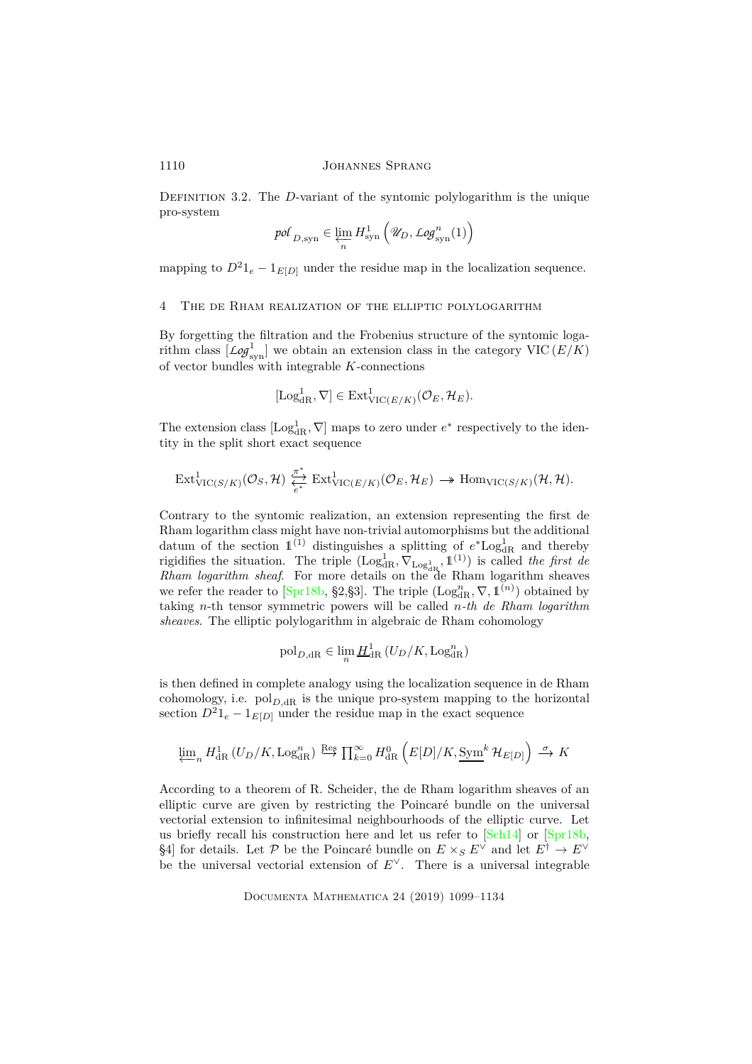Definition 3.2. The $D$-variant of the syntomic polylogarithm is the unique pro-system

$$\mathcal{pol}_{D,\mathrm{syn}} \in \varprojlim_n H^1_{\mathrm{syn}}\left(\mathscr{U}_D, \mathcal{Log}^n_{\mathrm{syn}}(1)\right)$$

mapping to $D^2 1_e - 1_{E[D]}$ under the residue map in the localization sequence.

## 4 The de Rham realization of the elliptic polylogarithm

By forgetting the filtration and the Frobenius structure of the syntomic logarithm class $[\mathcal{Log}^1_{\mathrm{syn}}]$ we obtain an extension class in the category $\mathrm{VIC}(E/K)$ of vector bundles with integrable $K$-connections

$$[\mathrm{Log}^1_{\mathrm{dR}}, \nabla] \in \mathrm{Ext}^1_{\mathrm{VIC}(E/K)}(\mathcal{O}_E, \mathcal{H}_E).$$

The extension class $[\mathrm{Log}^1_{\mathrm{dR}}, \nabla]$ maps to zero under $e^*$ respectively to the identity in the split short exact sequence

$$\mathrm{Ext}^1_{\mathrm{VIC}(S/K)}(\mathcal{O}_S, \mathcal{H}) \overset{\pi^*}{\underset{e^*}{\rightleftarrows}} \mathrm{Ext}^1_{\mathrm{VIC}(E/K)}(\mathcal{O}_E, \mathcal{H}_E) \twoheadrightarrow \mathrm{Hom}_{\mathrm{VIC}(S/K)}(\mathcal{H}, \mathcal{H}).$$

Contrary to the syntomic realization, an extension representing the first de Rham logarithm class might have non-trivial automorphisms but the additional datum of the section $\mathbb{1}^{(1)}$ distinguishes a splitting of $e^*\mathrm{Log}^1_{\mathrm{dR}}$ and thereby rigidifies the situation. The triple $(\mathrm{Log}^1_{\mathrm{dR}}, \nabla_{\mathrm{Log}^1_{\mathrm{dR}}}, \mathbb{1}^{(1)})$ is called *the first de Rham logarithm sheaf*. For more details on the de Rham logarithm sheaves we refer the reader to [Spr18b, §2,§3]. The triple $(\mathrm{Log}^n_{\mathrm{dR}}, \nabla, \mathbb{1}^{(n)})$ obtained by taking $n$-th tensor symmetric powers will be called *$n$-th de Rham logarithm sheaves*. The elliptic polylogarithm in algebraic de Rham cohomology

$$\mathrm{pol}_{D,\mathrm{dR}} \in \lim_n \underline{H}^1_{\mathrm{dR}}(U_D/K, \mathrm{Log}^n_{\mathrm{dR}})$$

is then defined in complete analogy using the localization sequence in de Rham cohomology, i.e. $\mathrm{pol}_{D,\mathrm{dR}}$ is the unique pro-system mapping to the horizontal section $D^2 1_e - 1_{E[D]}$ under the residue map in the exact sequence

$$\varprojlim_n H^1_{\mathrm{dR}}(U_D/K, \mathrm{Log}^n_{\mathrm{dR}}) \overset{\mathrm{Res}}{\hookrightarrow} \prod_{k=0}^{\infty} H^0_{\mathrm{dR}}\left(E[D]/K, \underline{\mathrm{Sym}}^k\, \mathcal{H}_{E[D]}\right) \xrightarrow{\sigma} K$$

According to a theorem of R. Scheider, the de Rham logarithm sheaves of an elliptic curve are given by restricting the Poincaré bundle on the universal vectorial extension to infinitesimal neighbourhoods of the elliptic curve. Let us briefly recall his construction here and let us refer to [Sch14] or [Spr18b, §4] for details. Let $\mathcal{P}$ be the Poincaré bundle on $E \times_S E^\vee$ and let $E^\dagger \to E^\vee$ be the universal vectorial extension of $E^\vee$. There is a universal integrable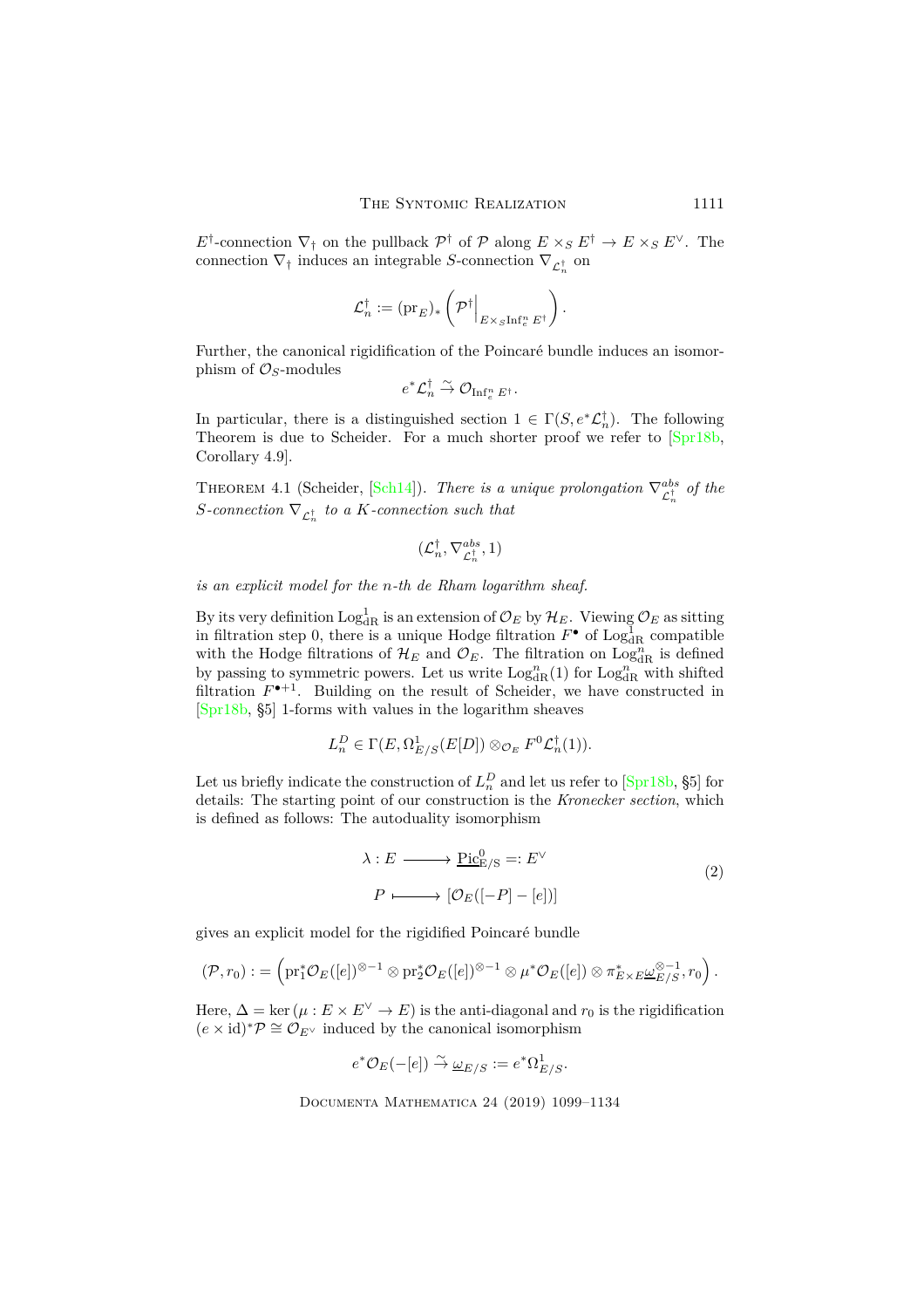$E^\dagger$-connection $\nabla_\dagger$ on the pullback $\mathcal{P}^\dagger$ of $\mathcal{P}$ along $E \times_S E^\dagger \to E \times_S E^\vee$. The connection $\nabla_\dagger$ induces an integrable $S$-connection $\nabla_{\mathcal{L}_n^\dagger}$ on

$$\mathcal{L}_n^\dagger := (\mathrm{pr}_E)_* \left( \mathcal{P}^\dagger\Big|_{E\times_S \mathrm{Inf}_e^n E^\dagger} \right).$$

Further, the canonical rigidification of the Poincaré bundle induces an isomorphism of $\mathcal{O}_S$-modules

$$e^*\mathcal{L}_n^\dagger \xrightarrow{\sim} \mathcal{O}_{\mathrm{Inf}_e^n E^\dagger}.$$

In particular, there is a distinguished section $1 \in \Gamma(S, e^*\mathcal{L}_n^\dagger)$. The following Theorem is due to Scheider. For a much shorter proof we refer to [Spr18b, Corollary 4.9].

Theorem 4.1 (Scheider, [Sch14]). *There is a unique prolongation $\nabla^{abs}_{\mathcal{L}_n^\dagger}$ of the $S$-connection $\nabla_{\mathcal{L}_n^\dagger}$ to a $K$-connection such that*

$$(\mathcal{L}_n^\dagger, \nabla^{abs}_{\mathcal{L}_n^\dagger}, 1)$$

*is an explicit model for the $n$-th de Rham logarithm sheaf.*

By its very definition $\mathrm{Log}^1_{\mathrm{dR}}$ is an extension of $\mathcal{O}_E$ by $\mathcal{H}_E$. Viewing $\mathcal{O}_E$ as sitting in filtration step 0, there is a unique Hodge filtration $F^\bullet$ of $\mathrm{Log}^1_{\mathrm{dR}}$ compatible with the Hodge filtrations of $\mathcal{H}_E$ and $\mathcal{O}_E$. The filtration on $\mathrm{Log}^n_{\mathrm{dR}}$ is defined by passing to symmetric powers. Let us write $\mathrm{Log}^n_{\mathrm{dR}}(1)$ for $\mathrm{Log}^n_{\mathrm{dR}}$ with shifted filtration $F^{\bullet+1}$. Building on the result of Scheider, we have constructed in [Spr18b, §5] 1-forms with values in the logarithm sheaves

$$L_n^D \in \Gamma(E, \Omega^1_{E/S}(E[D]) \otimes_{\mathcal{O}_E} F^0\mathcal{L}_n^\dagger(1)).$$

Let us briefly indicate the construction of $L_n^D$ and let us refer to [Spr18b, §5] for details: The starting point of our construction is the *Kronecker section*, which is defined as follows: The autoduality isomorphism

$$\begin{aligned} \lambda : E &\longrightarrow \underline{\mathrm{Pic}}^0_{E/S} =: E^\vee \\ P &\longmapsto [\mathcal{O}_E([-P] - [e])] \end{aligned} \tag{2}$$

gives an explicit model for the rigidified Poincaré bundle

$$(\mathcal{P}, r_0) := \left( \mathrm{pr}_1^*\mathcal{O}_E([e])^{\otimes -1} \otimes \mathrm{pr}_2^*\mathcal{O}_E([e])^{\otimes -1} \otimes \mu^*\mathcal{O}_E([e]) \otimes \pi^*_{E\times E}\underline{\omega}^{\otimes -1}_{E/S}, r_0 \right).$$

Here, $\Delta = \ker(\mu : E \times E^\vee \to E)$ is the anti-diagonal and $r_0$ is the rigidification $(e \times \mathrm{id})^*\mathcal{P} \cong \mathcal{O}_{E^\vee}$ induced by the canonical isomorphism

$$e^*\mathcal{O}_E(-[e]) \xrightarrow{\sim} \underline{\omega}_{E/S} := e^*\Omega^1_{E/S}.$$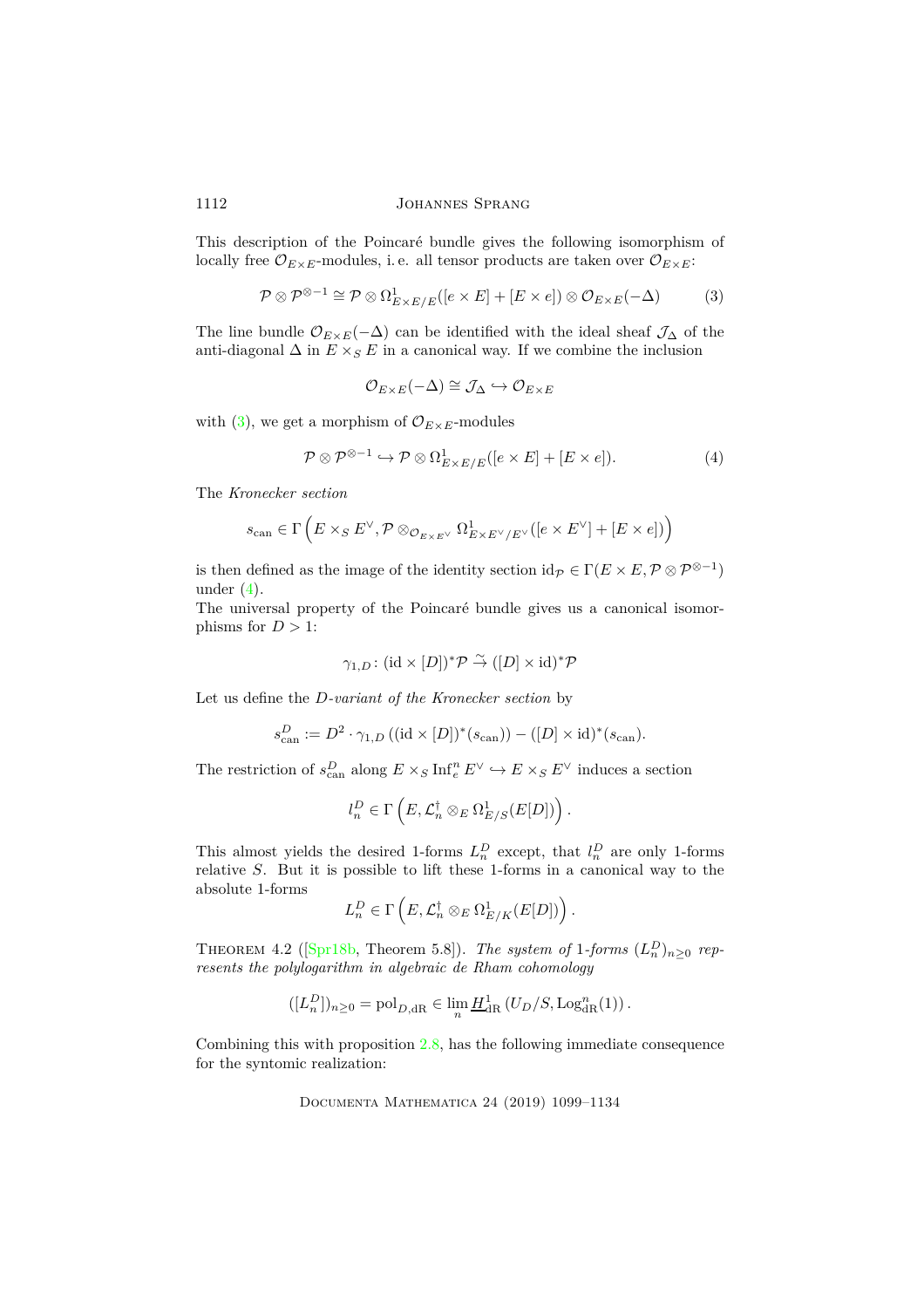This description of the Poincaré bundle gives the following isomorphism of locally free $\mathcal{O}_{E\times E}$-modules, i. e. all tensor products are taken over $\mathcal{O}_{E\times E}$:

$$\mathcal{P}\otimes\mathcal{P}^{\otimes -1}\cong\mathcal{P}\otimes\Omega^1_{E\times E/E}([e\times E]+[E\times e])\otimes\mathcal{O}_{E\times E}(-\Delta) \tag{3}$$

The line bundle $\mathcal{O}_{E\times E}(-\Delta)$ can be identified with the ideal sheaf $\mathcal{J}_\Delta$ of the anti-diagonal $\Delta$ in $E\times_S E$ in a canonical way. If we combine the inclusion

$$\mathcal{O}_{E\times E}(-\Delta)\cong\mathcal{J}_\Delta\hookrightarrow\mathcal{O}_{E\times E}$$

with (3), we get a morphism of $\mathcal{O}_{E\times E}$-modules

$$\mathcal{P}\otimes\mathcal{P}^{\otimes -1}\hookrightarrow\mathcal{P}\otimes\Omega^1_{E\times E/E}([e\times E]+[E\times e]). \tag{4}$$

The *Kronecker section*

$$s_{\mathrm{can}}\in\Gamma\left(E\times_S E^\vee,\mathcal{P}\otimes_{\mathcal{O}_{E\times E^\vee}}\Omega^1_{E\times E^\vee/E^\vee}([e\times E^\vee]+[E\times e])\right)$$

is then defined as the image of the identity section $\mathrm{id}_\mathcal{P}\in\Gamma(E\times E,\mathcal{P}\otimes\mathcal{P}^{\otimes -1})$ under (4).

The universal property of the Poincaré bundle gives us a canonical isomorphisms for $D>1$:

$$\gamma_{1,D}\colon(\mathrm{id}\times[D])^*\mathcal{P}\xrightarrow{\sim}([D]\times\mathrm{id})^*\mathcal{P}$$

Let us define the *$D$-variant of the Kronecker section* by

$$s^D_{\mathrm{can}}:=D^2\cdot\gamma_{1,D}\left((\mathrm{id}\times[D])^*(s_{\mathrm{can}})\right)-([D]\times\mathrm{id})^*(s_{\mathrm{can}}).$$

The restriction of $s^D_{\mathrm{can}}$ along $E\times_S\mathrm{Inf}^n_e E^\vee\hookrightarrow E\times_S E^\vee$ induces a section

$$l^D_n\in\Gamma\left(E,\mathcal{L}^\dagger_n\otimes_E\Omega^1_{E/S}(E[D])\right).$$

This almost yields the desired 1-forms $L^D_n$ except, that $l^D_n$ are only 1-forms relative $S$. But it is possible to lift these 1-forms in a canonical way to the absolute 1-forms

$$L^D_n\in\Gamma\left(E,\mathcal{L}^\dagger_n\otimes_E\Omega^1_{E/K}(E[D])\right).$$

Theorem 4.2 ([Spr18b, Theorem 5.8]). *The system of 1-forms $(L^D_n)_{n\geq 0}$ represents the polylogarithm in algebraic de Rham cohomology*

$$([L^D_n])_{n\geq 0}=\mathrm{pol}_{D,\mathrm{dR}}\in\lim_n\underline{H}^1_{\mathrm{dR}}\left(U_D/S,\mathrm{Log}^n_{\mathrm{dR}}(1)\right).$$

Combining this with proposition 2.8, has the following immediate consequence for the syntomic realization: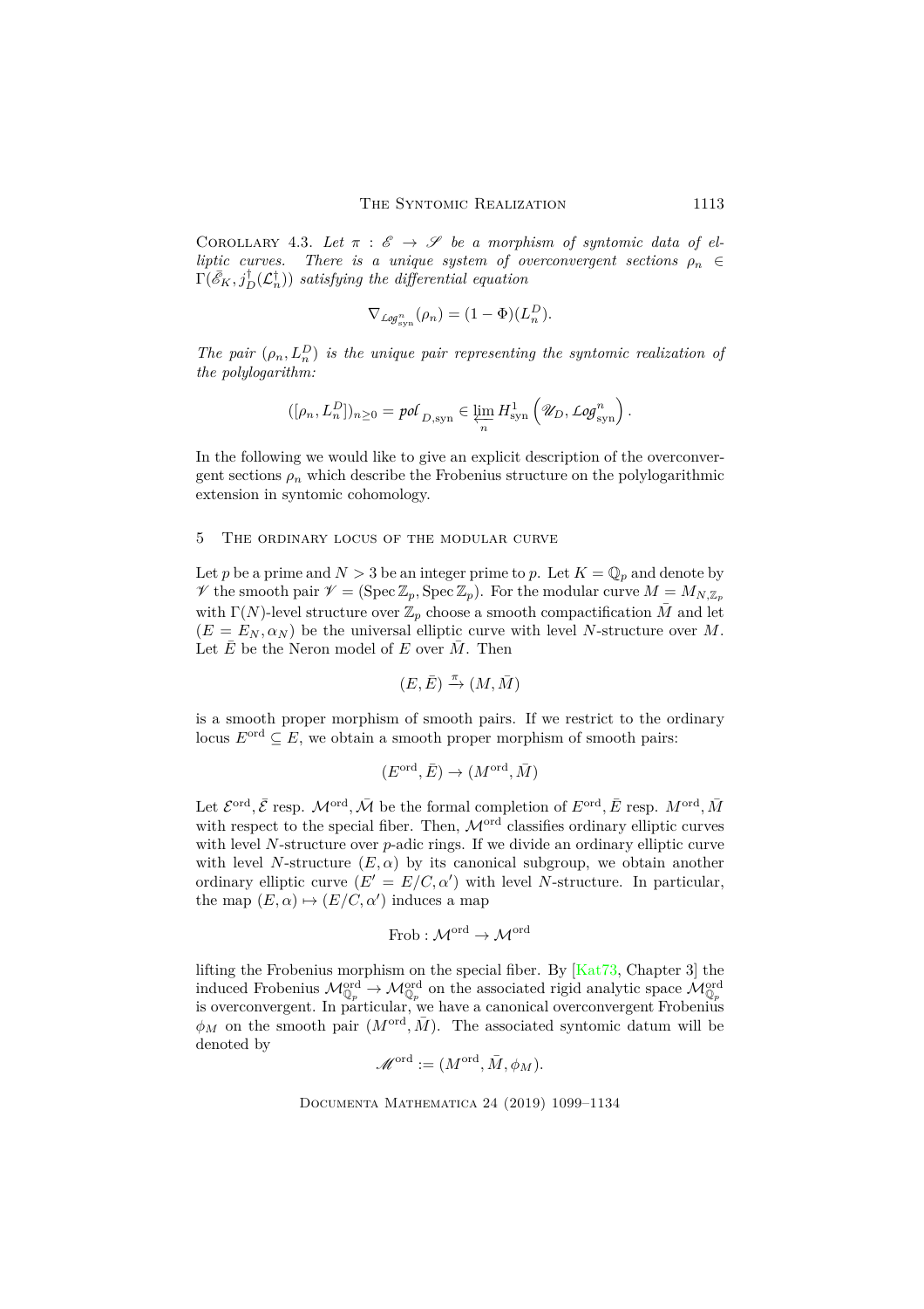Corollary 4.3. *Let $\pi : \mathscr{E} \to \mathscr{S}$ be a morphism of syntomic data of elliptic curves. There is a unique system of overconvergent sections $\rho_n \in \Gamma(\bar{\mathscr{E}}_K, j_D^\dagger(\mathcal{L}_n^\dagger))$ satisfying the differential equation*

$$\nabla_{\mathcal{L}og^n_{\mathrm{syn}}}(\rho_n) = (1-\Phi)(L_n^D).$$

*The pair $(\rho_n, L_n^D)$ is the unique pair representing the syntomic realization of the polylogarithm:*

$$([\rho_n, L_n^D])_{n\geq 0} = \mathcal{pol}_{D,\mathrm{syn}} \in \varprojlim_n H^1_{\mathrm{syn}}\left(\mathscr{U}_D, \mathcal{L}og^n_{\mathrm{syn}}\right).$$

In the following we would like to give an explicit description of the overconvergent sections $\rho_n$ which describe the Frobenius structure on the polylogarithmic extension in syntomic cohomology.

## 5 The ordinary locus of the modular curve

Let $p$ be a prime and $N > 3$ be an integer prime to $p$. Let $K = \mathbb{Q}_p$ and denote by $\mathscr{V}$ the smooth pair $\mathscr{V} = (\operatorname{Spec}\mathbb{Z}_p, \operatorname{Spec}\mathbb{Z}_p)$. For the modular curve $M = M_{N,\mathbb{Z}_p}$ with $\Gamma(N)$-level structure over $\mathbb{Z}_p$ choose a smooth compactification $\bar{M}$ and let $(E = E_N, \alpha_N)$ be the universal elliptic curve with level $N$-structure over $M$. Let $\bar{E}$ be the Neron model of $E$ over $\bar{M}$. Then

$$(E, \bar{E}) \xrightarrow{\pi} (M, \bar{M})$$

is a smooth proper morphism of smooth pairs. If we restrict to the ordinary locus $E^{\mathrm{ord}} \subseteq E$, we obtain a smooth proper morphism of smooth pairs:

$$(E^{\mathrm{ord}}, \bar{E}) \to (M^{\mathrm{ord}}, \bar{M})$$

Let $\mathcal{E}^{\mathrm{ord}}, \bar{\mathcal{E}}$ resp. $\mathcal{M}^{\mathrm{ord}}, \bar{\mathcal{M}}$ be the formal completion of $E^{\mathrm{ord}}, \bar{E}$ resp. $M^{\mathrm{ord}}, \bar{M}$ with respect to the special fiber. Then, $\mathcal{M}^{\mathrm{ord}}$ classifies ordinary elliptic curves with level $N$-structure over $p$-adic rings. If we divide an ordinary elliptic curve with level $N$-structure $(E, \alpha)$ by its canonical subgroup, we obtain another ordinary elliptic curve $(E' = E/C, \alpha')$ with level $N$-structure. In particular, the map $(E, \alpha) \mapsto (E/C, \alpha')$ induces a map

$$\mathrm{Frob} : \mathcal{M}^{\mathrm{ord}} \to \mathcal{M}^{\mathrm{ord}}$$

lifting the Frobenius morphism on the special fiber. By [Kat73, Chapter 3] the induced Frobenius $\mathcal{M}^{\mathrm{ord}}_{\mathbb{Q}_p} \to \mathcal{M}^{\mathrm{ord}}_{\mathbb{Q}_p}$ on the associated rigid analytic space $\mathcal{M}^{\mathrm{ord}}_{\mathbb{Q}_p}$ is overconvergent. In particular, we have a canonical overconvergent Frobenius $\phi_M$ on the smooth pair $(M^{\mathrm{ord}}, \bar{M})$. The associated syntomic datum will be denoted by

$$\mathscr{M}^{\mathrm{ord}} := (M^{\mathrm{ord}}, \bar{M}, \phi_M).$$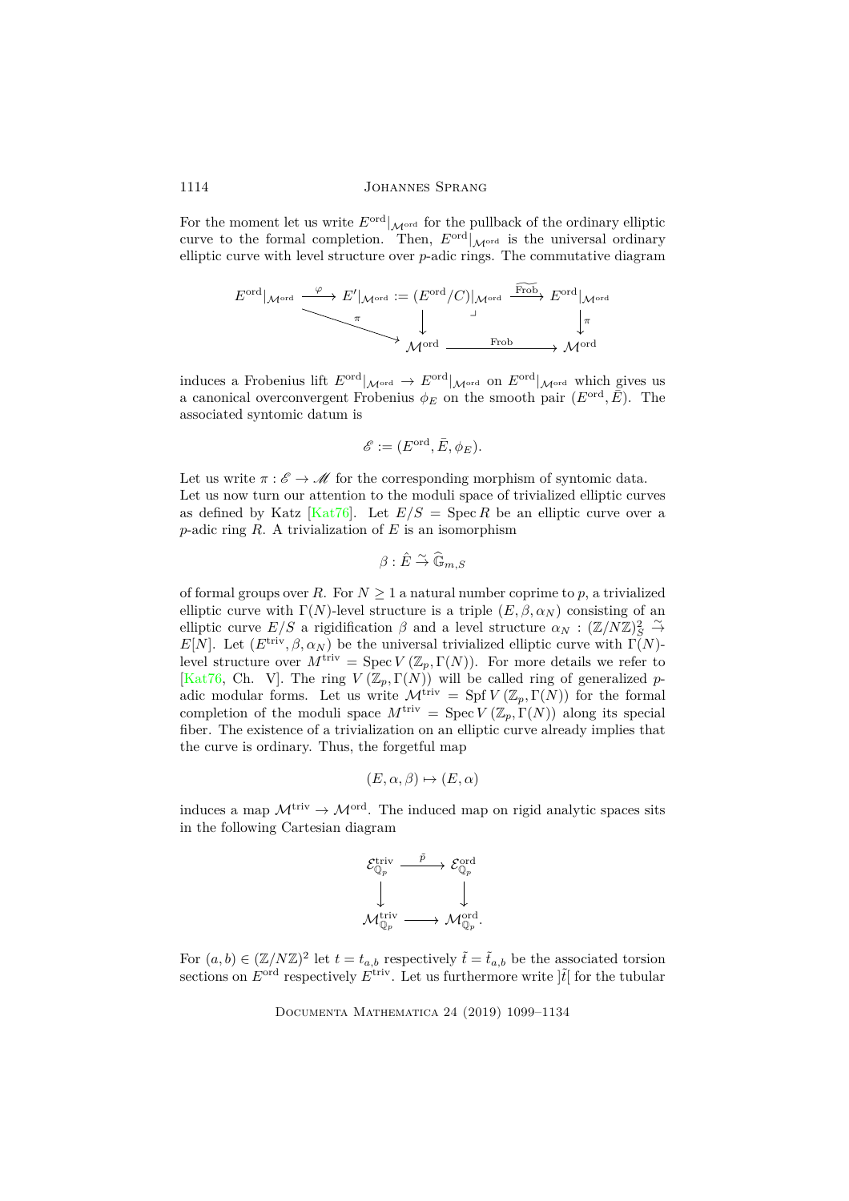For the moment let us write $E^{\mathrm{ord}}|_{\mathcal{M}^{\mathrm{ord}}}$ for the pullback of the ordinary elliptic curve to the formal completion. Then, $E^{\mathrm{ord}}|_{\mathcal{M}^{\mathrm{ord}}}$ is the universal ordinary elliptic curve with level structure over $p$-adic rings. The commutative diagram

$$\begin{array}{ccccc} E^{\mathrm{ord}}|_{\mathcal{M}^{\mathrm{ord}}} & \xrightarrow{\varphi} & E'|_{\mathcal{M}^{\mathrm{ord}}} := (E^{\mathrm{ord}}/C)|_{\mathcal{M}^{\mathrm{ord}}} & \xrightarrow{\widetilde{\mathrm{Frob}}} & E^{\mathrm{ord}}|_{\mathcal{M}^{\mathrm{ord}}} \\ & \searrow^{\pi} & \downarrow & \lrcorner & \downarrow \pi \\ & & \mathcal{M}^{\mathrm{ord}} & \xrightarrow{\mathrm{Frob}} & \mathcal{M}^{\mathrm{ord}} \end{array}$$

induces a Frobenius lift $E^{\mathrm{ord}}|_{\mathcal{M}^{\mathrm{ord}}} \to E^{\mathrm{ord}}|_{\mathcal{M}^{\mathrm{ord}}}$ on $E^{\mathrm{ord}}|_{\mathcal{M}^{\mathrm{ord}}}$ which gives us a canonical overconvergent Frobenius $\phi_E$ on the smooth pair $(E^{\mathrm{ord}}, \bar{E})$. The associated syntomic datum is

$$\mathscr{E} := (E^{\mathrm{ord}}, \bar{E}, \phi_E).$$

Let us write $\pi : \mathscr{E} \to \mathscr{M}$ for the corresponding morphism of syntomic data.

Let us now turn our attention to the moduli space of trivialized elliptic curves as defined by Katz [Kat76]. Let $E/S = \operatorname{Spec} R$ be an elliptic curve over a $p$-adic ring $R$. A trivialization of $E$ is an isomorphism

$$\beta : \hat{E} \xrightarrow{\sim} \widehat{\mathbb{G}}_{m,S}$$

of formal groups over $R$. For $N \geq 1$ a natural number coprime to $p$, a trivialized elliptic curve with $\Gamma(N)$-level structure is a triple $(E, \beta, \alpha_N)$ consisting of an elliptic curve $E/S$ a rigidification $\beta$ and a level structure $\alpha_N : (\mathbb{Z}/N\mathbb{Z})^2_S \xrightarrow{\sim} E[N]$. Let $(E^{\mathrm{triv}}, \beta, \alpha_N)$ be the universal trivialized elliptic curve with $\Gamma(N)$-level structure over $M^{\mathrm{triv}} = \operatorname{Spec} V(\mathbb{Z}_p, \Gamma(N))$. For more details we refer to [Kat76, Ch. V]. The ring $V(\mathbb{Z}_p, \Gamma(N))$ will be called ring of generalized $p$-adic modular forms. Let us write $\mathcal{M}^{\mathrm{triv}} = \operatorname{Spf} V(\mathbb{Z}_p, \Gamma(N))$ for the formal completion of the moduli space $M^{\mathrm{triv}} = \operatorname{Spec} V(\mathbb{Z}_p, \Gamma(N))$ along its special fiber. The existence of a trivialization on an elliptic curve already implies that the curve is ordinary. Thus, the forgetful map

$$(E, \alpha, \beta) \mapsto (E, \alpha)$$

induces a map $\mathcal{M}^{\mathrm{triv}} \to \mathcal{M}^{\mathrm{ord}}$. The induced map on rigid analytic spaces sits in the following Cartesian diagram

$$\begin{array}{ccc} \mathcal{E}^{\mathrm{triv}}_{\mathbb{Q}_p} & \xrightarrow{\tilde{p}} & \mathcal{E}^{\mathrm{ord}}_{\mathbb{Q}_p} \\ \downarrow & & \downarrow \\ \mathcal{M}^{\mathrm{triv}}_{\mathbb{Q}_p} & \longrightarrow & \mathcal{M}^{\mathrm{ord}}_{\mathbb{Q}_p}. \end{array}$$

For $(a,b) \in (\mathbb{Z}/N\mathbb{Z})^2$ let $t = t_{a,b}$ respectively $\tilde{t} = \tilde{t}_{a,b}$ be the associated torsion sections on $E^{\mathrm{ord}}$ respectively $E^{\mathrm{triv}}$. Let us furthermore write $]\tilde{t}[$ for the tubular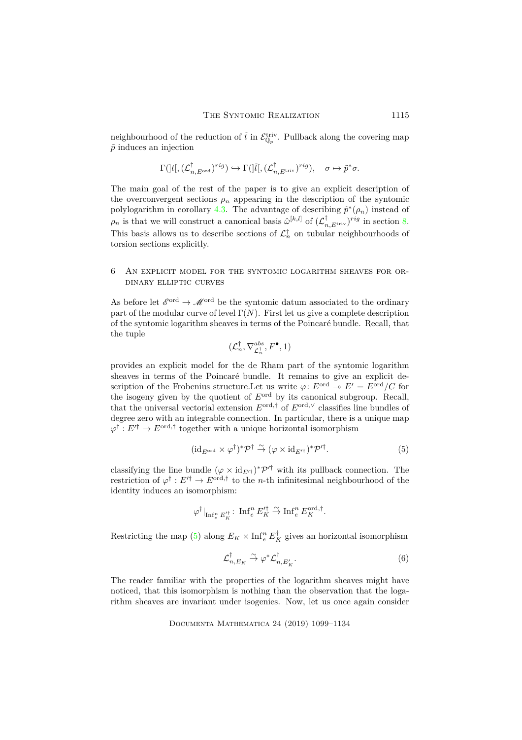neighbourhood of the reduction of $\tilde{t}$ in $\mathcal{E}^{\mathrm{triv}}_{\mathbb{Q}_p}$. Pullback along the covering map $\tilde{p}$ induces an injection

$$\Gamma(]t[, (\mathcal{L}^{\dagger}_{n,E^{\mathrm{ord}}})^{rig}) \hookrightarrow \Gamma(]\tilde{t}[, (\mathcal{L}^{\dagger}_{n,E^{\mathrm{triv}}})^{rig}), \quad \sigma \mapsto \tilde{p}^*\sigma.$$

The main goal of the rest of the paper is to give an explicit description of the overconvergent sections $\rho_n$ appearing in the description of the syntomic polylogarithm in corollary 4.3. The advantage of describing $\tilde{p}^*(\rho_n)$ instead of $\rho_n$ is that we will construct a canonical basis $\hat{\omega}^{[k,l]}$ of $(\mathcal{L}^{\dagger}_{n,E^{\mathrm{triv}}})^{rig}$ in section 8. This basis allows us to describe sections of $\mathcal{L}^{\dagger}_n$ on tubular neighbourhoods of torsion sections explicitly.

## 6 An explicit model for the syntomic logarithm sheaves for ordinary elliptic curves

As before let $\mathscr{E}^{\mathrm{ord}} \to \mathscr{M}^{\mathrm{ord}}$ be the syntomic datum associated to the ordinary part of the modular curve of level $\Gamma(N)$. First let us give a complete description of the syntomic logarithm sheaves in terms of the Poincaré bundle. Recall, that the tuple

$$(\mathcal{L}^{\dagger}_n, \nabla^{abs}_{\mathcal{L}^{\dagger}_n}, F^{\bullet}, 1)$$

provides an explicit model for the de Rham part of the syntomic logarithm sheaves in terms of the Poincaré bundle. It remains to give an explicit description of the Frobenius structure.Let us write $\varphi\colon E^{\mathrm{ord}} \twoheadrightarrow E' = E^{\mathrm{ord}}/C$ for the isogeny given by the quotient of $E^{\mathrm{ord}}$ by its canonical subgroup. Recall, that the universal vectorial extension $E^{\mathrm{ord},\dagger}$ of $E^{\mathrm{ord},\vee}$ classifies line bundles of degree zero with an integrable connection. In particular, there is a unique map $\varphi^{\dagger}: E'^{\dagger} \to E^{\mathrm{ord},\dagger}$ together with a unique horizontal isomorphism

$$(\mathrm{id}_{E^{\mathrm{ord}}} \times \varphi^{\dagger})^*\mathcal{P}^{\dagger} \xrightarrow{\sim} (\varphi \times \mathrm{id}_{E'^{\dagger}})^*\mathcal{P}'^{\dagger}. \tag{5}$$

classifying the line bundle $(\varphi \times \mathrm{id}_{E'^{\dagger}})^*\mathcal{P}'^{\dagger}$ with its pullback connection. The restriction of $\varphi^{\dagger}: E'^{\dagger} \to E^{\mathrm{ord},\dagger}$ to the $n$-th infinitesimal neighbourhood of the identity induces an isomorphism:

$$\varphi^{\dagger}|_{\mathrm{Inf}^n_e E'^{\dagger}_K}\colon \mathrm{Inf}^n_e E'^{\dagger}_K \xrightarrow{\sim} \mathrm{Inf}^n_e E^{\mathrm{ord},\dagger}_K.$$

Restricting the map (5) along $E_K \times \mathrm{Inf}^n_e E^{\dagger}_K$ gives an horizontal isomorphism

$$\mathcal{L}^{\dagger}_{n,E_K} \xrightarrow{\sim} \varphi^*\mathcal{L}^{\dagger}_{n,E'_K}. \tag{6}$$

The reader familiar with the properties of the logarithm sheaves might have noticed, that this isomorphism is nothing than the observation that the logarithm sheaves are invariant under isogenies. Now, let us once again consider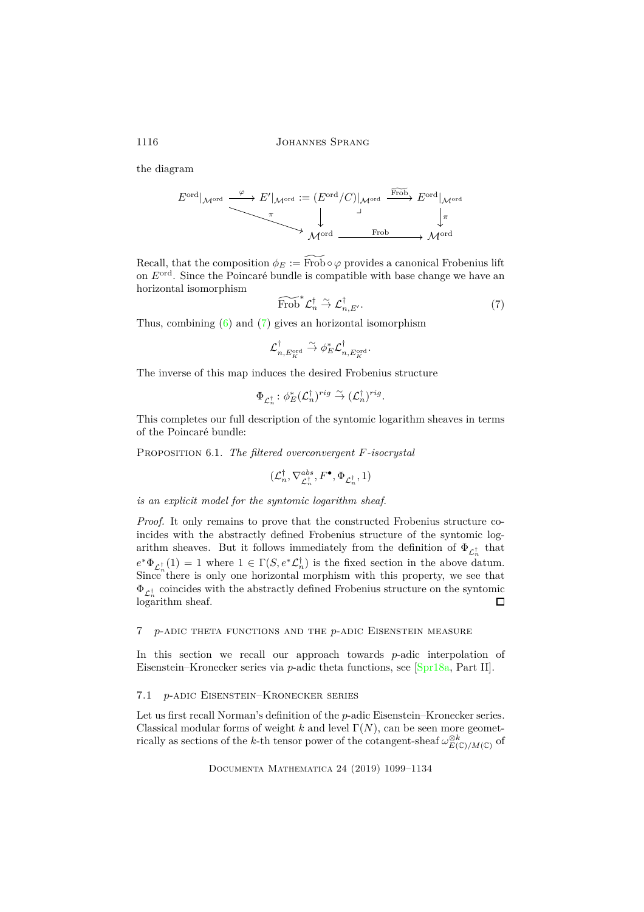the diagram

$$
\begin{array}{ccccc}
E^{\mathrm{ord}}|_{\mathcal{M}^{\mathrm{ord}}} & \xrightarrow{\varphi} & E'|_{\mathcal{M}^{\mathrm{ord}}} := (E^{\mathrm{ord}}/C)|_{\mathcal{M}^{\mathrm{ord}}} & \xrightarrow{\widetilde{\mathrm{Frob}}} & E^{\mathrm{ord}}|_{\mathcal{M}^{\mathrm{ord}}} \\
& \searrow^{\pi} & \downarrow & \lrcorner & \downarrow \pi \\
& & \mathcal{M}^{\mathrm{ord}} & \xrightarrow{\mathrm{Frob}} & \mathcal{M}^{\mathrm{ord}}
\end{array}
$$

Recall, that the composition $\phi_E := \widetilde{\mathrm{Frob}} \circ \varphi$ provides a canonical Frobenius lift on $E^{\mathrm{ord}}$. Since the Poincaré bundle is compatible with base change we have an horizontal isomorphism

$$
\widetilde{\mathrm{Frob}}^* \mathcal{L}_n^\dagger \xrightarrow{\sim} \mathcal{L}_{n,E'}^\dagger. \tag{7}
$$

Thus, combining (6) and (7) gives an horizontal isomorphism

$$
\mathcal{L}^\dagger_{n,E_K^{\mathrm{ord}}} \xrightarrow{\sim} \phi_E^* \mathcal{L}^\dagger_{n,E_K^{\mathrm{ord}}}.
$$

The inverse of this map induces the desired Frobenius structure

$$
\Phi_{\mathcal{L}_n^\dagger} \colon \phi_E^* (\mathcal{L}_n^\dagger)^{rig} \xrightarrow{\sim} (\mathcal{L}_n^\dagger)^{rig}.
$$

This completes our full description of the syntomic logarithm sheaves in terms of the Poincaré bundle:

**Proposition 6.1.** *The filtered overconvergent $F$-isocrystal*

$$
(\mathcal{L}_n^\dagger, \nabla^{abs}_{\mathcal{L}_n^\dagger}, F^\bullet, \Phi_{\mathcal{L}_n^\dagger}, 1)
$$

*is an explicit model for the syntomic logarithm sheaf.*

*Proof.* It only remains to prove that the constructed Frobenius structure coincides with the abstractly defined Frobenius structure of the syntomic logarithm sheaves. But it follows immediately from the definition of $\Phi_{\mathcal{L}_n^\dagger}$ that $e^*\Phi_{\mathcal{L}_n^\dagger}(1) = 1$ where $1 \in \Gamma(S, e^*\mathcal{L}_n^\dagger)$ is the fixed section in the above datum. Since there is only one horizontal morphism with this property, we see that $\Phi_{\mathcal{L}_n^\dagger}$ coincides with the abstractly defined Frobenius structure on the syntomic logarithm sheaf. ◻

## 7 $p$-adic theta functions and the $p$-adic Eisenstein measure

In this section we recall our approach towards $p$-adic interpolation of Eisenstein–Kronecker series via $p$-adic theta functions, see [Spr18a, Part II].

### 7.1 $p$-adic Eisenstein–Kronecker series

Let us first recall Norman's definition of the $p$-adic Eisenstein–Kronecker series. Classical modular forms of weight $k$ and level $\Gamma(N)$, can be seen more geometrically as sections of the $k$-th tensor power of the cotangent-sheaf $\omega^{\otimes k}_{E(\mathbb{C})/M(\mathbb{C})}$ of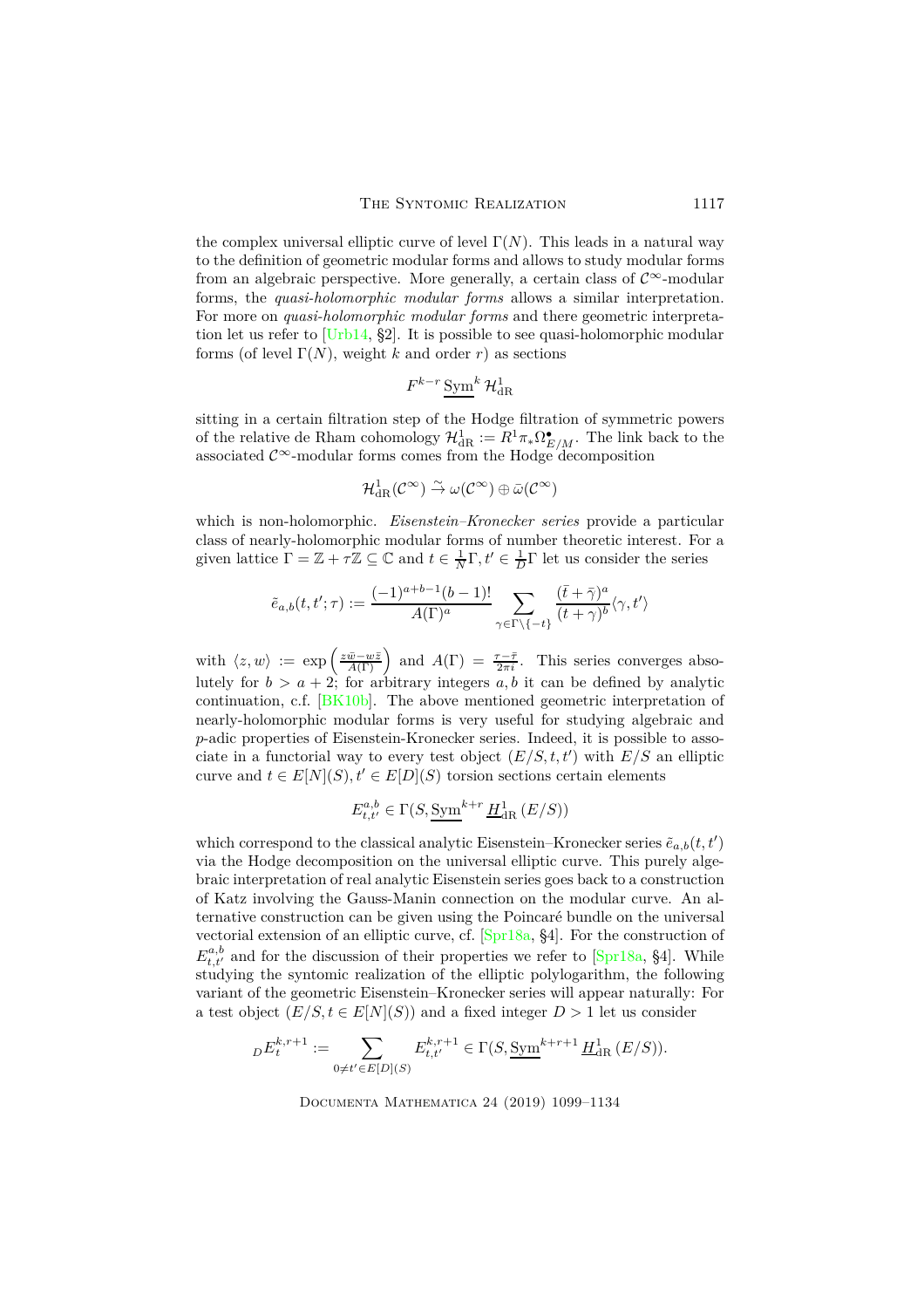the complex universal elliptic curve of level $\Gamma(N)$. This leads in a natural way to the definition of geometric modular forms and allows to study modular forms from an algebraic perspective. More generally, a certain class of $\mathcal{C}^\infty$-modular forms, the *quasi-holomorphic modular forms* allows a similar interpretation. For more on *quasi-holomorphic modular forms* and there geometric interpretation let us refer to [Urb14, §2]. It is possible to see quasi-holomorphic modular forms (of level $\Gamma(N)$, weight $k$ and order $r$) as sections

$$F^{k-r} \underline{\mathrm{Sym}}^k \mathcal{H}^1_{\mathrm{dR}}$$

sitting in a certain filtration step of the Hodge filtration of symmetric powers of the relative de Rham cohomology $\mathcal{H}^1_{\mathrm{dR}} := R^1\pi_*\Omega^\bullet_{E/M}$. The link back to the associated $\mathcal{C}^\infty$-modular forms comes from the Hodge decomposition

$$\mathcal{H}^1_{\mathrm{dR}}(\mathcal{C}^\infty) \xrightarrow{\sim} \omega(\mathcal{C}^\infty) \oplus \bar{\omega}(\mathcal{C}^\infty)$$

which is non-holomorphic. *Eisenstein–Kronecker series* provide a particular class of nearly-holomorphic modular forms of number theoretic interest. For a given lattice $\Gamma = \mathbb{Z} + \tau\mathbb{Z} \subseteq \mathbb{C}$ and $t \in \frac{1}{N}\Gamma, t' \in \frac{1}{D}\Gamma$ let us consider the series

$$\tilde{e}_{a,b}(t,t';\tau) := \frac{(-1)^{a+b-1}(b-1)!}{A(\Gamma)^a} \sum_{\gamma \in \Gamma \setminus \{-t\}} \frac{(\bar{t}+\bar{\gamma})^a}{(t+\gamma)^b} \langle \gamma, t' \rangle$$

with $\langle z, w \rangle := \exp\left(\frac{z\bar{w} - w\bar{z}}{A(\Gamma)}\right)$ and $A(\Gamma) = \frac{\tau - \bar{\tau}}{2\pi i}$. This series converges absolutely for $b > a+2$; for arbitrary integers $a, b$ it can be defined by analytic continuation, c.f. [BK10b]. The above mentioned geometric interpretation of nearly-holomorphic modular forms is very useful for studying algebraic and $p$-adic properties of Eisenstein-Kronecker series. Indeed, it is possible to associate in a functorial way to every test object $(E/S, t, t')$ with $E/S$ an elliptic curve and $t \in E[N](S), t' \in E[D](S)$ torsion sections certain elements

$$E^{a,b}_{t,t'} \in \Gamma(S, \underline{\mathrm{Sym}}^{k+r} \underline{H}^1_{\mathrm{dR}}(E/S))$$

which correspond to the classical analytic Eisenstein–Kronecker series $\tilde{e}_{a,b}(t,t')$ via the Hodge decomposition on the universal elliptic curve. This purely algebraic interpretation of real analytic Eisenstein series goes back to a construction of Katz involving the Gauss-Manin connection on the modular curve. An alternative construction can be given using the Poincaré bundle on the universal vectorial extension of an elliptic curve, cf. [Spr18a, §4]. For the construction of $E^{a,b}_{t,t'}$ and for the discussion of their properties we refer to [Spr18a, §4]. While studying the syntomic realization of the elliptic polylogarithm, the following variant of the geometric Eisenstein–Kronecker series will appear naturally: For a test object $(E/S, t \in E[N](S))$ and a fixed integer $D > 1$ let us consider

$${}_DE^{k,r+1}_t := \sum_{0 \neq t' \in E[D](S)} E^{k,r+1}_{t,t'} \in \Gamma(S, \underline{\mathrm{Sym}}^{k+r+1} \underline{H}^1_{\mathrm{dR}}(E/S)).$$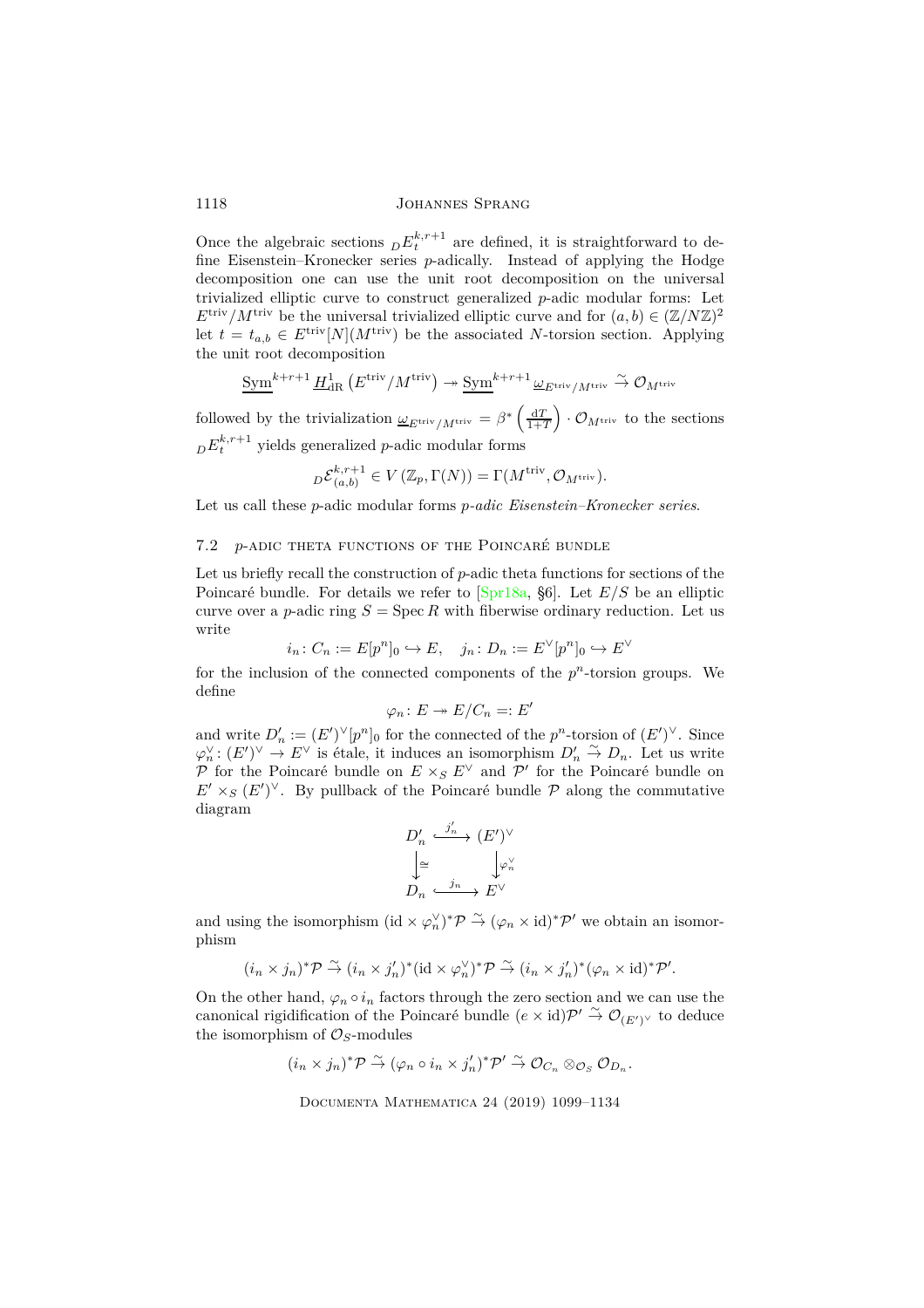Once the algebraic sections ${}_{D}E_t^{k,r+1}$ are defined, it is straightforward to define Eisenstein–Kronecker series $p$-adically. Instead of applying the Hodge decomposition one can use the unit root decomposition on the universal trivialized elliptic curve to construct generalized $p$-adic modular forms: Let $E^{\mathrm{triv}}/M^{\mathrm{triv}}$ be the universal trivialized elliptic curve and for $(a,b) \in (\mathbb{Z}/N\mathbb{Z})^2$ let $t = t_{a,b} \in E^{\mathrm{triv}}[N](M^{\mathrm{triv}})$ be the associated $N$-torsion section. Applying the unit root decomposition

$$\underline{\mathrm{Sym}}^{k+r+1}\, \underline{H}^1_{\mathrm{dR}}\left(E^{\mathrm{triv}}/M^{\mathrm{triv}}\right) \twoheadrightarrow \underline{\mathrm{Sym}}^{k+r+1}\, \underline{\omega}_{E^{\mathrm{triv}}/M^{\mathrm{triv}}} \xrightarrow{\sim} \mathcal{O}_{M^{\mathrm{triv}}}$$

followed by the trivialization $\underline{\omega}_{E^{\mathrm{triv}}/M^{\mathrm{triv}}} = \beta^*\left(\frac{\mathrm{d}T}{1+T}\right) \cdot \mathcal{O}_{M^{\mathrm{triv}}}$ to the sections ${}_{D}E_t^{k,r+1}$ yields generalized $p$-adic modular forms

$${}_{D}\mathcal{E}^{k,r+1}_{(a,b)} \in V\left(\mathbb{Z}_p, \Gamma(N)\right) = \Gamma(M^{\mathrm{triv}}, \mathcal{O}_{M^{\mathrm{triv}}}).$$

Let us call these $p$-adic modular forms *$p$-adic Eisenstein–Kronecker series*.

## 7.2 $p$-adic theta functions of the Poincaré bundle

Let us briefly recall the construction of $p$-adic theta functions for sections of the Poincaré bundle. For details we refer to [Spr18a, §6]. Let $E/S$ be an elliptic curve over a $p$-adic ring $S = \operatorname{Spec} R$ with fiberwise ordinary reduction. Let us write

$$i_n \colon C_n := E[p^n]_0 \hookrightarrow E, \quad j_n \colon D_n := E^\vee[p^n]_0 \hookrightarrow E^\vee$$

for the inclusion of the connected components of the $p^n$-torsion groups. We define

$$\varphi_n \colon E \twoheadrightarrow E/C_n =: E'$$

and write $D'_n := (E')^\vee[p^n]_0$ for the connected of the $p^n$-torsion of $(E')^\vee$. Since $\varphi_n^\vee \colon (E')^\vee \to E^\vee$ is étale, it induces an isomorphism $D'_n \xrightarrow{\sim} D_n$. Let us write $\mathcal{P}$ for the Poincaré bundle on $E \times_S E^\vee$ and $\mathcal{P}'$ for the Poincaré bundle on $E' \times_S (E')^\vee$. By pullback of the Poincaré bundle $\mathcal{P}$ along the commutative diagram

$$\begin{array}{ccc} D'_n & \xrightarrow{j'_n} & (E')^\vee \\ \downarrow{\scriptstyle\cong} & & \downarrow{\scriptstyle\varphi_n^\vee} \\ D_n & \xrightarrow{j_n} & E^\vee \end{array}$$

and using the isomorphism $(\mathrm{id} \times \varphi_n^\vee)^*\mathcal{P} \xrightarrow{\sim} (\varphi_n \times \mathrm{id})^*\mathcal{P}'$ we obtain an isomorphism

$$(i_n \times j_n)^*\mathcal{P} \xrightarrow{\sim} (i_n \times j'_n)^*(\mathrm{id} \times \varphi_n^\vee)^*\mathcal{P} \xrightarrow{\sim} (i_n \times j'_n)^*(\varphi_n \times \mathrm{id})^*\mathcal{P}'.$$

On the other hand, $\varphi_n \circ i_n$ factors through the zero section and we can use the canonical rigidification of the Poincaré bundle $(e \times \mathrm{id})\mathcal{P}' \xrightarrow{\sim} \mathcal{O}_{(E')^\vee}$ to deduce the isomorphism of $\mathcal{O}_S$-modules

$$(i_n \times j_n)^*\mathcal{P} \xrightarrow{\sim} (\varphi_n \circ i_n \times j'_n)^*\mathcal{P}' \xrightarrow{\sim} \mathcal{O}_{C_n} \otimes_{\mathcal{O}_S} \mathcal{O}_{D_n}.$$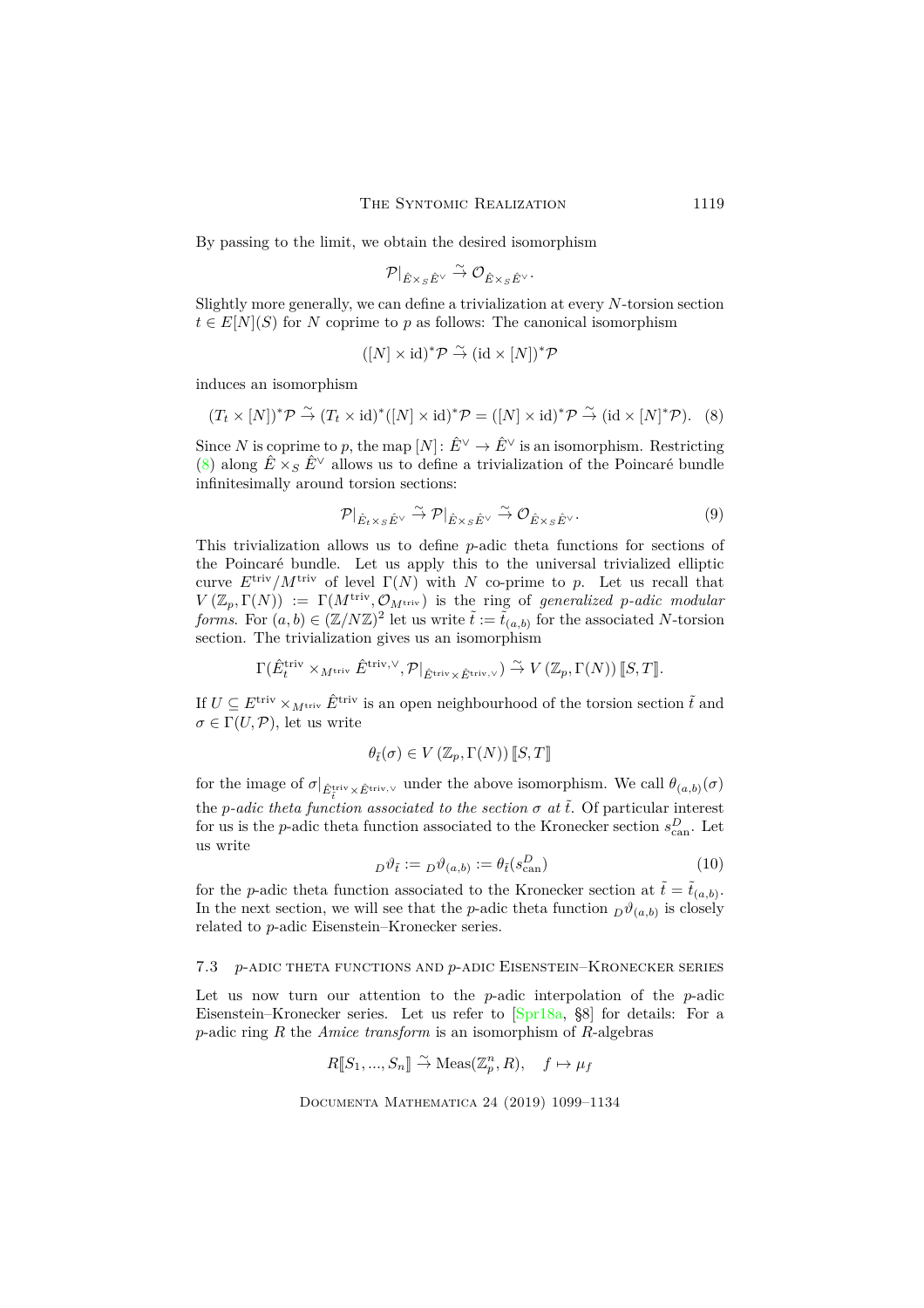By passing to the limit, we obtain the desired isomorphism

$$\mathcal{P}|_{\hat{E}\times_S \hat{E}^\vee} \xrightarrow{\sim} \mathcal{O}_{\hat{E}\times_S \hat{E}^\vee}.$$

Slightly more generally, we can define a trivialization at every $N$-torsion section $t \in E[N](S)$ for $N$ coprime to $p$ as follows: The canonical isomorphism

$$([N]\times \mathrm{id})^*\mathcal{P} \xrightarrow{\sim} (\mathrm{id}\times [N])^*\mathcal{P}$$

induces an isomorphism

$$(T_t \times [N])^*\mathcal{P} \xrightarrow{\sim} (T_t\times \mathrm{id})^*([N]\times \mathrm{id})^*\mathcal{P} = ([N]\times\mathrm{id})^*\mathcal{P} \xrightarrow{\sim} (\mathrm{id}\times [N]^*\mathcal{P}). \quad (8)$$

Since $N$ is coprime to $p$, the map $[N]\colon \hat{E}^\vee \to \hat{E}^\vee$ is an isomorphism. Restricting (8) along $\hat{E}\times_S \hat{E}^\vee$ allows us to define a trivialization of the Poincaré bundle infinitesimally around torsion sections:

$$\mathcal{P}|_{\hat{E}_t\times_S \hat{E}^\vee} \xrightarrow{\sim} \mathcal{P}|_{\hat{E}\times_S \hat{E}^\vee} \xrightarrow{\sim} \mathcal{O}_{\hat{E}\times_S \hat{E}^\vee}. \quad (9)$$

This trivialization allows us to define $p$-adic theta functions for sections of the Poincaré bundle. Let us apply this to the universal trivialized elliptic curve $E^{\mathrm{triv}}/M^{\mathrm{triv}}$ of level $\Gamma(N)$ with $N$ co-prime to $p$. Let us recall that $V(\mathbb{Z}_p,\Gamma(N)) := \Gamma(M^{\mathrm{triv}},\mathcal{O}_{M^{\mathrm{triv}}})$ is the ring of *generalized $p$-adic modular forms*. For $(a,b)\in(\mathbb{Z}/N\mathbb{Z})^2$ let us write $\tilde{t} := \tilde{t}_{(a,b)}$ for the associated $N$-torsion section. The trivialization gives us an isomorphism

$$\Gamma(\hat{E}^{\mathrm{triv}}_t \times_{M^{\mathrm{triv}}} \hat{E}^{\mathrm{triv},\vee}, \mathcal{P}|_{\hat{E}^{\mathrm{triv}}\times \hat{E}^{\mathrm{triv},\vee}}) \xrightarrow{\sim} V(\mathbb{Z}_p,\Gamma(N))[\![S,T]\!].$$

If $U \subseteq E^{\mathrm{triv}}\times_{M^{\mathrm{triv}}} \hat{E}^{\mathrm{triv}}$ is an open neighbourhood of the torsion section $\tilde{t}$ and $\sigma\in\Gamma(U,\mathcal{P})$, let us write

$$\theta_{\tilde{t}}(\sigma) \in V(\mathbb{Z}_p,\Gamma(N))[\![S,T]\!]$$

for the image of $\sigma|_{\hat{E}^{\mathrm{triv}}_{\tilde{t}}\times \hat{E}^{\mathrm{triv},\vee}}$ under the above isomorphism. We call $\theta_{(a,b)}(\sigma)$ the *$p$-adic theta function associated to the section $\sigma$ at $\tilde{t}$*. Of particular interest for us is the $p$-adic theta function associated to the Kronecker section $s^D_{\mathrm{can}}$. Let us write

$${}_D\vartheta_{\tilde{t}} := {}_D\vartheta_{(a,b)} := \theta_{\tilde{t}}(s^D_{\mathrm{can}}) \quad (10)$$

for the $p$-adic theta function associated to the Kronecker section at $\tilde{t} = \tilde{t}_{(a,b)}$. In the next section, we will see that the $p$-adic theta function ${}_D\vartheta_{(a,b)}$ is closely related to $p$-adic Eisenstein–Kronecker series.

### 7.3 $p$-adic theta functions and $p$-adic Eisenstein–Kronecker series

Let us now turn our attention to the $p$-adic interpolation of the $p$-adic Eisenstein–Kronecker series. Let us refer to [Spr18a, §8] for details: For a $p$-adic ring $R$ the *Amice transform* is an isomorphism of $R$-algebras

$$R[\![S_1,...,S_n]\!] \xrightarrow{\sim} \mathrm{Meas}(\mathbb{Z}_p^n, R), \quad f\mapsto \mu_f$$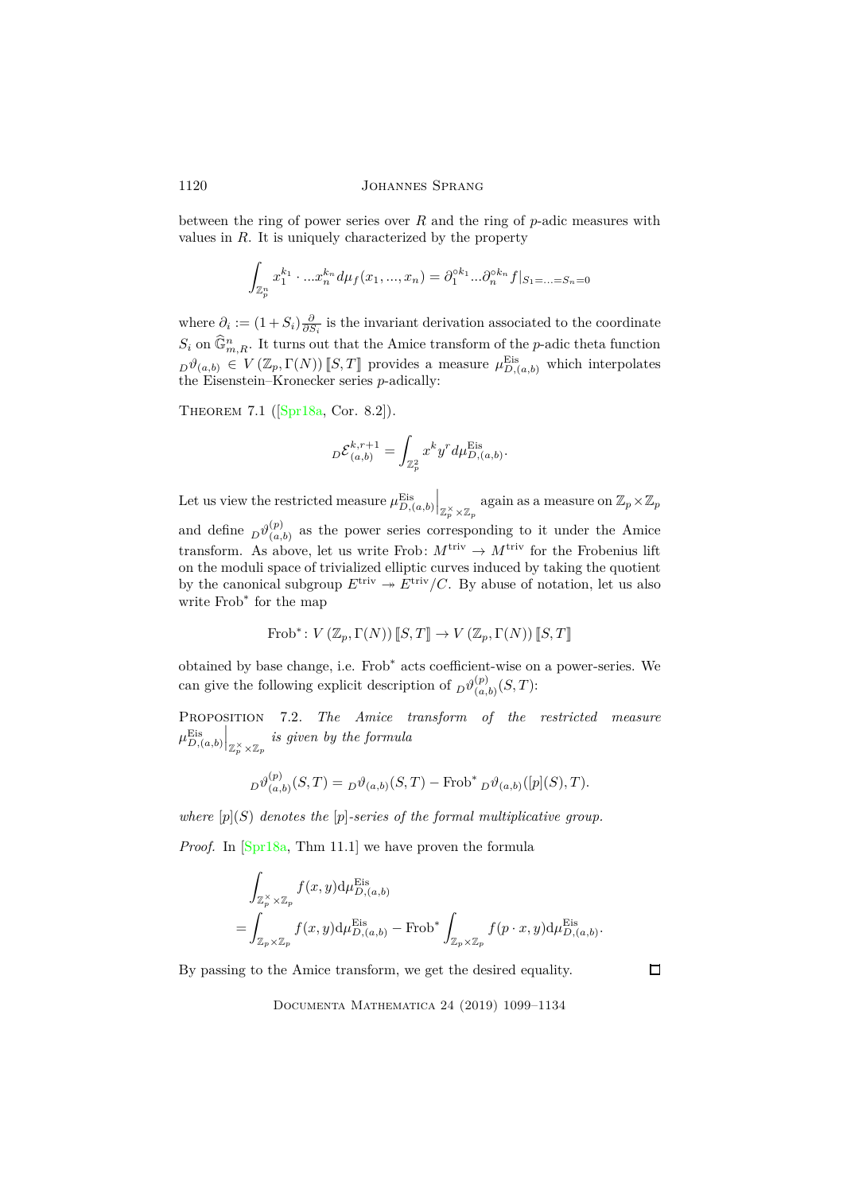between the ring of power series over $R$ and the ring of $p$-adic measures with values in $R$. It is uniquely characterized by the property

$$\int_{\mathbb{Z}_p^n} x_1^{k_1} \cdot ... x_n^{k_n} d\mu_f(x_1, ..., x_n) = \partial_1^{\circ k_1} ... \partial_n^{\circ k_n} f|_{S_1 = ... = S_n = 0}$$

where $\partial_i := (1+S_i)\frac{\partial}{\partial S_i}$ is the invariant derivation associated to the coordinate $S_i$ on $\widehat{\mathbb{G}}_{m,R}^n$. It turns out that the Amice transform of the $p$-adic theta function ${}_D\vartheta_{(a,b)} \in V(\mathbb{Z}_p, \Gamma(N))[\![S,T]\!]$ provides a measure $\mu_{D,(a,b)}^{\mathrm{Eis}}$ which interpolates the Eisenstein–Kronecker series $p$-adically:

Theorem 7.1 ([Spr18a, Cor. 8.2]).

$${}_D\mathcal{E}_{(a,b)}^{k,r+1} = \int_{\mathbb{Z}_p^2} x^k y^r d\mu_{D,(a,b)}^{\mathrm{Eis}}.$$

Let us view the restricted measure $\mu_{D,(a,b)}^{\mathrm{Eis}}\Big|_{\mathbb{Z}_p^\times \times \mathbb{Z}_p}$ again as a measure on $\mathbb{Z}_p \times \mathbb{Z}_p$ and define ${}_D\vartheta_{(a,b)}^{(p)}$ as the power series corresponding to it under the Amice transform. As above, let us write $\mathrm{Frob}\colon M^{\mathrm{triv}} \to M^{\mathrm{triv}}$ for the Frobenius lift on the moduli space of trivialized elliptic curves induced by taking the quotient by the canonical subgroup $E^{\mathrm{triv}} \twoheadrightarrow E^{\mathrm{triv}}/C$. By abuse of notation, let us also write $\mathrm{Frob}^*$ for the map

$$\mathrm{Frob}^*\colon V(\mathbb{Z}_p, \Gamma(N))[\![S,T]\!] \to V(\mathbb{Z}_p, \Gamma(N))[\![S,T]\!]$$

obtained by base change, i.e. $\mathrm{Frob}^*$ acts coefficient-wise on a power-series. We can give the following explicit description of ${}_D\vartheta_{(a,b)}^{(p)}(S,T)$:

Proposition 7.2. *The Amice transform of the restricted measure* $\mu_{D,(a,b)}^{\mathrm{Eis}}\Big|_{\mathbb{Z}_p^\times \times \mathbb{Z}_p}$ *is given by the formula*

$${}_D\vartheta_{(a,b)}^{(p)}(S,T) = {}_D\vartheta_{(a,b)}(S,T) - \mathrm{Frob}^*\, {}_D\vartheta_{(a,b)}([p](S),T).$$

*where* $[p](S)$ *denotes the* $[p]$*-series of the formal multiplicative group.*

*Proof.* In [Spr18a, Thm 11.1] we have proven the formula

$$\begin{aligned}
&\int_{\mathbb{Z}_p^\times \times \mathbb{Z}_p} f(x,y) \mathrm{d}\mu_{D,(a,b)}^{\mathrm{Eis}} \\
=&\int_{\mathbb{Z}_p \times \mathbb{Z}_p} f(x,y) \mathrm{d}\mu_{D,(a,b)}^{\mathrm{Eis}} - \mathrm{Frob}^* \int_{\mathbb{Z}_p \times \mathbb{Z}_p} f(p \cdot x, y) \mathrm{d}\mu_{D,(a,b)}^{\mathrm{Eis}}.
\end{aligned}$$

By passing to the Amice transform, we get the desired equality. □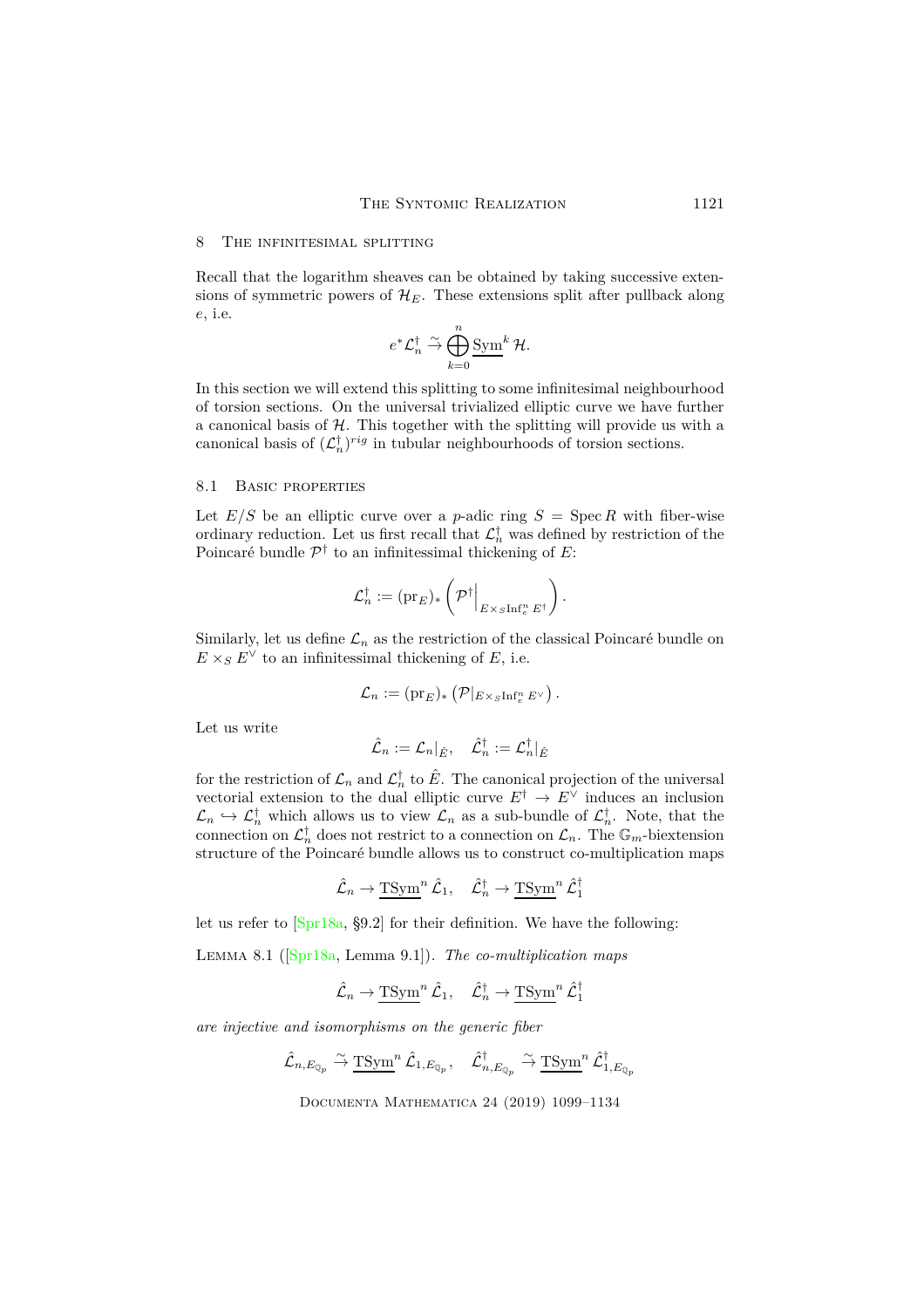## 8 The infinitesimal splitting

Recall that the logarithm sheaves can be obtained by taking successive extensions of symmetric powers of $\mathcal{H}_E$. These extensions split after pullback along $e$, i.e.

$$e^*\mathcal{L}_n^\dagger \xrightarrow{\sim} \bigoplus_{k=0}^{n} \underline{\mathrm{Sym}}^k\, \mathcal{H}.$$

In this section we will extend this splitting to some infinitesimal neighbourhood of torsion sections. On the universal trivialized elliptic curve we have further a canonical basis of $\mathcal{H}$. This together with the splitting will provide us with a canonical basis of $(\mathcal{L}_n^\dagger)^{rig}$ in tubular neighbourhoods of torsion sections.

### 8.1 Basic properties

Let $E/S$ be an elliptic curve over a $p$-adic ring $S = \operatorname{Spec} R$ with fiber-wise ordinary reduction. Let us first recall that $\mathcal{L}_n^\dagger$ was defined by restriction of the Poincaré bundle $\mathcal{P}^\dagger$ to an infinitessimal thickening of $E$:

$$\mathcal{L}_n^\dagger := (\mathrm{pr}_E)_* \left( \mathcal{P}^\dagger\Big|_{E\times_S \mathrm{Inf}_e^n E^\dagger} \right).$$

Similarly, let us define $\mathcal{L}_n$ as the restriction of the classical Poincaré bundle on $E \times_S E^\vee$ to an infinitessimal thickening of $E$, i.e.

$$\mathcal{L}_n := (\mathrm{pr}_E)_* \left( \mathcal{P}|_{E\times_S \mathrm{Inf}_e^n E^\vee} \right).$$

Let us write

$$\hat{\mathcal{L}}_n := \mathcal{L}_n|_{\hat{E}}, \quad \hat{\mathcal{L}}_n^\dagger := \mathcal{L}_n^\dagger|_{\hat{E}}$$

for the restriction of $\mathcal{L}_n$ and $\mathcal{L}_n^\dagger$ to $\hat{E}$. The canonical projection of the universal vectorial extension to the dual elliptic curve $E^\dagger \to E^\vee$ induces an inclusion $\mathcal{L}_n \hookrightarrow \mathcal{L}_n^\dagger$ which allows us to view $\mathcal{L}_n$ as a sub-bundle of $\mathcal{L}_n^\dagger$. Note, that the connection on $\mathcal{L}_n^\dagger$ does not restrict to a connection on $\mathcal{L}_n$. The $\mathbb{G}_m$-biextension structure of the Poincaré bundle allows us to construct co-multiplication maps

$$\hat{\mathcal{L}}_n \to \underline{\mathrm{TSym}}^n\, \hat{\mathcal{L}}_1, \quad \hat{\mathcal{L}}_n^\dagger \to \underline{\mathrm{TSym}}^n\, \hat{\mathcal{L}}_1^\dagger$$

let us refer to [Spr18a, §9.2] for their definition. We have the following:

Lemma 8.1 ([Spr18a, Lemma 9.1]). *The co-multiplication maps*

$$\hat{\mathcal{L}}_n \to \underline{\mathrm{TSym}}^n\, \hat{\mathcal{L}}_1, \quad \hat{\mathcal{L}}_n^\dagger \to \underline{\mathrm{TSym}}^n\, \hat{\mathcal{L}}_1^\dagger$$

*are injective and isomorphisms on the generic fiber*

$$\hat{\mathcal{L}}_{n,E_{\mathbb{Q}_p}} \xrightarrow{\sim} \underline{\mathrm{TSym}}^n\, \hat{\mathcal{L}}_{1,E_{\mathbb{Q}_p}}, \quad \hat{\mathcal{L}}^\dagger_{n,E_{\mathbb{Q}_p}} \xrightarrow{\sim} \underline{\mathrm{TSym}}^n\, \hat{\mathcal{L}}^\dagger_{1,E_{\mathbb{Q}_p}}$$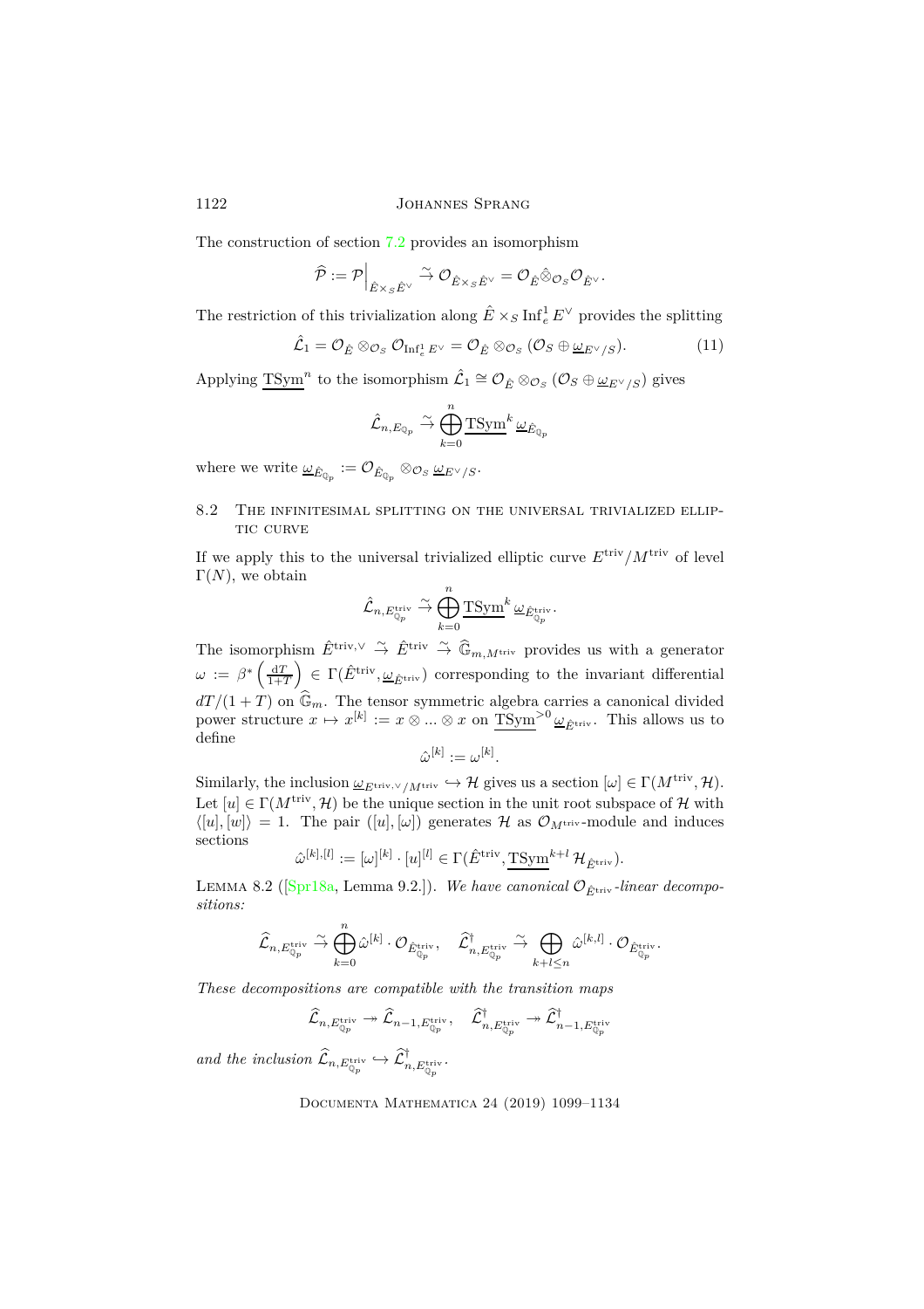The construction of section 7.2 provides an isomorphism

$$\widehat{\mathcal{P}} := \mathcal{P}\Big|_{\hat{E}\times_S \hat{E}^\vee} \xrightarrow{\sim} \mathcal{O}_{\hat{E}\times_S \hat{E}^\vee} = \mathcal{O}_{\hat{E}} \hat{\otimes}_{\mathcal{O}_S} \mathcal{O}_{\hat{E}^\vee}.$$

The restriction of this trivialization along $\hat{E}\times_S \mathrm{Inf}^1_e E^\vee$ provides the splitting

$$\hat{\mathcal{L}}_1 = \mathcal{O}_{\hat{E}} \otimes_{\mathcal{O}_S} \mathcal{O}_{\mathrm{Inf}^1_e E^\vee} = \mathcal{O}_{\hat{E}} \otimes_{\mathcal{O}_S} (\mathcal{O}_S \oplus \underline{\omega}_{E^\vee/S}). \tag{11}$$

Applying $\underline{\mathrm{TSym}}^n$ to the isomorphism $\hat{\mathcal{L}}_1 \cong \mathcal{O}_{\hat{E}} \otimes_{\mathcal{O}_S} (\mathcal{O}_S \oplus \underline{\omega}_{E^\vee/S})$ gives

$$\hat{\mathcal{L}}_{n,E_{\mathbb{Q}_p}} \xrightarrow{\sim} \bigoplus_{k=0}^{n} \underline{\mathrm{TSym}}^k\, \underline{\omega}_{\hat{E}_{\mathbb{Q}_p}}$$

where we write $\underline{\omega}_{\hat{E}_{\mathbb{Q}_p}} := \mathcal{O}_{\hat{E}_{\mathbb{Q}_p}} \otimes_{\mathcal{O}_S} \underline{\omega}_{E^\vee/S}$.

## 8.2 The infinitesimal splitting on the universal trivialized elliptic curve

If we apply this to the universal trivialized elliptic curve $E^{\mathrm{triv}}/M^{\mathrm{triv}}$ of level $\Gamma(N)$, we obtain

$$\hat{\mathcal{L}}_{n,E^{\mathrm{triv}}_{\mathbb{Q}_p}} \xrightarrow{\sim} \bigoplus_{k=0}^{n} \underline{\mathrm{TSym}}^k\, \underline{\omega}_{\hat{E}^{\mathrm{triv}}_{\mathbb{Q}_p}}.$$

The isomorphism $\hat{E}^{\mathrm{triv},\vee} \xrightarrow{\sim} \hat{E}^{\mathrm{triv}} \xrightarrow{\sim} \widehat{\mathbb{G}}_{m,M^{\mathrm{triv}}}$ provides us with a generator $\omega := \beta^*\left(\frac{\mathrm{d}T}{1+T}\right) \in \Gamma(\hat{E}^{\mathrm{triv}}, \underline{\omega}_{\hat{E}^{\mathrm{triv}}})$ corresponding to the invariant differential $dT/(1+T)$ on $\widehat{\mathbb{G}}_m$. The tensor symmetric algebra carries a canonical divided power structure $x \mapsto x^{[k]} := x \otimes \ldots \otimes x$ on $\underline{\mathrm{TSym}}^{>0}\, \underline{\omega}_{\hat{E}^{\mathrm{triv}}}$. This allows us to define

$$\hat{\omega}^{[k]} := \omega^{[k]}.$$

Similarly, the inclusion $\underline{\omega}_{E^{\mathrm{triv},\vee}/M^{\mathrm{triv}}} \hookrightarrow \mathcal{H}$ gives us a section $[\omega] \in \Gamma(M^{\mathrm{triv}}, \mathcal{H})$. Let $[u] \in \Gamma(M^{\mathrm{triv}}, \mathcal{H})$ be the unique section in the unit root subspace of $\mathcal{H}$ with $\langle [u], [w] \rangle = 1$. The pair $([u],[\omega])$ generates $\mathcal{H}$ as $\mathcal{O}_{M^{\mathrm{triv}}}$-module and induces sections

$$\hat{\omega}^{[k],[l]} := [\omega]^{[k]} \cdot [u]^{[l]} \in \Gamma(\hat{E}^{\mathrm{triv}}, \underline{\mathrm{TSym}}^{k+l}\, \mathcal{H}_{\hat{E}^{\mathrm{triv}}}).$$

Lemma 8.2 ([Spr18a, Lemma 9.2.]). *We have canonical $\mathcal{O}_{\hat{E}^{\mathrm{triv}}}$-linear decompositions:*

$$\widehat{\mathcal{L}}_{n,E^{\mathrm{triv}}_{\mathbb{Q}_p}} \xrightarrow{\sim} \bigoplus_{k=0}^{n} \hat{\omega}^{[k]} \cdot \mathcal{O}_{\hat{E}^{\mathrm{triv}}_{\mathbb{Q}_p}}, \quad \widehat{\mathcal{L}}^\dagger_{n,E^{\mathrm{triv}}_{\mathbb{Q}_p}} \xrightarrow{\sim} \bigoplus_{k+l\le n} \hat{\omega}^{[k,l]} \cdot \mathcal{O}_{\hat{E}^{\mathrm{triv}}_{\mathbb{Q}_p}}.$$

*These decompositions are compatible with the transition maps*

$$\widehat{\mathcal{L}}_{n,E^{\mathrm{triv}}_{\mathbb{Q}_p}} \twoheadrightarrow \widehat{\mathcal{L}}_{n-1,E^{\mathrm{triv}}_{\mathbb{Q}_p}}, \quad \widehat{\mathcal{L}}^\dagger_{n,E^{\mathrm{triv}}_{\mathbb{Q}_p}} \twoheadrightarrow \widehat{\mathcal{L}}^\dagger_{n-1,E^{\mathrm{triv}}_{\mathbb{Q}_p}}$$

*and the inclusion $\widehat{\mathcal{L}}_{n,E^{\mathrm{triv}}_{\mathbb{Q}_p}} \hookrightarrow \widehat{\mathcal{L}}^\dagger_{n,E^{\mathrm{triv}}_{\mathbb{Q}_p}}$.*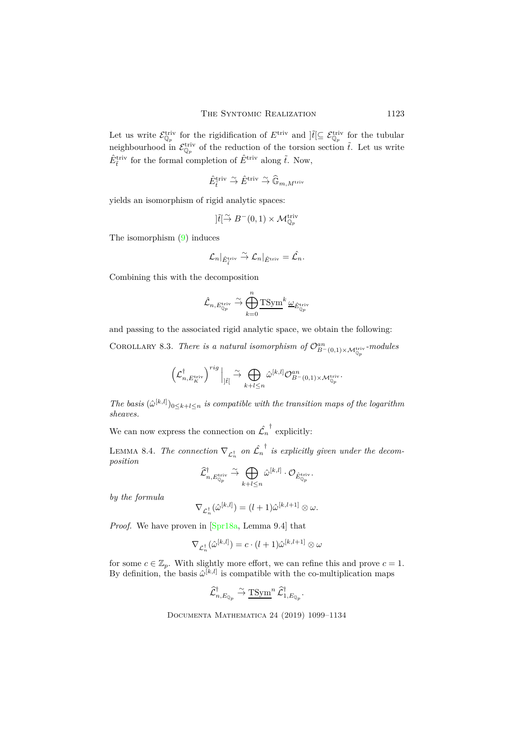Let us write $\mathcal{E}^{\mathrm{triv}}_{\mathbb{Q}_p}$ for the rigidification of $E^{\mathrm{triv}}$ and $]\tilde{t}[\subseteq \mathcal{E}^{\mathrm{triv}}_{\mathbb{Q}_p}$ for the tubular neighbourhood in $\mathcal{E}^{\mathrm{triv}}_{\mathbb{Q}_p}$ of the reduction of the torsion section $\tilde{t}$. Let us write $\hat{E}^{\mathrm{triv}}_{\tilde{t}}$ for the formal completion of $\hat{E}^{\mathrm{triv}}$ along $\tilde{t}$. Now,

$$\hat{E}^{\mathrm{triv}}_{\tilde{t}} \xrightarrow{\sim} \hat{E}^{\mathrm{triv}} \xrightarrow{\sim} \widehat{\mathbb{G}}_{m,M^{\mathrm{triv}}}$$

yields an isomorphism of rigid analytic spaces:

$$]\tilde{t}[\xrightarrow{\sim} B^{-}(0,1)\times \mathcal{M}^{\mathrm{triv}}_{\mathbb{Q}_p}$$

The isomorphism (9) induces

$$\mathcal{L}_n|_{\hat{E}^{\mathrm{triv}}_{\tilde{t}}} \xrightarrow{\sim} \mathcal{L}_n|_{\hat{E}^{\mathrm{triv}}} = \hat{\mathcal{L}}_n.$$

Combining this with the decomposition

$$\hat{\mathcal{L}}_{n,E^{\mathrm{triv}}_{\mathbb{Q}_p}} \xrightarrow{\sim} \bigoplus_{k=0}^{n} \underline{\mathrm{TSym}}^k\, \underline{\omega}_{\hat{E}^{\mathrm{triv}}_{\mathbb{Q}_p}}$$

and passing to the associated rigid analytic space, we obtain the following:

Corollary 8.3. *There is a natural isomorphism of $\mathcal{O}^{an}_{B^{-}(0,1)\times\mathcal{M}^{\mathrm{triv}}_{\mathbb{Q}_p}}$-modules*

$$\left(\mathcal{L}^{\dagger}_{n,E^{\mathrm{triv}}_K}\right)^{rig}\Big|_{]\tilde{t}[} \xrightarrow{\sim} \bigoplus_{k+l\leq n} \hat{\omega}^{[k,l]}\mathcal{O}^{an}_{B^{-}(0,1)\times\mathcal{M}^{\mathrm{triv}}_{\mathbb{Q}_p}}.$$

*The basis $(\hat{\omega}^{[k,l]})_{0\leq k+l\leq n}$ is compatible with the transition maps of the logarithm sheaves.*

We can now express the connection on $\hat{\mathcal{L}_n}^{\dagger}$ explicitly:

Lemma 8.4. *The connection $\nabla_{\mathcal{L}^{\dagger}_n}$ on $\hat{\mathcal{L}_n}^{\dagger}$ is explicitly given under the decomposition*

$$\widehat{\mathcal{L}}^{\dagger}_{n,E^{\mathrm{triv}}_{\mathbb{Q}_p}} \xrightarrow{\sim} \bigoplus_{k+l\leq n} \hat{\omega}^{[k,l]}\cdot \mathcal{O}_{\hat{E}^{\mathrm{triv}}_{\mathbb{Q}_p}}.$$

*by the formula*

$$\nabla_{\mathcal{L}^{\dagger}_n}(\hat{\omega}^{[k,l]}) = (l+1)\hat{\omega}^{[k,l+1]}\otimes\omega.$$

*Proof.* We have proven in [Spr18a, Lemma 9.4] that

$$\nabla_{\mathcal{L}^{\dagger}_n}(\hat{\omega}^{[k,l]}) = c\cdot(l+1)\hat{\omega}^{[k,l+1]}\otimes\omega$$

for some $c\in\mathbb{Z}_p$. With slightly more effort, we can refine this and prove $c=1$. By definition, the basis $\hat{\omega}^{[k,l]}$ is compatible with the co-multiplication maps

$$\widehat{\mathcal{L}}^{\dagger}_{n,E_{\mathbb{Q}_p}} \xrightarrow{\sim} \underline{\mathrm{TSym}}^n\, \widehat{\mathcal{L}}^{\dagger}_{1,E_{\mathbb{Q}_p}}.$$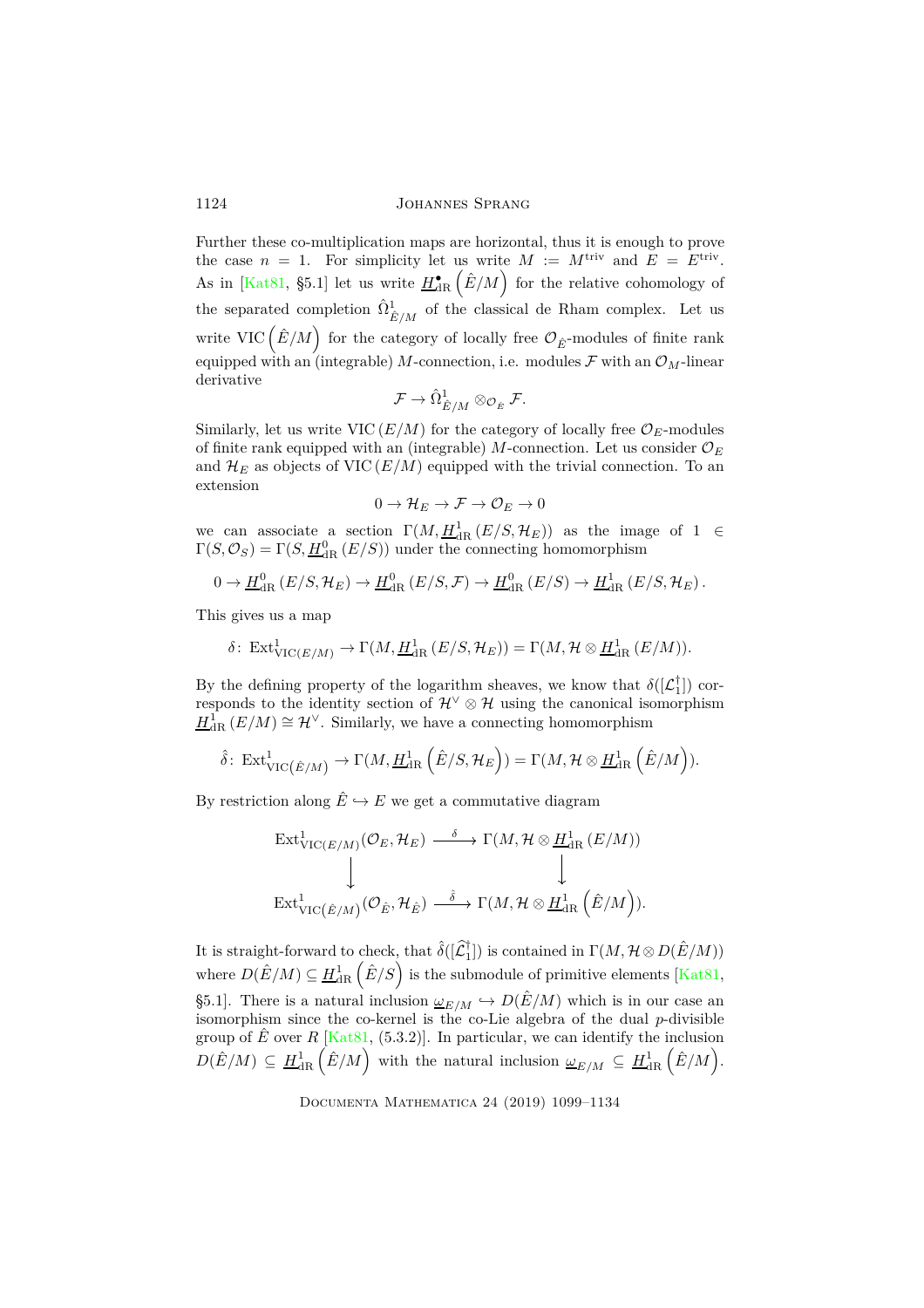Further these co-multiplication maps are horizontal, thus it is enough to prove the case $n = 1$. For simplicity let us write $M := M^{\mathrm{triv}}$ and $E = E^{\mathrm{triv}}$. As in [Kat81, §5.1] let us write $\underline{H}^\bullet_{\mathrm{dR}}\left(\hat{E}/M\right)$ for the relative cohomology of the separated completion $\hat{\Omega}^1_{\hat{E}/M}$ of the classical de Rham complex. Let us write $\mathrm{VIC}\left(\hat{E}/M\right)$ for the category of locally free $\mathcal{O}_{\hat{E}}$-modules of finite rank equipped with an (integrable) $M$-connection, i.e. modules $\mathcal{F}$ with an $\mathcal{O}_M$-linear derivative

$$\mathcal{F} \to \hat{\Omega}^1_{\hat{E}/M} \otimes_{\mathcal{O}_E} \mathcal{F}.$$

Similarly, let us write $\mathrm{VIC}\,(E/M)$ for the category of locally free $\mathcal{O}_E$-modules of finite rank equipped with an (integrable) $M$-connection. Let us consider $\mathcal{O}_E$ and $\mathcal{H}_E$ as objects of $\mathrm{VIC}\,(E/M)$ equipped with the trivial connection. To an extension

$$0 \to \mathcal{H}_E \to \mathcal{F} \to \mathcal{O}_E \to 0$$

we can associate a section $\Gamma(M, \underline{H}^1_{\mathrm{dR}}\,(E/S, \mathcal{H}_E))$ as the image of $1 \in \Gamma(S, \mathcal{O}_S) = \Gamma(S, \underline{H}^0_{\mathrm{dR}}\,(E/S))$ under the connecting homomorphism

$$0 \to \underline{H}^0_{\mathrm{dR}}\,(E/S, \mathcal{H}_E) \to \underline{H}^0_{\mathrm{dR}}\,(E/S, \mathcal{F}) \to \underline{H}^0_{\mathrm{dR}}\,(E/S) \to \underline{H}^1_{\mathrm{dR}}\,(E/S, \mathcal{H}_E).$$

This gives us a map

$$\delta\colon\ \mathrm{Ext}^1_{\mathrm{VIC}(E/M)} \to \Gamma(M, \underline{H}^1_{\mathrm{dR}}\,(E/S, \mathcal{H}_E)) = \Gamma(M, \mathcal{H} \otimes \underline{H}^1_{\mathrm{dR}}\,(E/M)).$$

By the defining property of the logarithm sheaves, we know that $\delta([\mathcal{L}_1^\dagger])$ corresponds to the identity section of $\mathcal{H}^\vee \otimes \mathcal{H}$ using the canonical isomorphism $\underline{H}^1_{\mathrm{dR}}\,(E/M) \cong \mathcal{H}^\vee$. Similarly, we have a connecting homomorphism

$$\hat{\delta}\colon\ \mathrm{Ext}^1_{\mathrm{VIC}\left(\hat{E}/M\right)} \to \Gamma(M, \underline{H}^1_{\mathrm{dR}}\left(\hat{E}/S, \mathcal{H}_E\right)) = \Gamma(M, \mathcal{H} \otimes \underline{H}^1_{\mathrm{dR}}\left(\hat{E}/M\right)).$$

By restriction along $\hat{E} \hookrightarrow E$ we get a commutative diagram

$$\begin{array}{ccc}
\mathrm{Ext}^1_{\mathrm{VIC}(E/M)}(\mathcal{O}_E, \mathcal{H}_E) & \xrightarrow{\ \delta\ } & \Gamma(M, \mathcal{H} \otimes \underline{H}^1_{\mathrm{dR}}\,(E/M)) \\
\downarrow & & \downarrow \\
\mathrm{Ext}^1_{\mathrm{VIC}\left(\hat{E}/M\right)}(\mathcal{O}_{\hat{E}}, \mathcal{H}_{\hat{E}}) & \xrightarrow{\ \hat{\delta}\ } & \Gamma(M, \mathcal{H} \otimes \underline{H}^1_{\mathrm{dR}}\left(\hat{E}/M\right)).
\end{array}$$

It is straight-forward to check, that $\hat{\delta}([\widehat{\mathcal{L}}_1^\dagger])$ is contained in $\Gamma(M, \mathcal{H} \otimes D(\hat{E}/M))$ where $D(\hat{E}/M) \subseteq \underline{H}^1_{\mathrm{dR}}\left(\hat{E}/S\right)$ is the submodule of primitive elements [Kat81, §5.1]. There is a natural inclusion $\underline{\omega}_{E/M} \hookrightarrow D(\hat{E}/M)$ which is in our case an isomorphism since the co-kernel is the co-Lie algebra of the dual $p$-divisible group of $\hat{E}$ over $R$ [Kat81, (5.3.2)]. In particular, we can identify the inclusion $D(\hat{E}/M) \subseteq \underline{H}^1_{\mathrm{dR}}\left(\hat{E}/M\right)$ with the natural inclusion $\underline{\omega}_{E/M} \subseteq \underline{H}^1_{\mathrm{dR}}\left(\hat{E}/M\right)$.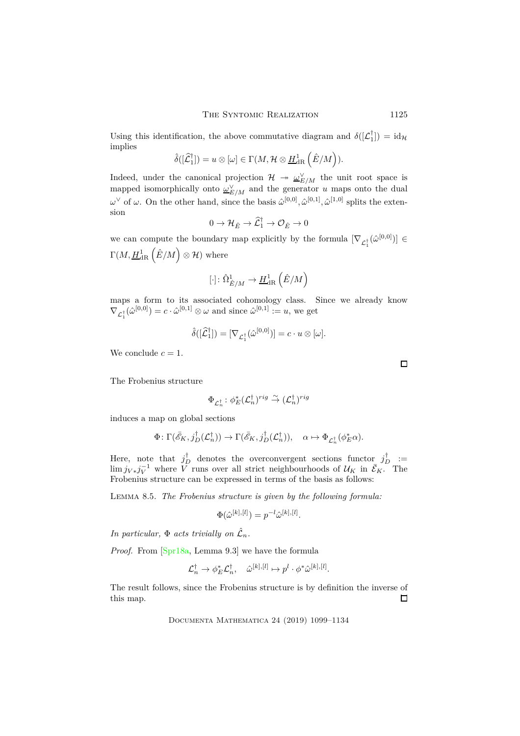Using this identification, the above commutative diagram and $\delta([\mathcal{L}_1^\dagger]) = \mathrm{id}_{\mathcal{H}}$ implies

$$\hat{\delta}([\widehat{\mathcal{L}}_1^\dagger]) = u \otimes [\omega] \in \Gamma(M, \mathcal{H} \otimes \underline{H}^1_{\mathrm{dR}}\left(\hat{E}/M\right)).$$

Indeed, under the canonical projection $\mathcal{H} \twoheadrightarrow \underline{\omega}^\vee_{E/M}$ the unit root space is mapped isomorphically onto $\underline{\omega}^\vee_{E/M}$ and the generator $u$ maps onto the dual $\omega^\vee$ of $\omega$. On the other hand, since the basis $\hat{\omega}^{[0,0]}, \hat{\omega}^{[0,1]}, \hat{\omega}^{[1,0]}$ splits the extension

$$0 \to \mathcal{H}_{\hat{E}} \to \widehat{\mathcal{L}}_1^\dagger \to \mathcal{O}_{\hat{E}} \to 0$$

we can compute the boundary map explicitly by the formula $[\nabla_{\mathcal{L}_1^\dagger}(\hat{\omega}^{[0,0]})] \in \Gamma(M, \underline{H}^1_{\mathrm{dR}}\left(\hat{E}/M\right) \otimes \mathcal{H})$ where

$$[\cdot] \colon \hat{\Omega}^1_{\hat{E}/M} \to \underline{H}^1_{\mathrm{dR}}\left(\hat{E}/M\right)$$

maps a form to its associated cohomology class. Since we already know $\nabla_{\mathcal{L}_1^\dagger}(\hat{\omega}^{[0,0]}) = c \cdot \hat{\omega}^{[0,1]} \otimes \omega$ and since $\hat{\omega}^{[0,1]} := u$, we get

$$\hat{\delta}([\widehat{\mathcal{L}}_1^\dagger]) = [\nabla_{\mathcal{L}_1^\dagger}(\hat{\omega}^{[0,0]})] = c \cdot u \otimes [\omega].$$

We conclude $c = 1$. $\square$

The Frobenius structure

$$\Phi_{\mathcal{L}_n^\dagger} \colon \phi_E^*(\mathcal{L}_n^\dagger)^{rig} \xrightarrow{\sim} (\mathcal{L}_n^\dagger)^{rig}$$

induces a map on global sections

$$\Phi \colon \Gamma(\bar{\mathscr{E}}_K, j_D^\dagger(\mathcal{L}_n^\dagger)) \to \Gamma(\bar{\mathscr{E}}_K, j_D^\dagger(\mathcal{L}_n^\dagger)), \quad \alpha \mapsto \Phi_{\mathcal{L}_n^\dagger}(\phi_E^*\alpha).$$

Here, note that $j_D^\dagger$ denotes the overconvergent sections functor $j_D^\dagger := \lim j_{V*} j_V^{-1}$ where $V$ runs over all strict neighbourhoods of $\mathcal{U}_K$ in $\bar{\mathscr{E}}_K$. The Frobenius structure can be expressed in terms of the basis as follows:

Lemma 8.5. *The Frobenius structure is given by the following formula:*

$$\Phi(\hat{\omega}^{[k],[l]}) = p^{-l}\hat{\omega}^{[k],[l]}.$$

*In particular, $\Phi$ acts trivially on $\hat{\mathcal{L}}_n$.*

*Proof.* From [Spr18a, Lemma 9.3] we have the formula

$$\mathcal{L}_n^\dagger \to \phi_E^*\mathcal{L}_n^\dagger, \quad \hat{\omega}^{[k],[l]} \mapsto p^l \cdot \phi^*\hat{\omega}^{[k],[l]}.$$

The result follows, since the Frobenius structure is by definition the inverse of this map. $\square$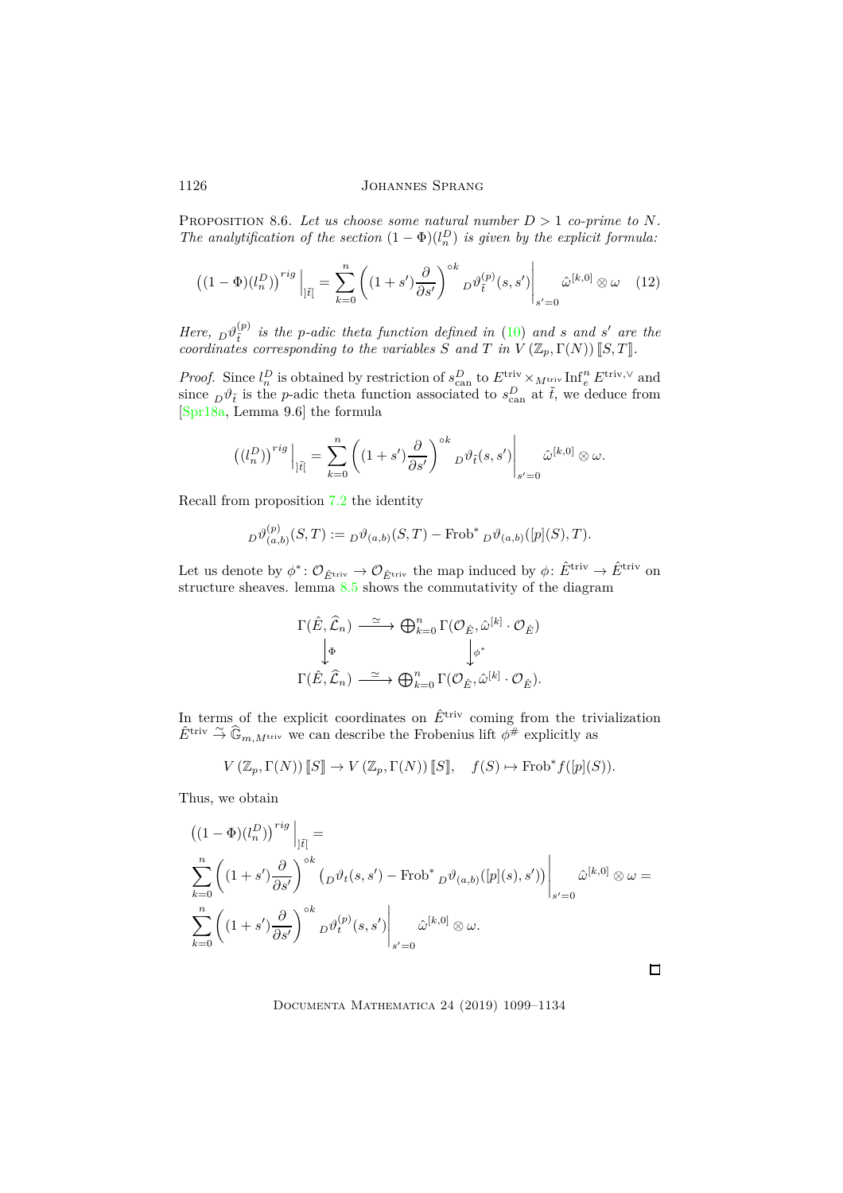**Proposition 8.6.** *Let us choose some natural number $D > 1$ co-prime to $N$. The analytification of the section $(1-\Phi)(l_n^D)$ is given by the explicit formula:*

$$\left((1-\Phi)(l_n^D)\right)^{rig}\Big|_{]\tilde{t}[} = \sum_{k=0}^{n} \left((1+s')\frac{\partial}{\partial s'}\right)^{\circ k} {}_D\vartheta_{\tilde{t}}^{(p)}(s,s')\Bigg|_{s'=0} \hat{\omega}^{[k,0]} \otimes \omega \quad (12)$$

*Here, ${}_D\vartheta_{\tilde{t}}^{(p)}$ is the $p$-adic theta function defined in (10) and $s$ and $s'$ are the coordinates corresponding to the variables $S$ and $T$ in $V(\mathbb{Z}_p, \Gamma(N))[\![S,T]\!]$.*

*Proof.* Since $l_n^D$ is obtained by restriction of $s_{\mathrm{can}}^D$ to $E^{\mathrm{triv}} \times_{M^{\mathrm{triv}}} \mathrm{Inf}_e^n E^{\mathrm{triv},\vee}$ and since ${}_D\vartheta_{\tilde{t}}$ is the $p$-adic theta function associated to $s_{\mathrm{can}}^D$ at $\tilde{t}$, we deduce from [Spr18a, Lemma 9.6] the formula

$$\left((l_n^D)\right)^{rig}\Big|_{]\tilde{t}[} = \sum_{k=0}^{n} \left((1+s')\frac{\partial}{\partial s'}\right)^{\circ k} {}_D\vartheta_{\tilde{t}}(s,s')\Bigg|_{s'=0} \hat{\omega}^{[k,0]} \otimes \omega.$$

Recall from proposition 7.2 the identity

$${}_D\vartheta_{(a,b)}^{(p)}(S,T) := {}_D\vartheta_{(a,b)}(S,T) - \mathrm{Frob}^* {}_D\vartheta_{(a,b)}([p](S),T).$$

Let us denote by $\phi^*\colon \mathcal{O}_{\hat{E}^{\mathrm{triv}}} \to \mathcal{O}_{\hat{E}^{\mathrm{triv}}}$ the map induced by $\phi\colon \hat{E}^{\mathrm{triv}} \to \hat{E}^{\mathrm{triv}}$ on structure sheaves. lemma 8.5 shows the commutativity of the diagram

$$\begin{array}{ccc}
\Gamma(\hat{E}, \widehat{\mathcal{L}}_n) & \xrightarrow{\simeq} & \bigoplus_{k=0}^n \Gamma(\mathcal{O}_{\hat{E}}, \hat{\omega}^{[k]} \cdot \mathcal{O}_{\hat{E}}) \\
\big\downarrow \Phi & & \big\downarrow \phi^* \\
\Gamma(\hat{E}, \widehat{\mathcal{L}}_n) & \xrightarrow{\simeq} & \bigoplus_{k=0}^n \Gamma(\mathcal{O}_{\hat{E}}, \hat{\omega}^{[k]} \cdot \mathcal{O}_{\hat{E}}).
\end{array}$$

In terms of the explicit coordinates on $\hat{E}^{\mathrm{triv}}$ coming from the trivialization $\hat{E}^{\mathrm{triv}} \xrightarrow{\sim} \widehat{\mathbb{G}}_{m,M^{\mathrm{triv}}}$ we can describe the Frobenius lift $\phi^{\#}$ explicitly as

$$V(\mathbb{Z}_p, \Gamma(N))[\![S]\!] \to V(\mathbb{Z}_p, \Gamma(N))[\![S]\!], \quad f(S) \mapsto \mathrm{Frob}^* f([p](S)).$$

Thus, we obtain

$$\begin{aligned}
&\left((1-\Phi)(l_n^D)\right)^{rig}\Big|_{]\tilde{t}[} = \\
&\sum_{k=0}^{n} \left((1+s')\frac{\partial}{\partial s'}\right)^{\circ k} \left({}_D\vartheta_t(s,s') - \mathrm{Frob}^* {}_D\vartheta_{(a,b)}([p](s),s')\right)\Bigg|_{s'=0} \hat{\omega}^{[k,0]} \otimes \omega = \\
&\sum_{k=0}^{n} \left((1+s')\frac{\partial}{\partial s'}\right)^{\circ k} {}_D\vartheta_t^{(p)}(s,s')\Bigg|_{s'=0} \hat{\omega}^{[k,0]} \otimes \omega.
\end{aligned}$$

$\square$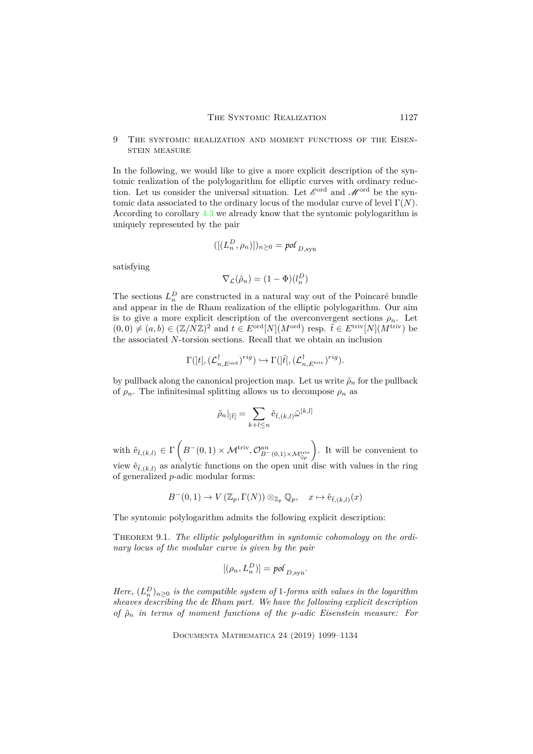## 9 The syntomic realization and moment functions of the Eisenstein measure

In the following, we would like to give a more explicit description of the syntomic realization of the polylogarithm for elliptic curves with ordinary reduction. Let us consider the universal situation. Let $\mathscr{E}^{\mathrm{ord}}$ and $\mathscr{M}^{\mathrm{ord}}$ be the syntomic data associated to the ordinary locus of the modular curve of level $\Gamma(N)$. According to corollary 4.3 we already know that the syntomic polylogarithm is uniquely represented by the pair

$$([(L_n^D, \rho_n)])_{n\geq 0} = \mathscr{pol}_{D,\mathrm{syn}}$$

satisfying

$$\nabla_{\mathcal{L}}(\tilde{\rho}_n) = (1-\Phi)(l_n^D)$$

The sections $L_n^D$ are constructed in a natural way out of the Poincaré bundle and appear in the de Rham realization of the elliptic polylogarithm. Our aim is to give a more explicit description of the overconvergent sections $\rho_n$. Let $(0,0) \neq (a,b) \in (\mathbb{Z}/N\mathbb{Z})^2$ and $t \in E^{\mathrm{ord}}[N](M^{\mathrm{ord}})$ resp. $\tilde{t} \in E^{\mathrm{triv}}[N](M^{\mathrm{triv}})$ be the associated $N$-torsion sections. Recall that we obtain an inclusion

$$\Gamma(]t[, (\mathcal{L}^{\dagger}_{n,E^{\mathrm{ord}}})^{rig}) \hookrightarrow \Gamma(]\tilde{t}[, (\mathcal{L}^{\dagger}_{n,E^{\mathrm{triv}}})^{rig}).$$

by pullback along the canonical projection map. Let us write $\tilde{\rho}_n$ for the pullback of $\rho_n$. The infinitesimal splitting allows us to decompose $\rho_n$ as

$$\tilde{\rho}_n\big|_{]\tilde{t}[} = \sum_{k+l\leq n} \hat{\mathrm{e}}_{\tilde{t},(k,l)} \hat{\omega}^{[k,l]}$$

with $\hat{\mathrm{e}}_{\tilde{t},(k,l)} \in \Gamma\left(B^-(0,1)\times \mathcal{M}^{\mathrm{triv}}, \mathcal{O}^{an}_{B^-(0,1)\times\mathcal{M}^{\mathrm{triv}}_{\mathbb{Q}_p}}\right)$. It will be convenient to view $\hat{\mathrm{e}}_{\tilde{t},(k,l)}$ as analytic functions on the open unit disc with values in the ring of generalized $p$-adic modular forms:

$$B^-(0,1) \to V\left(\mathbb{Z}_p, \Gamma(N)\right)\otimes_{\mathbb{Z}_p}\mathbb{Q}_p, \quad x \mapsto \hat{\mathrm{e}}_{\tilde{t},(k,l)}(x)$$

The syntomic polylogarithm admits the following explicit description:

Theorem 9.1. *The elliptic polylogarithm in syntomic cohomology on the ordinary locus of the modular curve is given by the pair*

$$[(\rho_n, L_n^D)] = \mathscr{pol}_{D,\mathrm{syn}}.$$

*Here, $(L_n^D)_{n\geq 0}$ is the compatible system of 1-forms with values in the logarithm sheaves describing the de Rham part. We have the following explicit description of $\tilde{\rho}_n$ in terms of moment functions of the $p$-adic Eisenstein measure: For*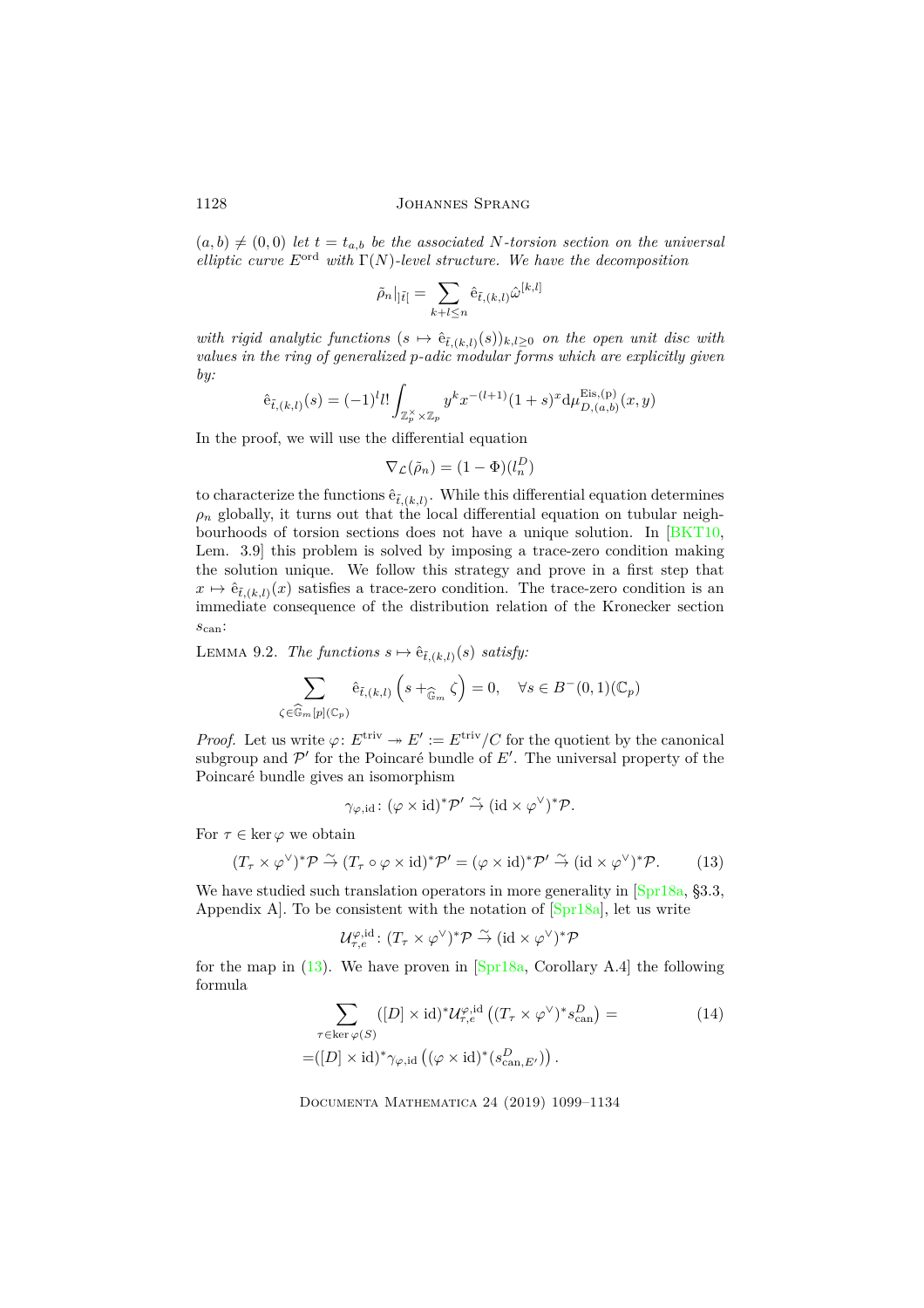$(a,b) \neq (0,0)$ *let* $t = t_{a,b}$ *be the associated* $N$*-torsion section on the universal elliptic curve* $E^{\mathrm{ord}}$ *with* $\Gamma(N)$*-level structure. We have the decomposition*

$$\tilde{\rho}_n|_{]\bar{t}[} = \sum_{k+l \leq n} \hat{\mathrm{e}}_{\bar{t},(k,l)} \hat{\omega}^{[k,l]}$$

*with rigid analytic functions* $(s \mapsto \hat{\mathrm{e}}_{\bar{t},(k,l)}(s))_{k,l\geq 0}$ *on the open unit disc with values in the ring of generalized* $p$*-adic modular forms which are explicitly given by:*

$$\hat{\mathrm{e}}_{\bar{t},(k,l)}(s) = (-1)^l l! \int_{\mathbb{Z}_p^\times \times \mathbb{Z}_p} y^k x^{-(l+1)} (1+s)^x \mathrm{d}\mu_{D,(a,b)}^{\mathrm{Eis},(\mathrm{p})}(x,y)$$

In the proof, we will use the differential equation

$$\nabla_{\mathcal{L}}(\tilde{\rho}_n) = (1-\Phi)(l_n^D)$$

to characterize the functions $\hat{\mathrm{e}}_{\bar{t},(k,l)}$. While this differential equation determines $\rho_n$ globally, it turns out that the local differential equation on tubular neighbourhoods of torsion sections does not have a unique solution. In [BKT10, Lem. 3.9] this problem is solved by imposing a trace-zero condition making the solution unique. We follow this strategy and prove in a first step that $x \mapsto \hat{\mathrm{e}}_{\bar{t},(k,l)}(x)$ satisfies a trace-zero condition. The trace-zero condition is an immediate consequence of the distribution relation of the Kronecker section $s_{\mathrm{can}}$:

Lemma 9.2. *The functions* $s \mapsto \hat{\mathrm{e}}_{\bar{t},(k,l)}(s)$ *satisfy:*

$$\sum_{\zeta \in \widehat{\mathbb{G}}_m[p](\mathbb{C}_p)} \hat{\mathrm{e}}_{\bar{t},(k,l)}\left(s +_{\widehat{\mathbb{G}}_m} \zeta\right) = 0, \quad \forall s \in B^-(0,1)(\mathbb{C}_p)$$

*Proof.* Let us write $\varphi\colon E^{\mathrm{triv}} \twoheadrightarrow E' := E^{\mathrm{triv}}/C$ for the quotient by the canonical subgroup and $\mathcal{P}'$ for the Poincaré bundle of $E'$. The universal property of the Poincaré bundle gives an isomorphism

$$\gamma_{\varphi,\mathrm{id}}\colon (\varphi \times \mathrm{id})^*\mathcal{P}' \xrightarrow{\sim} (\mathrm{id} \times \varphi^\vee)^*\mathcal{P}.$$

For $\tau \in \ker \varphi$ we obtain

$$(T_\tau \times \varphi^\vee)^*\mathcal{P} \xrightarrow{\sim} (T_\tau \circ \varphi \times \mathrm{id})^*\mathcal{P}' = (\varphi \times \mathrm{id})^*\mathcal{P}' \xrightarrow{\sim} (\mathrm{id} \times \varphi^\vee)^*\mathcal{P}. \tag{13}$$

We have studied such translation operators in more generality in [Spr18a, §3.3, Appendix A]. To be consistent with the notation of [Spr18a], let us write

$$\mathcal{U}_{\tau,e}^{\varphi,\mathrm{id}}\colon (T_\tau \times \varphi^\vee)^*\mathcal{P} \xrightarrow{\sim} (\mathrm{id} \times \varphi^\vee)^*\mathcal{P}$$

for the map in (13). We have proven in [Spr18a, Corollary A.4] the following formula

$$\begin{aligned} &\sum_{\tau \in \ker \varphi(S)} ([D] \times \mathrm{id})^* \mathcal{U}_{\tau,e}^{\varphi,\mathrm{id}} \left( (T_\tau \times \varphi^\vee)^* s_{\mathrm{can}}^D \right) = \\ =& ([D] \times \mathrm{id})^* \gamma_{\varphi,\mathrm{id}} \left( (\varphi \times \mathrm{id})^* (s_{\mathrm{can},E'}^D) \right). \end{aligned} \tag{14}$$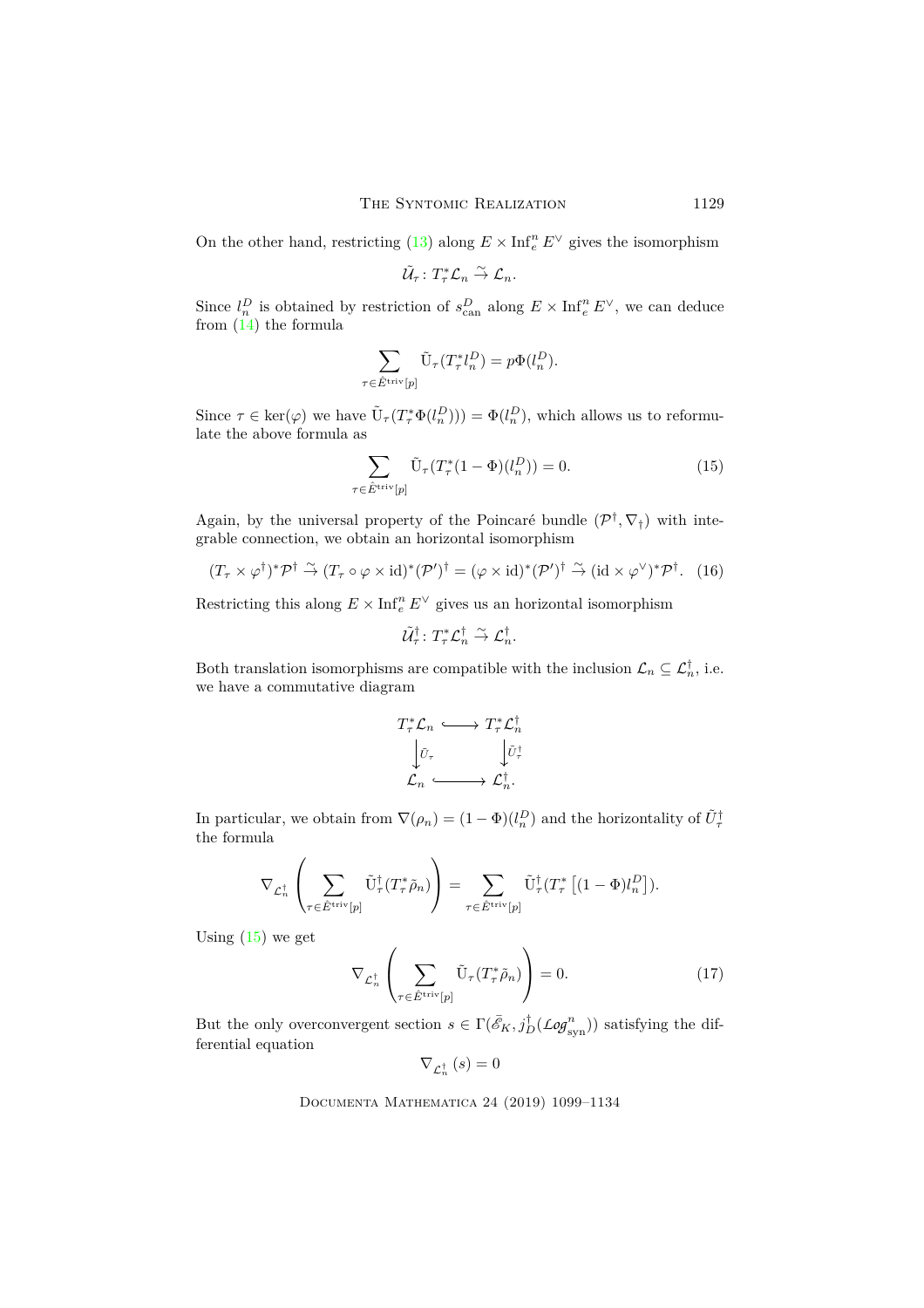On the other hand, restricting (13) along $E \times \operatorname{Inf}_e^n E^\vee$ gives the isomorphism

$$\tilde{\mathcal{U}}_\tau \colon T_\tau^* \mathcal{L}_n \xrightarrow{\sim} \mathcal{L}_n.$$

Since $l_n^D$ is obtained by restriction of $s_{\mathrm{can}}^D$ along $E \times \operatorname{Inf}_e^n E^\vee$, we can deduce from (14) the formula

$$\sum_{\tau \in \hat{E}^{\mathrm{triv}}[p]} \tilde{\mathrm{U}}_\tau(T_\tau^* l_n^D) = p\Phi(l_n^D).$$

Since $\tau \in \ker(\varphi)$ we have $\tilde{\mathrm{U}}_\tau(T_\tau^* \Phi(l_n^D))) = \Phi(l_n^D)$, which allows us to reformulate the above formula as

$$\sum_{\tau \in \hat{E}^{\mathrm{triv}}[p]} \tilde{\mathrm{U}}_\tau(T_\tau^*(1-\Phi)(l_n^D)) = 0. \tag{15}$$

Again, by the universal property of the Poincaré bundle $(\mathcal{P}^\dagger, \nabla_\dagger)$ with integrable connection, we obtain an horizontal isomorphism

$$(T_\tau \times \varphi^\dagger)^* \mathcal{P}^\dagger \xrightarrow{\sim} (T_\tau \circ \varphi \times \mathrm{id})^* (\mathcal{P}')^\dagger = (\varphi \times \mathrm{id})^* (\mathcal{P}')^\dagger \xrightarrow{\sim} (\mathrm{id} \times \varphi^\vee)^* \mathcal{P}^\dagger. \tag{16}$$

Restricting this along $E \times \operatorname{Inf}_e^n E^\vee$ gives us an horizontal isomorphism

$$\tilde{\mathcal{U}}_\tau^\dagger \colon T_\tau^* \mathcal{L}_n^\dagger \xrightarrow{\sim} \mathcal{L}_n^\dagger.$$

Both translation isomorphisms are compatible with the inclusion $\mathcal{L}_n \subseteq \mathcal{L}_n^\dagger$, i.e. we have a commutative diagram

$$\begin{array}{ccc} T_\tau^* \mathcal{L}_n & \hookrightarrow & T_\tau^* \mathcal{L}_n^\dagger \\ \downarrow{\scriptstyle \tilde{U}_\tau} & & \downarrow{\scriptstyle \tilde{U}_\tau^\dagger} \\ \mathcal{L}_n & \hookrightarrow & \mathcal{L}_n^\dagger. \end{array}$$

In particular, we obtain from $\nabla(\rho_n) = (1-\Phi)(l_n^D)$ and the horizontality of $\tilde{U}_\tau^\dagger$ the formula

$$\nabla_{\mathcal{L}_n^\dagger}\left( \sum_{\tau \in \hat{E}^{\mathrm{triv}}[p]} \tilde{\mathrm{U}}_\tau^\dagger (T_\tau^* \tilde{\rho}_n) \right) = \sum_{\tau \in \hat{E}^{\mathrm{triv}}[p]} \tilde{\mathrm{U}}_\tau^\dagger (T_\tau^* \left[(1-\Phi) l_n^D\right]).$$

Using (15) we get

$$\nabla_{\mathcal{L}_n^\dagger}\left( \sum_{\tau \in \hat{E}^{\mathrm{triv}}[p]} \tilde{\mathrm{U}}_\tau (T_\tau^* \tilde{\rho}_n) \right) = 0. \tag{17}$$

But the only overconvergent section $s \in \Gamma(\bar{\mathscr{E}}_K, j_D^\dagger(\mathcal{L}og_{\mathrm{syn}}^n))$ satisfying the differential equation

$$\nabla_{\mathcal{L}_n^\dagger}(s) = 0$$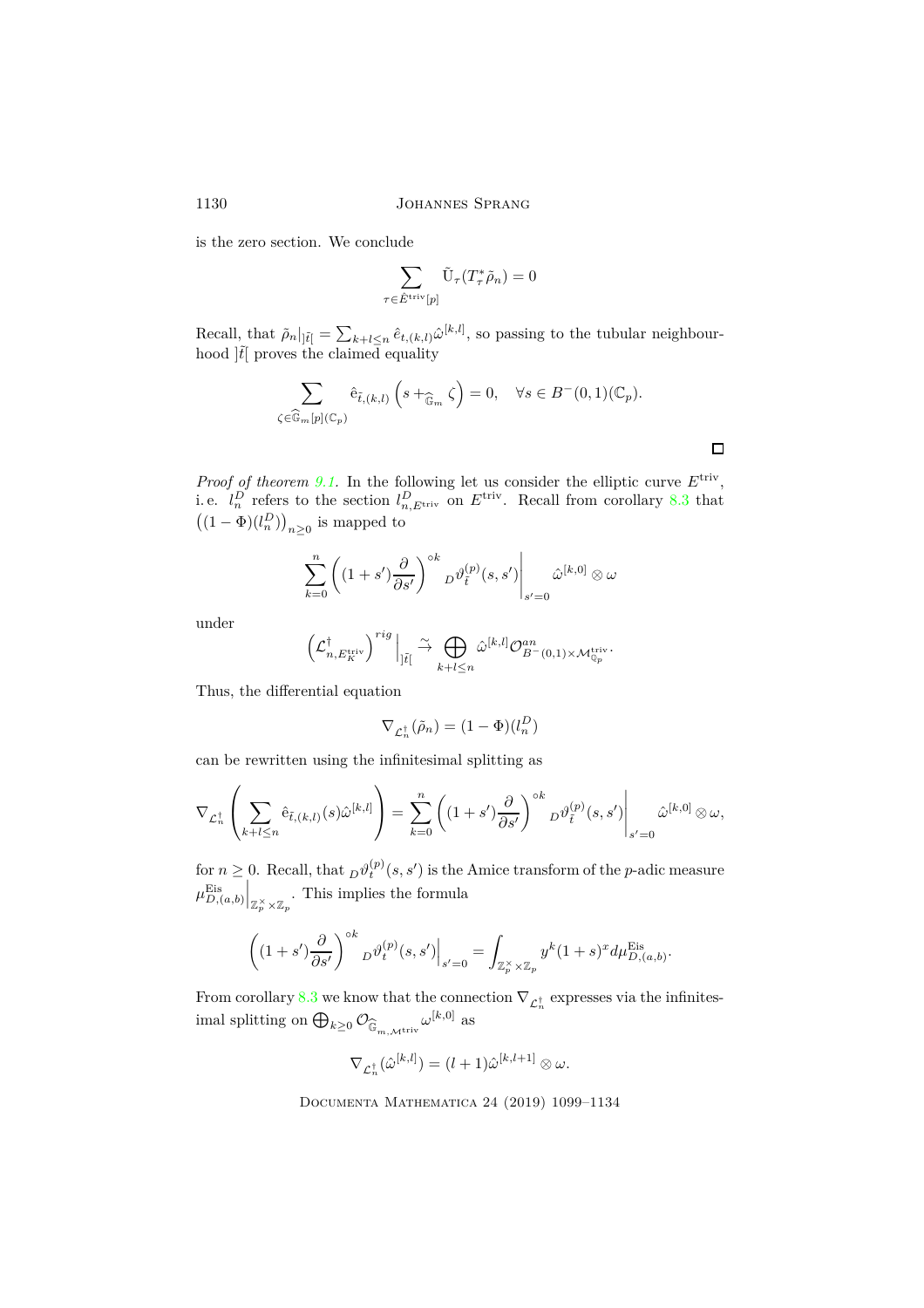is the zero section. We conclude

$$\sum_{\tau \in \hat{E}^{\mathrm{triv}}[p]} \tilde{\mathrm{U}}_\tau(T_\tau^* \tilde{\rho}_n) = 0$$

Recall, that $\tilde{\rho}_n\big|_{]\tilde{t}[} = \sum_{k+l\leq n} \hat{e}_{t,(k,l)} \hat{\omega}^{[k,l]}$, so passing to the tubular neighbourhood $]\tilde{t}[$ proves the claimed equality

$$\sum_{\zeta \in \widehat{\mathbb{G}}_m[p](\mathbb{C}_p)} \hat{\mathrm{e}}_{\tilde{t},(k,l)} \left( s +_{\widehat{\mathbb{G}}_m} \zeta \right) = 0, \quad \forall s \in B^-(0,1)(\mathbb{C}_p).$$

$\square$

*Proof of theorem 9.1.* In the following let us consider the elliptic curve $E^{\mathrm{triv}}$, i.e. $l_n^D$ refers to the section $l_{n,E^{\mathrm{triv}}}^D$ on $E^{\mathrm{triv}}$. Recall from corollary 8.3 that $\left((1-\Phi)(l_n^D)\right)_{n\geq 0}$ is mapped to

$$\sum_{k=0}^n \left( (1+s')\frac{\partial}{\partial s'} \right)^{\circ k} {}_D\vartheta_{\tilde{t}}^{(p)}(s,s')\Big|_{s'=0} \hat{\omega}^{[k,0]} \otimes \omega$$

under

$$\left(\mathcal{L}^\dagger_{n,E_K^{\mathrm{triv}}}\right)^{rig}\Big|_{]\tilde{t}[} \xrightarrow{\sim} \bigoplus_{k+l\leq n} \hat{\omega}^{[k,l]} \mathcal{O}^{an}_{B^-(0,1)\times \mathcal{M}^{\mathrm{triv}}_{\mathbb{Q}_p}}.$$

Thus, the differential equation

$$\nabla_{\mathcal{L}_n^\dagger}(\tilde{\rho}_n) = (1-\Phi)(l_n^D)$$

can be rewritten using the infinitesimal splitting as

$$\nabla_{\mathcal{L}_n^\dagger}\left( \sum_{k+l\leq n} \hat{\mathrm{e}}_{\tilde{t},(k,l)}(s) \hat{\omega}^{[k,l]} \right) = \sum_{k=0}^n \left( (1+s')\frac{\partial}{\partial s'} \right)^{\circ k} {}_D\vartheta_{\tilde{t}}^{(p)}(s,s')\Big|_{s'=0} \hat{\omega}^{[k,0]} \otimes \omega,$$

for $n \geq 0$. Recall, that ${}_D\vartheta_t^{(p)}(s,s')$ is the Amice transform of the $p$-adic measure $\mu^{\mathrm{Eis}}_{D,(a,b)}\Big|_{\mathbb{Z}_p^\times \times \mathbb{Z}_p}$. This implies the formula

$$\left( (1+s')\frac{\partial}{\partial s'} \right)^{\circ k} {}_D\vartheta_t^{(p)}(s,s')\Big|_{s'=0} = \int_{\mathbb{Z}_p^\times \times \mathbb{Z}_p} y^k (1+s)^x d\mu^{\mathrm{Eis}}_{D,(a,b)}.$$

From corollary 8.3 we know that the connection $\nabla_{\mathcal{L}_n^\dagger}$ expresses via the infinitesimal splitting on $\bigoplus_{k\geq 0} \mathcal{O}_{\widehat{\mathbb{G}}_{m,\mathcal{M}^{\mathrm{triv}}}} \omega^{[k,0]}$ as

$$\nabla_{\mathcal{L}_n^\dagger}(\hat{\omega}^{[k,l]}) = (l+1)\hat{\omega}^{[k,l+1]} \otimes \omega.$$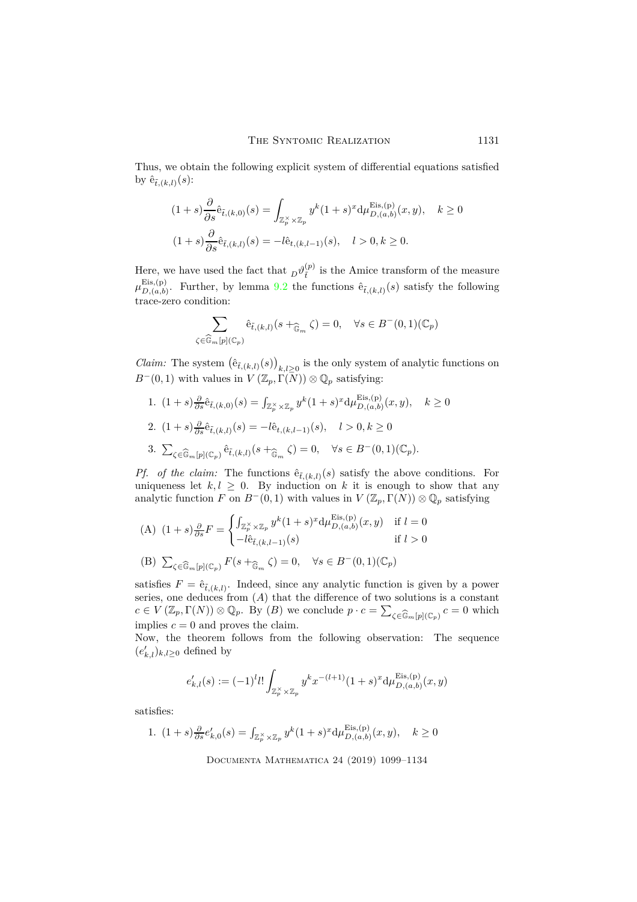Thus, we obtain the following explicit system of differential equations satisfied by $\hat{\mathrm{e}}_{\tilde{t},(k,l)}(s)$:

$$(1+s)\frac{\partial}{\partial s}\hat{\mathrm{e}}_{\tilde{t},(k,0)}(s) = \int_{\mathbb{Z}_p^\times \times \mathbb{Z}_p} y^k (1+s)^x \mathrm{d}\mu^{\mathrm{Eis,(p)}}_{D,(a,b)}(x,y), \quad k \geq 0$$

$$(1+s)\frac{\partial}{\partial s}\hat{\mathrm{e}}_{\tilde{t},(k,l)}(s) = -l\hat{\mathrm{e}}_{t,(k,l-1)}(s), \quad l>0, k\geq 0.$$

Here, we have used the fact that ${}_D\vartheta^{(p)}_{\tilde{t}}$ is the Amice transform of the measure $\mu^{\mathrm{Eis,(p)}}_{D,(a,b)}$. Further, by lemma 9.2 the functions $\hat{\mathrm{e}}_{\tilde{t},(k,l)}(s)$ satisfy the following trace-zero condition:

$$\sum_{\zeta \in \widehat{\mathbb{G}}_m[p](\mathbb{C}_p)} \hat{\mathrm{e}}_{\tilde{t},(k,l)}(s +_{\widehat{\mathbb{G}}_m} \zeta) = 0, \quad \forall s \in B^-(0,1)(\mathbb{C}_p)$$

*Claim:* The system $\left(\hat{\mathrm{e}}_{\tilde{t},(k,l)}(s)\right)_{k,l\geq 0}$ is the only system of analytic functions on $B^-(0,1)$ with values in $V(\mathbb{Z}_p, \Gamma(N)) \otimes \mathbb{Q}_p$ satisfying:

1. $(1+s)\frac{\partial}{\partial s}\hat{\mathrm{e}}_{\tilde{t},(k,0)}(s) = \int_{\mathbb{Z}_p^\times \times \mathbb{Z}_p} y^k (1+s)^x \mathrm{d}\mu^{\mathrm{Eis,(p)}}_{D,(a,b)}(x,y), \quad k\geq 0$
2. $(1+s)\frac{\partial}{\partial s}\hat{\mathrm{e}}_{\tilde{t},(k,l)}(s) = -l\hat{\mathrm{e}}_{t,(k,l-1)}(s), \quad l>0, k\geq 0$
3. $\sum_{\zeta \in \widehat{\mathbb{G}}_m[p](\mathbb{C}_p)} \hat{\mathrm{e}}_{\tilde{t},(k,l)}(s +_{\widehat{\mathbb{G}}_m} \zeta) = 0, \quad \forall s \in B^-(0,1)(\mathbb{C}_p).$

*Pf. of the claim:* The functions $\hat{\mathrm{e}}_{\tilde{t},(k,l)}(s)$ satisfy the above conditions. For uniqueness let $k,l\geq 0$. By induction on $k$ it is enough to show that any analytic function $F$ on $B^-(0,1)$ with values in $V(\mathbb{Z}_p, \Gamma(N)) \otimes \mathbb{Q}_p$ satisfying

(A) $(1+s)\frac{\partial}{\partial s}F = \begin{cases} \int_{\mathbb{Z}_p^\times \times \mathbb{Z}_p} y^k (1+s)^x \mathrm{d}\mu^{\mathrm{Eis,(p)}}_{D,(a,b)}(x,y) & \text{if } l=0 \\ -l\hat{\mathrm{e}}_{\tilde{t},(k,l-1)}(s) & \text{if } l>0 \end{cases}$

(B) $\sum_{\zeta \in \widehat{\mathbb{G}}_m[p](\mathbb{C}_p)} F(s +_{\widehat{\mathbb{G}}_m} \zeta) = 0, \quad \forall s \in B^-(0,1)(\mathbb{C}_p)$

satisfies $F = \hat{\mathrm{e}}_{\tilde{t},(k,l)}$. Indeed, since any analytic function is given by a power series, one deduces from $(A)$ that the difference of two solutions is a constant $c \in V(\mathbb{Z}_p, \Gamma(N)) \otimes \mathbb{Q}_p$. By $(B)$ we conclude $p\cdot c = \sum_{\zeta \in \widehat{\mathbb{G}}_m[p](\mathbb{C}_p)} c = 0$ which implies $c=0$ and proves the claim.

Now, the theorem follows from the following observation: The sequence $(e'_{k,l})_{k,l\geq 0}$ defined by

$$e'_{k,l}(s) := (-1)^l l! \int_{\mathbb{Z}_p^\times \times \mathbb{Z}_p} y^k x^{-(l+1)} (1+s)^x \mathrm{d}\mu^{\mathrm{Eis,(p)}}_{D,(a,b)}(x,y)$$

satisfies:

1. $(1+s)\frac{\partial}{\partial s}e'_{k,0}(s) = \int_{\mathbb{Z}_p^\times \times \mathbb{Z}_p} y^k (1+s)^x \mathrm{d}\mu^{\mathrm{Eis,(p)}}_{D,(a,b)}(x,y), \quad k\geq 0$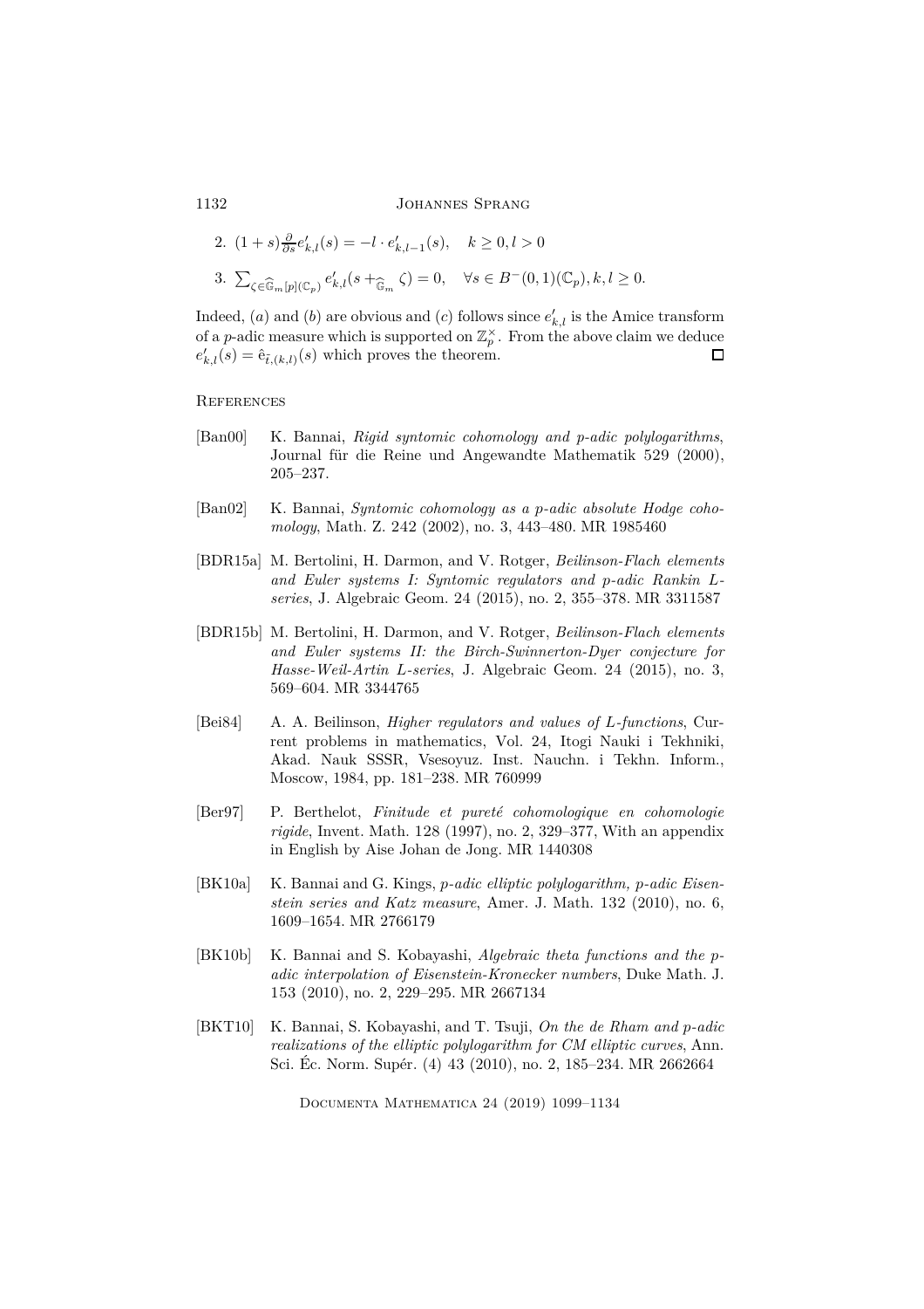2. $(1+s)\frac{\partial}{\partial s}e'_{k,l}(s) = -l \cdot e'_{k,l-1}(s), \quad k \geq 0, l > 0$

3. $\sum_{\zeta \in \widehat{\mathbb{G}}_m[p](\mathbb{C}_p)} e'_{k,l}(s +_{\widehat{\mathbb{G}}_m} \zeta) = 0, \quad \forall s \in B^-(0,1)(\mathbb{C}_p), k, l \geq 0.$

Indeed, $(a)$ and $(b)$ are obvious and $(c)$ follows since $e'_{k,l}$ is the Amice transform of a $p$-adic measure which is supported on $\mathbb{Z}_p^\times$. From the above claim we deduce $e'_{k,l}(s) = \hat{\mathrm{e}}_{\tilde{t},(k,l)}(s)$ which proves the theorem. □

## References

[Ban00] K. Bannai, *Rigid syntomic cohomology and p-adic polylogarithms*, Journal für die Reine und Angewandte Mathematik 529 (2000), 205–237.

[Ban02] K. Bannai, *Syntomic cohomology as a p-adic absolute Hodge cohomology*, Math. Z. 242 (2002), no. 3, 443–480. MR 1985460

[BDR15a] M. Bertolini, H. Darmon, and V. Rotger, *Beilinson-Flach elements and Euler systems I: Syntomic regulators and p-adic Rankin L-series*, J. Algebraic Geom. 24 (2015), no. 2, 355–378. MR 3311587

[BDR15b] M. Bertolini, H. Darmon, and V. Rotger, *Beilinson-Flach elements and Euler systems II: the Birch-Swinnerton-Dyer conjecture for Hasse-Weil-Artin L-series*, J. Algebraic Geom. 24 (2015), no. 3, 569–604. MR 3344765

[Bei84] A. A. Beilinson, *Higher regulators and values of L-functions*, Current problems in mathematics, Vol. 24, Itogi Nauki i Tekhniki, Akad. Nauk SSSR, Vsesoyuz. Inst. Nauchn. i Tekhn. Inform., Moscow, 1984, pp. 181–238. MR 760999

[Ber97] P. Berthelot, *Finitude et pureté cohomologique en cohomologie rigide*, Invent. Math. 128 (1997), no. 2, 329–377, With an appendix in English by Aise Johan de Jong. MR 1440308

[BK10a] K. Bannai and G. Kings, *p-adic elliptic polylogarithm, p-adic Eisenstein series and Katz measure*, Amer. J. Math. 132 (2010), no. 6, 1609–1654. MR 2766179

[BK10b] K. Bannai and S. Kobayashi, *Algebraic theta functions and the p-adic interpolation of Eisenstein-Kronecker numbers*, Duke Math. J. 153 (2010), no. 2, 229–295. MR 2667134

[BKT10] K. Bannai, S. Kobayashi, and T. Tsuji, *On the de Rham and p-adic realizations of the elliptic polylogarithm for CM elliptic curves*, Ann. Sci. Éc. Norm. Supér. (4) 43 (2010), no. 2, 185–234. MR 2662664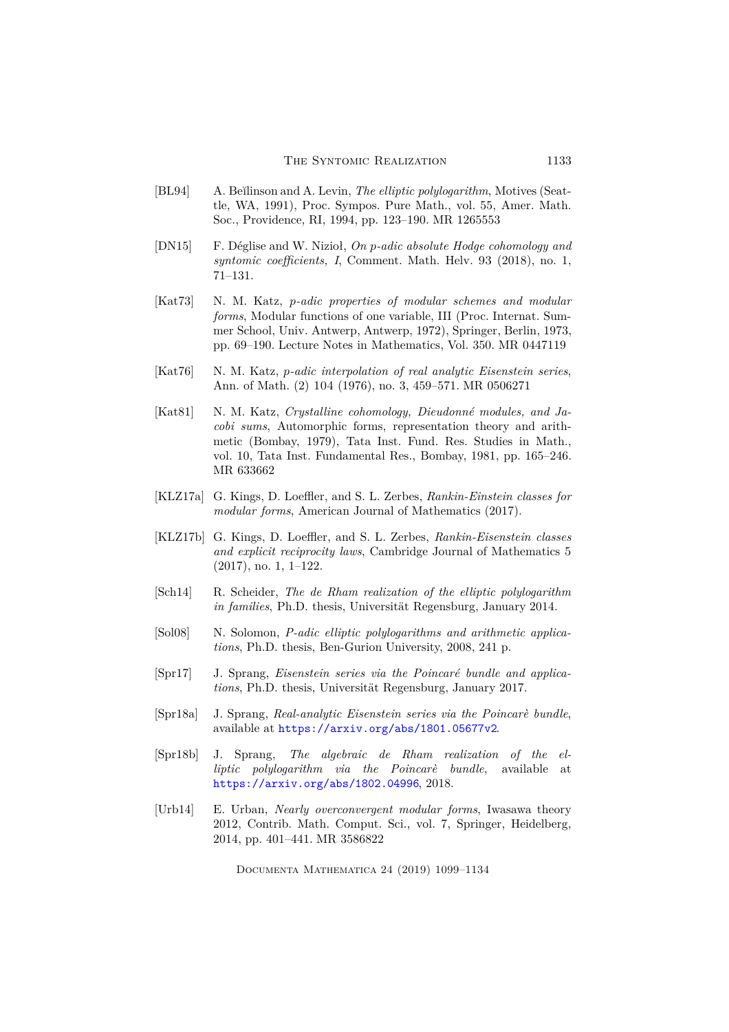[BL94] A. Beĭlinson and A. Levin, *The elliptic polylogarithm*, Motives (Seattle, WA, 1991), Proc. Sympos. Pure Math., vol. 55, Amer. Math. Soc., Providence, RI, 1994, pp. 123–190. MR 1265553

[DN15] F. Déglise and W. Nizioł, *On p-adic absolute Hodge cohomology and syntomic coefficients, I*, Comment. Math. Helv. 93 (2018), no. 1, 71–131.

[Kat73] N. M. Katz, *p-adic properties of modular schemes and modular forms*, Modular functions of one variable, III (Proc. Internat. Summer School, Univ. Antwerp, Antwerp, 1972), Springer, Berlin, 1973, pp. 69–190. Lecture Notes in Mathematics, Vol. 350. MR 0447119

[Kat76] N. M. Katz, *p-adic interpolation of real analytic Eisenstein series*, Ann. of Math. (2) 104 (1976), no. 3, 459–571. MR 0506271

[Kat81] N. M. Katz, *Crystalline cohomology, Dieudonné modules, and Jacobi sums*, Automorphic forms, representation theory and arithmetic (Bombay, 1979), Tata Inst. Fund. Res. Studies in Math., vol. 10, Tata Inst. Fundamental Res., Bombay, 1981, pp. 165–246. MR 633662

[KLZ17a] G. Kings, D. Loeffler, and S. L. Zerbes, *Rankin-Einstein classes for modular forms*, American Journal of Mathematics (2017).

[KLZ17b] G. Kings, D. Loeffler, and S. L. Zerbes, *Rankin-Eisenstein classes and explicit reciprocity laws*, Cambridge Journal of Mathematics 5 (2017), no. 1, 1–122.

[Sch14] R. Scheider, *The de Rham realization of the elliptic polylogarithm in families*, Ph.D. thesis, Universität Regensburg, January 2014.

[Sol08] N. Solomon, *P-adic elliptic polylogarithms and arithmetic applications*, Ph.D. thesis, Ben-Gurion University, 2008, 241 p.

[Spr17] J. Sprang, *Eisenstein series via the Poincaré bundle and applications*, Ph.D. thesis, Universität Regensburg, January 2017.

[Spr18a] J. Sprang, *Real-analytic Eisenstein series via the Poincarè bundle*, available at https://arxiv.org/abs/1801.05677v2.

[Spr18b] J. Sprang, *The algebraic de Rham realization of the elliptic polylogarithm via the Poincarè bundle*, available at https://arxiv.org/abs/1802.04996, 2018.

[Urb14] E. Urban, *Nearly overconvergent modular forms*, Iwasawa theory 2012, Contrib. Math. Comput. Sci., vol. 7, Springer, Heidelberg, 2014, pp. 401–441. MR 3586822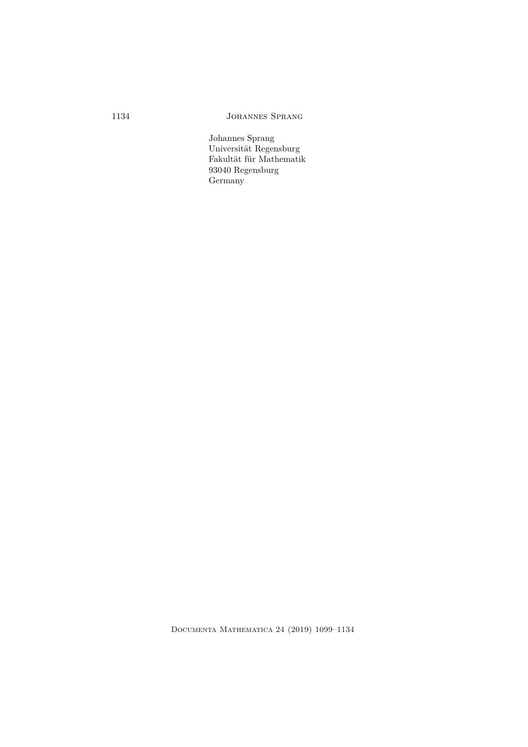Johannes Sprang
Universität Regensburg
Fakultät für Mathematik
93040 Regensburg
Germany